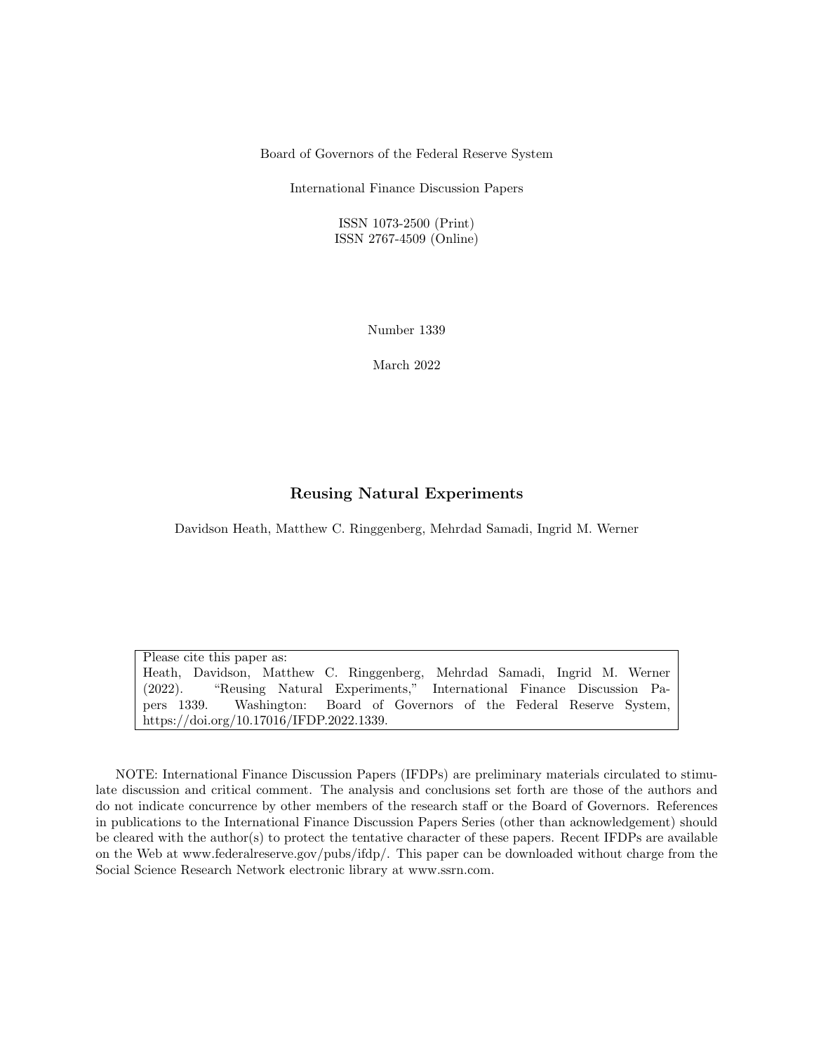Board of Governors of the Federal Reserve System

International Finance Discussion Papers

ISSN 1073-2500 (Print)
ISSN 2767-4509 (Online)

Number 1339

March 2022

# Reusing Natural Experiments

Davidson Heath, Matthew C. Ringgenberg, Mehrdad Samadi, Ingrid M. Werner

Please cite this paper as:
Heath, Davidson, Matthew C. Ringgenberg, Mehrdad Samadi, Ingrid M. Werner (2022). "Reusing Natural Experiments," International Finance Discussion Papers 1339. Washington: Board of Governors of the Federal Reserve System, https://doi.org/10.17016/IFDP.2022.1339.

NOTE: International Finance Discussion Papers (IFDPs) are preliminary materials circulated to stimulate discussion and critical comment. The analysis and conclusions set forth are those of the authors and do not indicate concurrence by other members of the research staff or the Board of Governors. References in publications to the International Finance Discussion Papers Series (other than acknowledgement) should be cleared with the author(s) to protect the tentative character of these papers. Recent IFDPs are available on the Web at www.federalreserve.gov/pubs/ifdp/. This paper can be downloaded without charge from the Social Science Research Network electronic library at www.ssrn.com.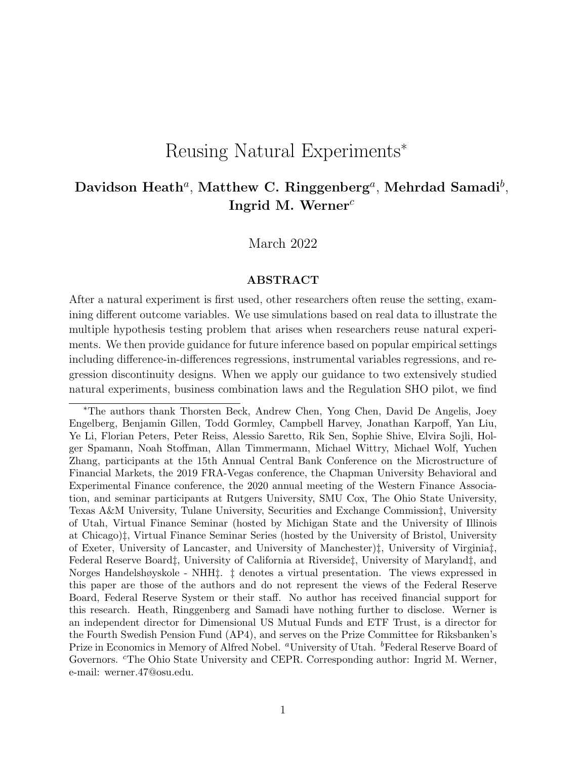# Reusing Natural Experiments*

**Davidson Heath**[a], **Matthew C. Ringgenberg**[a], **Mehrdad Samadi**[b], **Ingrid M. Werner**[c]

March 2022

### ABSTRACT

After a natural experiment is first used, other researchers often reuse the setting, examining different outcome variables. We use simulations based on real data to illustrate the multiple hypothesis testing problem that arises when researchers reuse natural experiments. We then provide guidance for future inference based on popular empirical settings including difference-in-differences regressions, instrumental variables regressions, and regression discontinuity designs. When we apply our guidance to two extensively studied natural experiments, business combination laws and the Regulation SHO pilot, we find

---

*The authors thank Thorsten Beck, Andrew Chen, Yong Chen, David De Angelis, Joey Engelberg, Benjamin Gillen, Todd Gormley, Campbell Harvey, Jonathan Karpoff, Yan Liu, Ye Li, Florian Peters, Peter Reiss, Alessio Saretto, Rik Sen, Sophie Shive, Elvira Sojli, Holger Spamann, Noah Stoffman, Allan Timmermann, Michael Wittry, Michael Wolf, Yuchen Zhang, participants at the 15th Annual Central Bank Conference on the Microstructure of Financial Markets, the 2019 FRA-Vegas conference, the Chapman University Behavioral and Experimental Finance conference, the 2020 annual meeting of the Western Finance Association, and seminar participants at Rutgers University, SMU Cox, The Ohio State University, Texas A&M University, Tulane University, Securities and Exchange Commission‡, University of Utah, Virtual Finance Seminar (hosted by Michigan State and the University of Illinois at Chicago)‡, Virtual Finance Seminar Series (hosted by the University of Bristol, University of Exeter, University of Lancaster, and University of Manchester)‡, University of Virginia‡, Federal Reserve Board‡, University of California at Riverside‡, University of Maryland‡, and Norges Handelshøyskole - NHH‡. ‡ denotes a virtual presentation. The views expressed in this paper are those of the authors and do not represent the views of the Federal Reserve Board, Federal Reserve System or their staff. No author has received financial support for this research. Heath, Ringgenberg and Samadi have nothing further to disclose. Werner is an independent director for Dimensional US Mutual Funds and ETF Trust, is a director for the Fourth Swedish Pension Fund (AP4), and serves on the Prize Committee for Riksbanken's Prize in Economics in Memory of Alfred Nobel. [a]University of Utah. [b]Federal Reserve Board of Governors. [c]The Ohio State University and CEPR. Corresponding author: Ingrid M. Werner, e-mail: werner.47@osu.edu.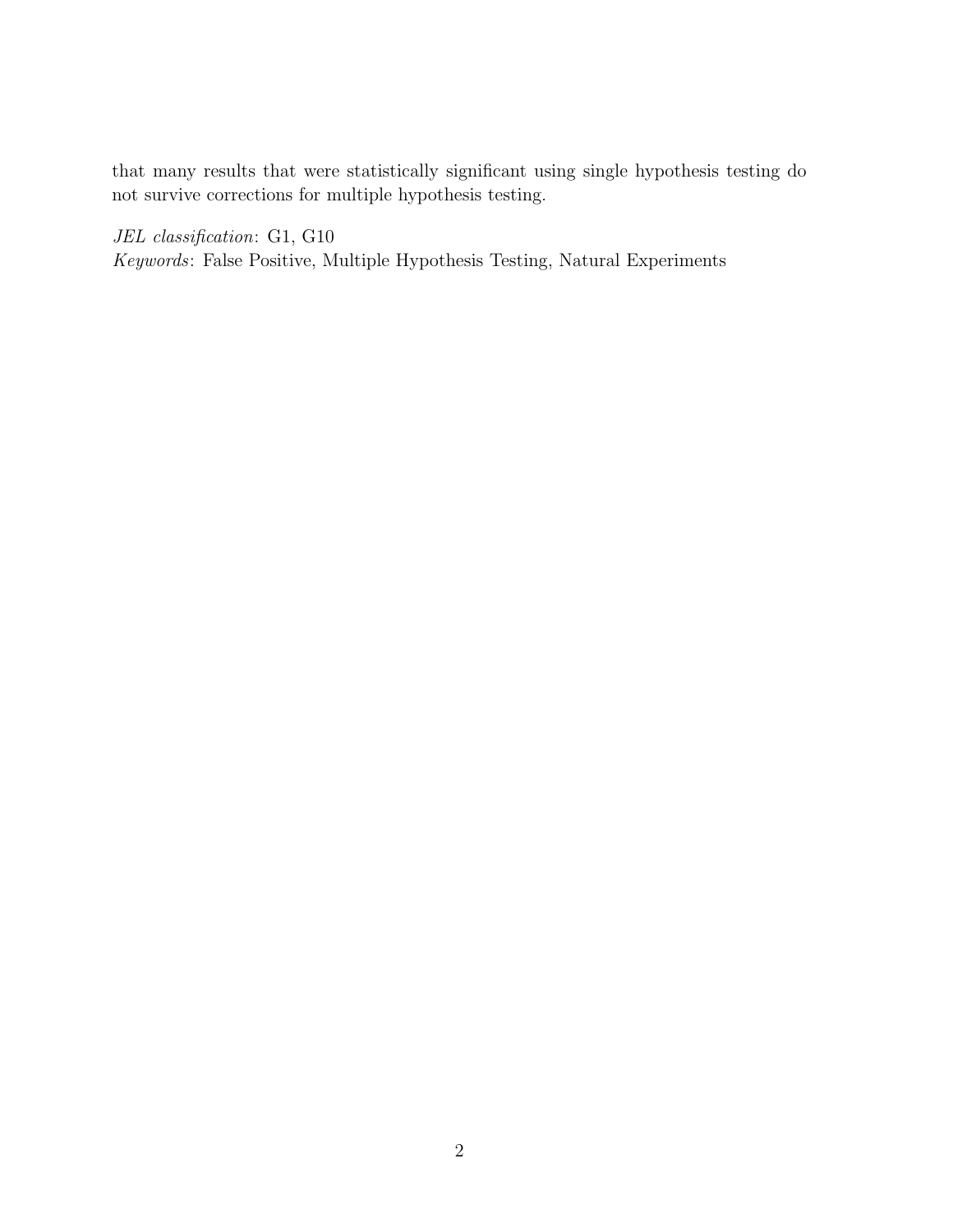that many results that were statistically significant using single hypothesis testing do not survive corrections for multiple hypothesis testing.

*JEL classification*: G1, G10

*Keywords*: False Positive, Multiple Hypothesis Testing, Natural Experiments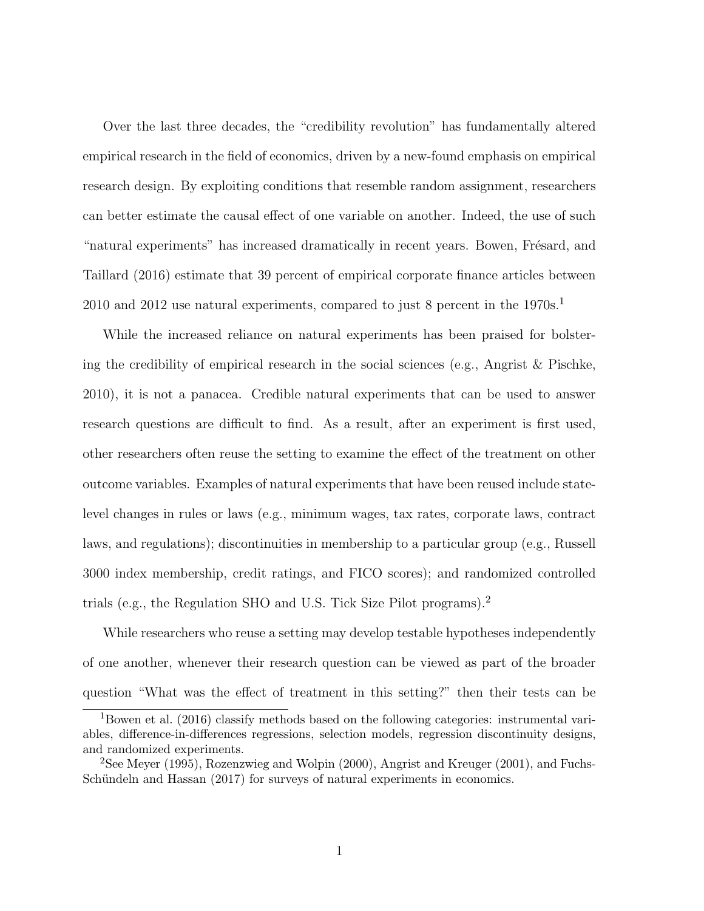Over the last three decades, the "credibility revolution" has fundamentally altered empirical research in the field of economics, driven by a new-found emphasis on empirical research design. By exploiting conditions that resemble random assignment, researchers can better estimate the causal effect of one variable on another. Indeed, the use of such "natural experiments" has increased dramatically in recent years. Bowen, Frésard, and Taillard (2016) estimate that 39 percent of empirical corporate finance articles between 2010 and 2012 use natural experiments, compared to just 8 percent in the 1970s.[1]

While the increased reliance on natural experiments has been praised for bolstering the credibility of empirical research in the social sciences (e.g., Angrist & Pischke, 2010), it is not a panacea. Credible natural experiments that can be used to answer research questions are difficult to find. As a result, after an experiment is first used, other researchers often reuse the setting to examine the effect of the treatment on other outcome variables. Examples of natural experiments that have been reused include state-level changes in rules or laws (e.g., minimum wages, tax rates, corporate laws, contract laws, and regulations); discontinuities in membership to a particular group (e.g., Russell 3000 index membership, credit ratings, and FICO scores); and randomized controlled trials (e.g., the Regulation SHO and U.S. Tick Size Pilot programs).[2]

While researchers who reuse a setting may develop testable hypotheses independently of one another, whenever their research question can be viewed as part of the broader question "What was the effect of treatment in this setting?" then their tests can be

[1] Bowen et al. (2016) classify methods based on the following categories: instrumental variables, difference-in-differences regressions, selection models, regression discontinuity designs, and randomized experiments.

[2] See Meyer (1995), Rozenzwieg and Wolpin (2000), Angrist and Kreuger (2001), and Fuchs-Schündeln and Hassan (2017) for surveys of natural experiments in economics.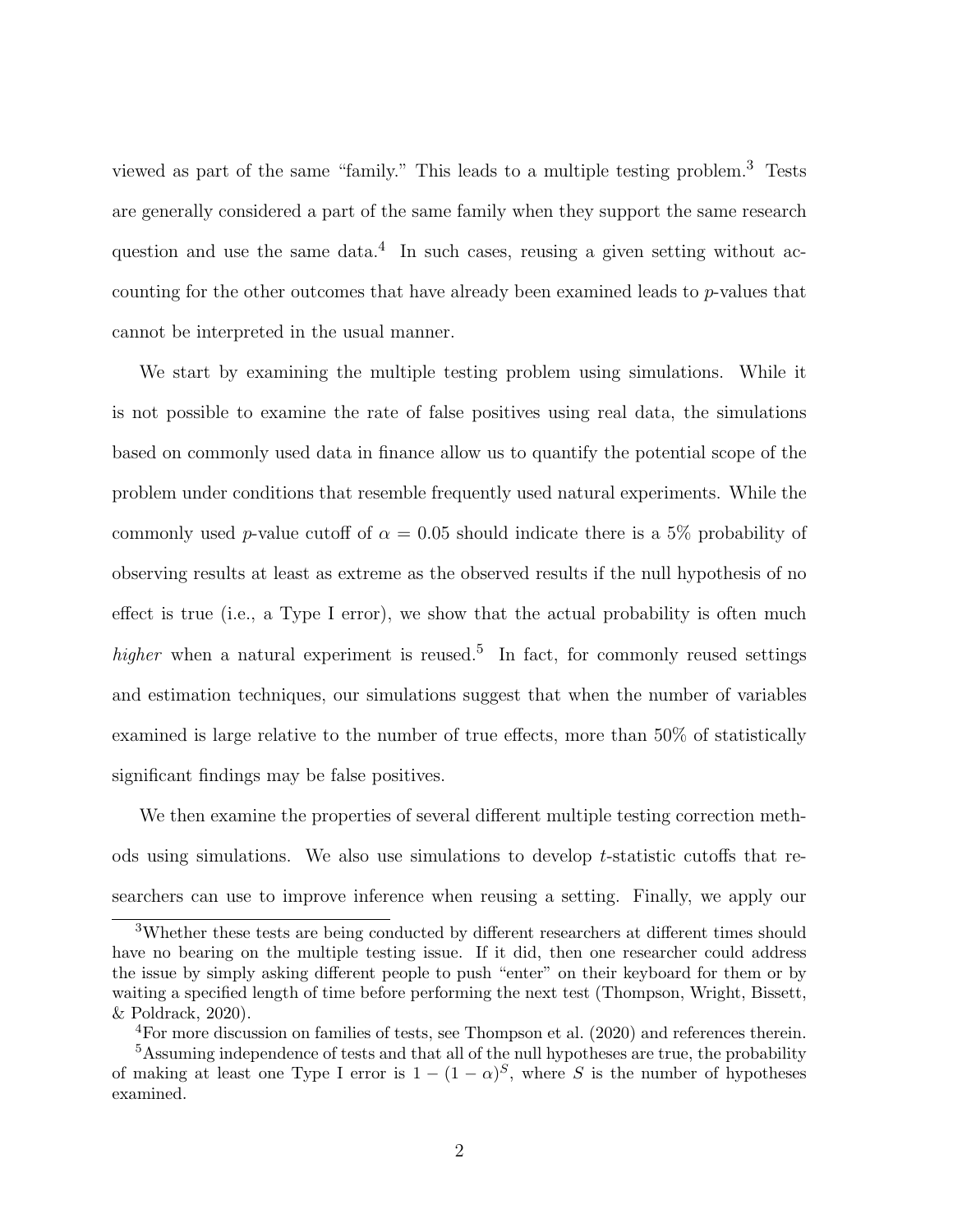viewed as part of the same "family." This leads to a multiple testing problem.[3] Tests are generally considered a part of the same family when they support the same research question and use the same data.[4] In such cases, reusing a given setting without accounting for the other outcomes that have already been examined leads to $p$-values that cannot be interpreted in the usual manner.

We start by examining the multiple testing problem using simulations. While it is not possible to examine the rate of false positives using real data, the simulations based on commonly used data in finance allow us to quantify the potential scope of the problem under conditions that resemble frequently used natural experiments. While the commonly used $p$-value cutoff of $\alpha = 0.05$ should indicate there is a 5% probability of observing results at least as extreme as the observed results if the null hypothesis of no effect is true (i.e., a Type I error), we show that the actual probability is often much *higher* when a natural experiment is reused.[5] In fact, for commonly reused settings and estimation techniques, our simulations suggest that when the number of variables examined is large relative to the number of true effects, more than 50% of statistically significant findings may be false positives.

We then examine the properties of several different multiple testing correction methods using simulations. We also use simulations to develop $t$-statistic cutoffs that researchers can use to improve inference when reusing a setting. Finally, we apply our

[3] Whether these tests are being conducted by different researchers at different times should have no bearing on the multiple testing issue. If it did, then one researcher could address the issue by simply asking different people to push "enter" on their keyboard for them or by waiting a specified length of time before performing the next test (Thompson, Wright, Bissett, & Poldrack, 2020).

[4] For more discussion on families of tests, see Thompson et al. (2020) and references therein.

[5] Assuming independence of tests and that all of the null hypotheses are true, the probability of making at least one Type I error is $1 - (1 - \alpha)^S$, where $S$ is the number of hypotheses examined.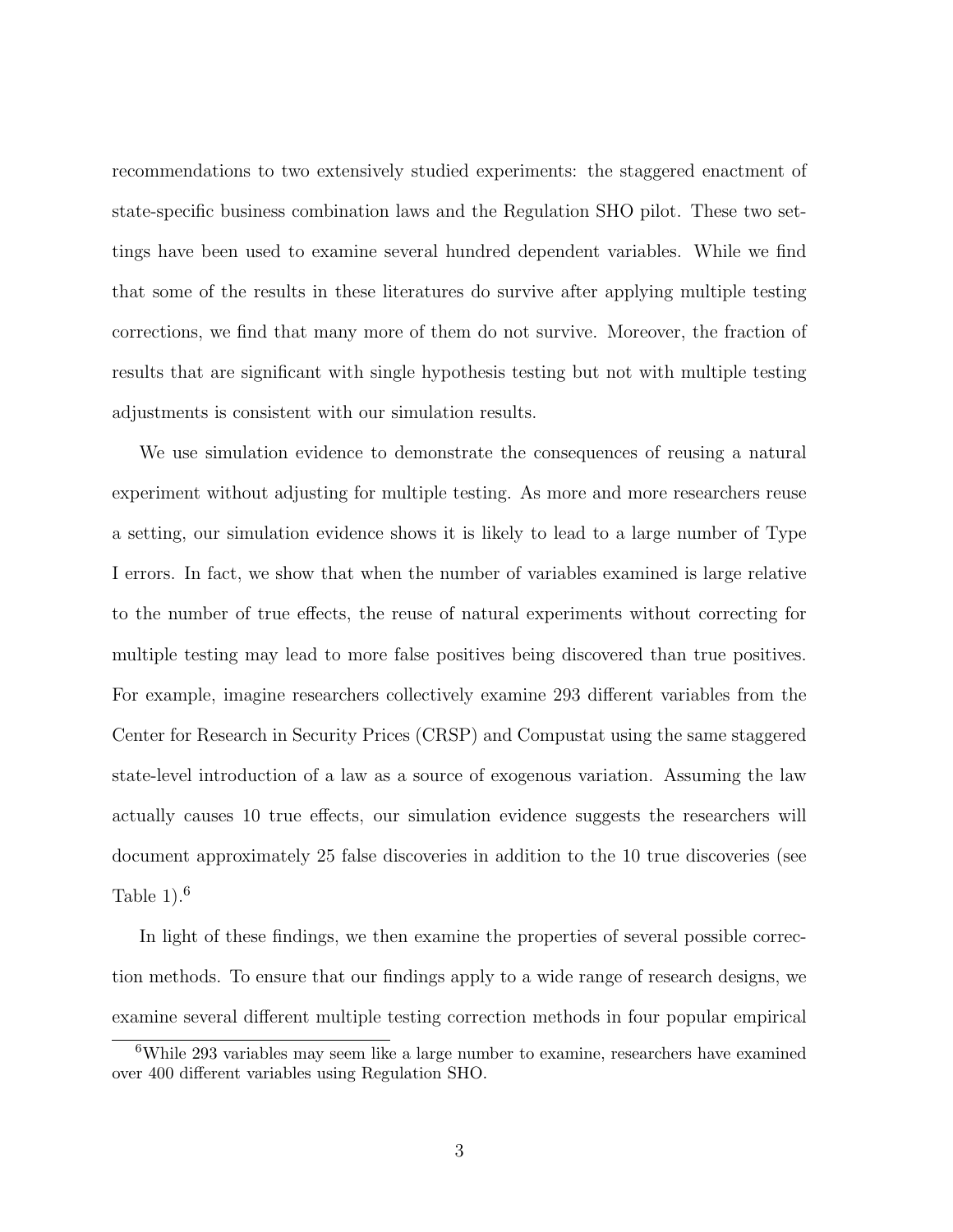recommendations to two extensively studied experiments: the staggered enactment of state-specific business combination laws and the Regulation SHO pilot. These two settings have been used to examine several hundred dependent variables. While we find that some of the results in these literatures do survive after applying multiple testing corrections, we find that many more of them do not survive. Moreover, the fraction of results that are significant with single hypothesis testing but not with multiple testing adjustments is consistent with our simulation results.

We use simulation evidence to demonstrate the consequences of reusing a natural experiment without adjusting for multiple testing. As more and more researchers reuse a setting, our simulation evidence shows it is likely to lead to a large number of Type I errors. In fact, we show that when the number of variables examined is large relative to the number of true effects, the reuse of natural experiments without correcting for multiple testing may lead to more false positives being discovered than true positives. For example, imagine researchers collectively examine 293 different variables from the Center for Research in Security Prices (CRSP) and Compustat using the same staggered state-level introduction of a law as a source of exogenous variation. Assuming the law actually causes 10 true effects, our simulation evidence suggests the researchers will document approximately 25 false discoveries in addition to the 10 true discoveries (see Table 1).[6]

In light of these findings, we then examine the properties of several possible correction methods. To ensure that our findings apply to a wide range of research designs, we examine several different multiple testing correction methods in four popular empirical

[6]While 293 variables may seem like a large number to examine, researchers have examined over 400 different variables using Regulation SHO.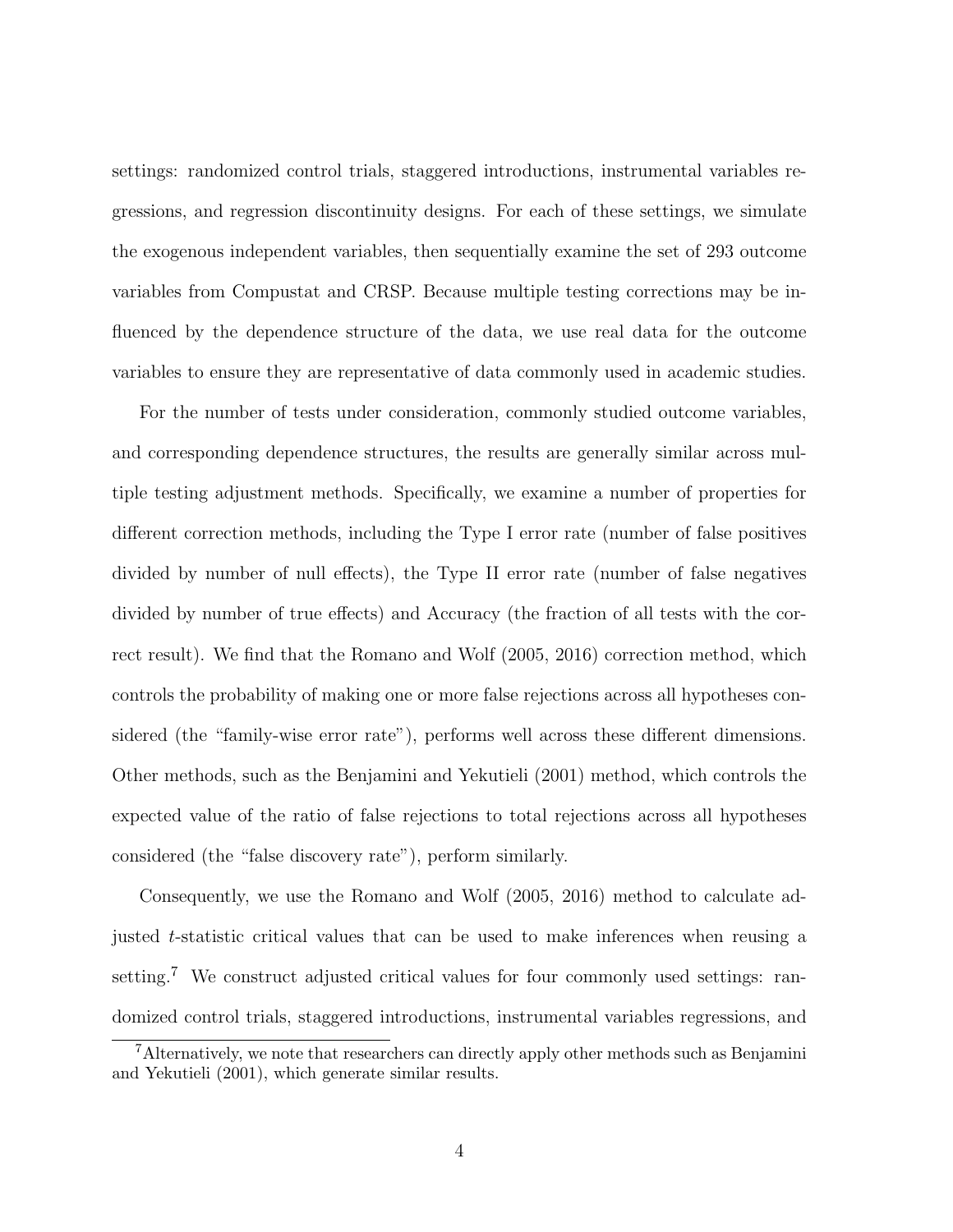settings: randomized control trials, staggered introductions, instrumental variables regressions, and regression discontinuity designs. For each of these settings, we simulate the exogenous independent variables, then sequentially examine the set of 293 outcome variables from Compustat and CRSP. Because multiple testing corrections may be influenced by the dependence structure of the data, we use real data for the outcome variables to ensure they are representative of data commonly used in academic studies.

For the number of tests under consideration, commonly studied outcome variables, and corresponding dependence structures, the results are generally similar across multiple testing adjustment methods. Specifically, we examine a number of properties for different correction methods, including the Type I error rate (number of false positives divided by number of null effects), the Type II error rate (number of false negatives divided by number of true effects) and Accuracy (the fraction of all tests with the correct result). We find that the Romano and Wolf (2005, 2016) correction method, which controls the probability of making one or more false rejections across all hypotheses considered (the "family-wise error rate"), performs well across these different dimensions. Other methods, such as the Benjamini and Yekutieli (2001) method, which controls the expected value of the ratio of false rejections to total rejections across all hypotheses considered (the "false discovery rate"), perform similarly.

Consequently, we use the Romano and Wolf (2005, 2016) method to calculate adjusted $t$-statistic critical values that can be used to make inferences when reusing a setting.[7] We construct adjusted critical values for four commonly used settings: randomized control trials, staggered introductions, instrumental variables regressions, and

[7] Alternatively, we note that researchers can directly apply other methods such as Benjamini and Yekutieli (2001), which generate similar results.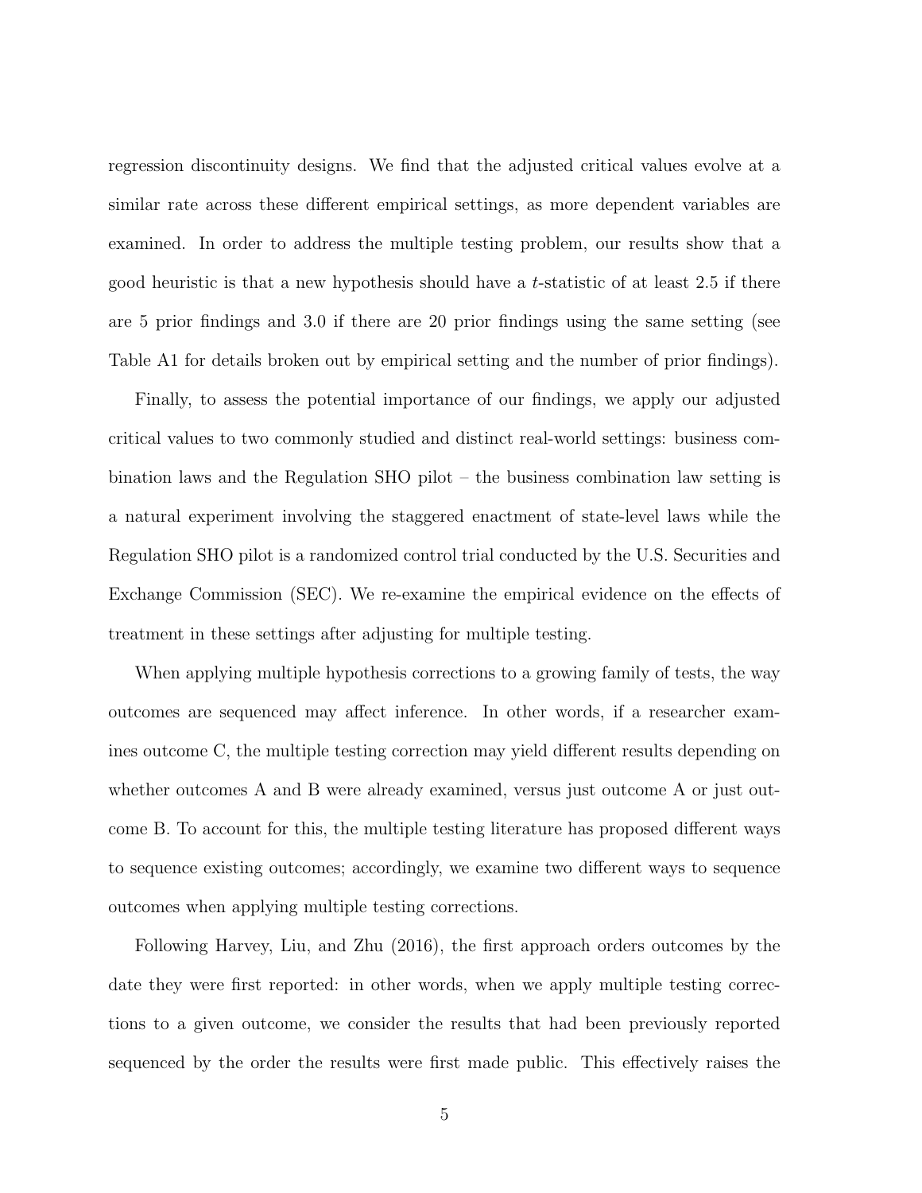regression discontinuity designs. We find that the adjusted critical values evolve at a similar rate across these different empirical settings, as more dependent variables are examined. In order to address the multiple testing problem, our results show that a good heuristic is that a new hypothesis should have a $t$-statistic of at least 2.5 if there are 5 prior findings and 3.0 if there are 20 prior findings using the same setting (see Table A1 for details broken out by empirical setting and the number of prior findings).

Finally, to assess the potential importance of our findings, we apply our adjusted critical values to two commonly studied and distinct real-world settings: business combination laws and the Regulation SHO pilot – the business combination law setting is a natural experiment involving the staggered enactment of state-level laws while the Regulation SHO pilot is a randomized control trial conducted by the U.S. Securities and Exchange Commission (SEC). We re-examine the empirical evidence on the effects of treatment in these settings after adjusting for multiple testing.

When applying multiple hypothesis corrections to a growing family of tests, the way outcomes are sequenced may affect inference. In other words, if a researcher examines outcome C, the multiple testing correction may yield different results depending on whether outcomes A and B were already examined, versus just outcome A or just outcome B. To account for this, the multiple testing literature has proposed different ways to sequence existing outcomes; accordingly, we examine two different ways to sequence outcomes when applying multiple testing corrections.

Following Harvey, Liu, and Zhu (2016), the first approach orders outcomes by the date they were first reported: in other words, when we apply multiple testing corrections to a given outcome, we consider the results that had been previously reported sequenced by the order the results were first made public. This effectively raises the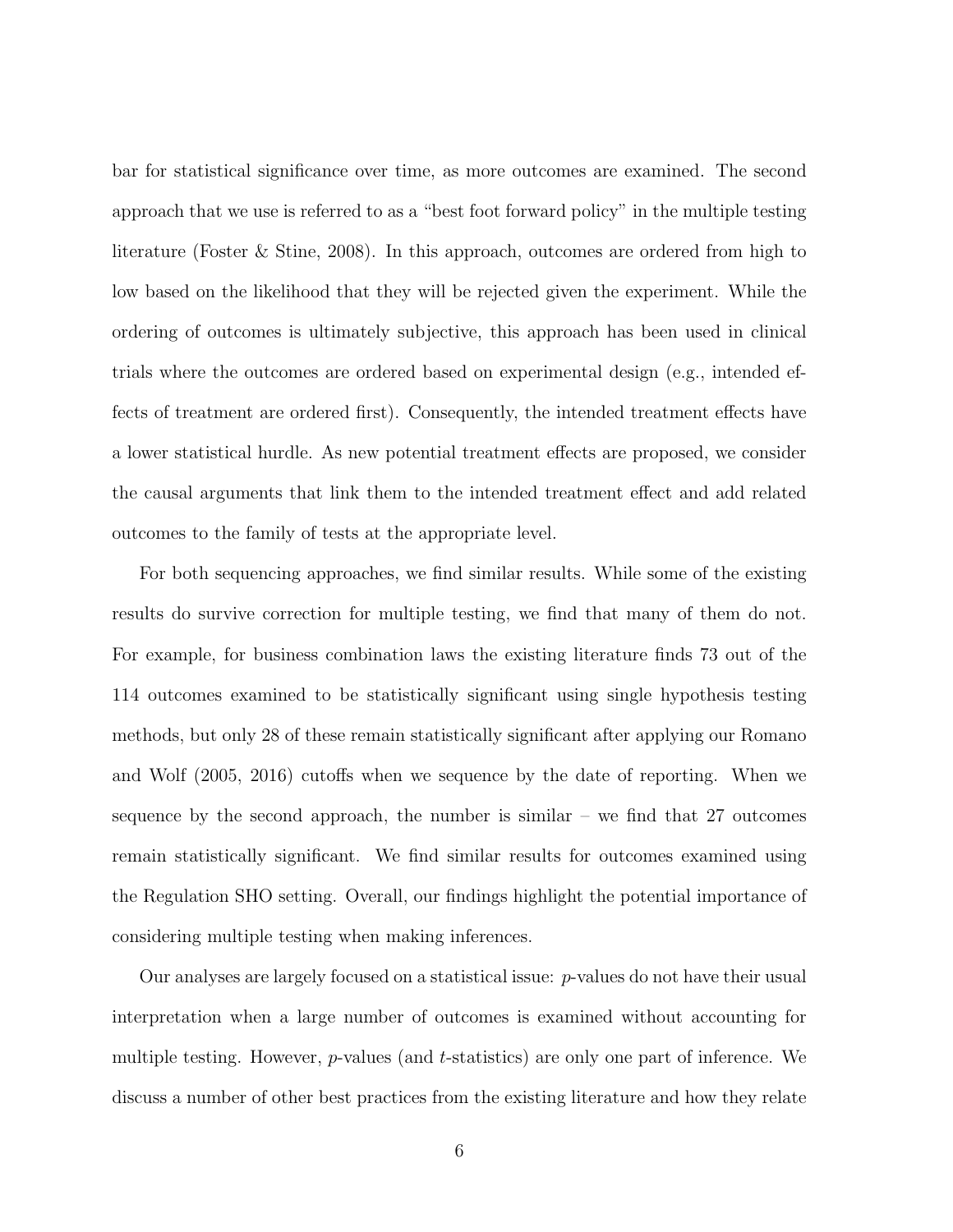bar for statistical significance over time, as more outcomes are examined. The second approach that we use is referred to as a "best foot forward policy" in the multiple testing literature (Foster & Stine, 2008). In this approach, outcomes are ordered from high to low based on the likelihood that they will be rejected given the experiment. While the ordering of outcomes is ultimately subjective, this approach has been used in clinical trials where the outcomes are ordered based on experimental design (e.g., intended effects of treatment are ordered first). Consequently, the intended treatment effects have a lower statistical hurdle. As new potential treatment effects are proposed, we consider the causal arguments that link them to the intended treatment effect and add related outcomes to the family of tests at the appropriate level.

For both sequencing approaches, we find similar results. While some of the existing results do survive correction for multiple testing, we find that many of them do not. For example, for business combination laws the existing literature finds 73 out of the 114 outcomes examined to be statistically significant using single hypothesis testing methods, but only 28 of these remain statistically significant after applying our Romano and Wolf (2005, 2016) cutoffs when we sequence by the date of reporting. When we sequence by the second approach, the number is similar – we find that 27 outcomes remain statistically significant. We find similar results for outcomes examined using the Regulation SHO setting. Overall, our findings highlight the potential importance of considering multiple testing when making inferences.

Our analyses are largely focused on a statistical issue: $p$-values do not have their usual interpretation when a large number of outcomes is examined without accounting for multiple testing. However, $p$-values (and $t$-statistics) are only one part of inference. We discuss a number of other best practices from the existing literature and how they relate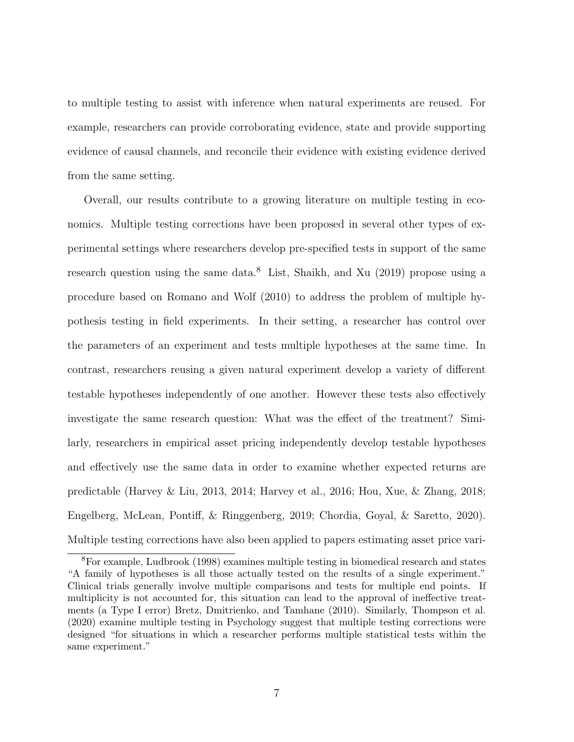to multiple testing to assist with inference when natural experiments are reused. For example, researchers can provide corroborating evidence, state and provide supporting evidence of causal channels, and reconcile their evidence with existing evidence derived from the same setting.

Overall, our results contribute to a growing literature on multiple testing in economics. Multiple testing corrections have been proposed in several other types of experimental settings where researchers develop pre-specified tests in support of the same research question using the same data.[8] List, Shaikh, and Xu (2019) propose using a procedure based on Romano and Wolf (2010) to address the problem of multiple hypothesis testing in field experiments. In their setting, a researcher has control over the parameters of an experiment and tests multiple hypotheses at the same time. In contrast, researchers reusing a given natural experiment develop a variety of different testable hypotheses independently of one another. However these tests also effectively investigate the same research question: What was the effect of the treatment? Similarly, researchers in empirical asset pricing independently develop testable hypotheses and effectively use the same data in order to examine whether expected returns are predictable (Harvey & Liu, 2013, 2014; Harvey et al., 2016; Hou, Xue, & Zhang, 2018; Engelberg, McLean, Pontiff, & Ringgenberg, 2019; Chordia, Goyal, & Saretto, 2020). Multiple testing corrections have also been applied to papers estimating asset price vari-

[8]For example, Ludbrook (1998) examines multiple testing in biomedical research and states "A family of hypotheses is all those actually tested on the results of a single experiment." Clinical trials generally involve multiple comparisons and tests for multiple end points. If multiplicity is not accounted for, this situation can lead to the approval of ineffective treatments (a Type I error) Bretz, Dmitrienko, and Tamhane (2010). Similarly, Thompson et al. (2020) examine multiple testing in Psychology suggest that multiple testing corrections were designed "for situations in which a researcher performs multiple statistical tests within the same experiment."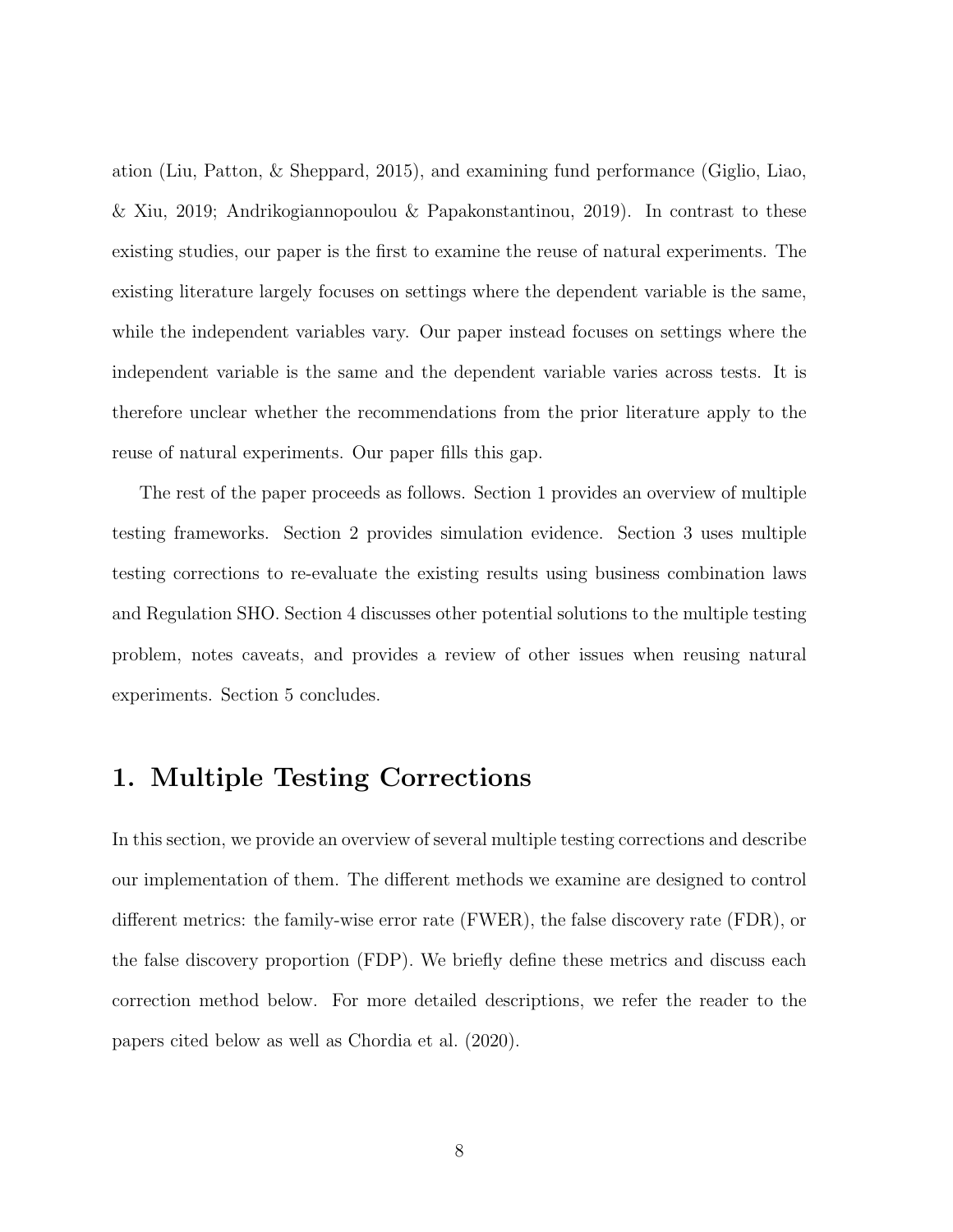ation (Liu, Patton, & Sheppard, 2015), and examining fund performance (Giglio, Liao, & Xiu, 2019; Andrikogiannopoulou & Papakonstantinou, 2019). In contrast to these existing studies, our paper is the first to examine the reuse of natural experiments. The existing literature largely focuses on settings where the dependent variable is the same, while the independent variables vary. Our paper instead focuses on settings where the independent variable is the same and the dependent variable varies across tests. It is therefore unclear whether the recommendations from the prior literature apply to the reuse of natural experiments. Our paper fills this gap.

The rest of the paper proceeds as follows. Section 1 provides an overview of multiple testing frameworks. Section 2 provides simulation evidence. Section 3 uses multiple testing corrections to re-evaluate the existing results using business combination laws and Regulation SHO. Section 4 discusses other potential solutions to the multiple testing problem, notes caveats, and provides a review of other issues when reusing natural experiments. Section 5 concludes.

# 1. Multiple Testing Corrections

In this section, we provide an overview of several multiple testing corrections and describe our implementation of them. The different methods we examine are designed to control different metrics: the family-wise error rate (FWER), the false discovery rate (FDR), or the false discovery proportion (FDP). We briefly define these metrics and discuss each correction method below. For more detailed descriptions, we refer the reader to the papers cited below as well as Chordia et al. (2020).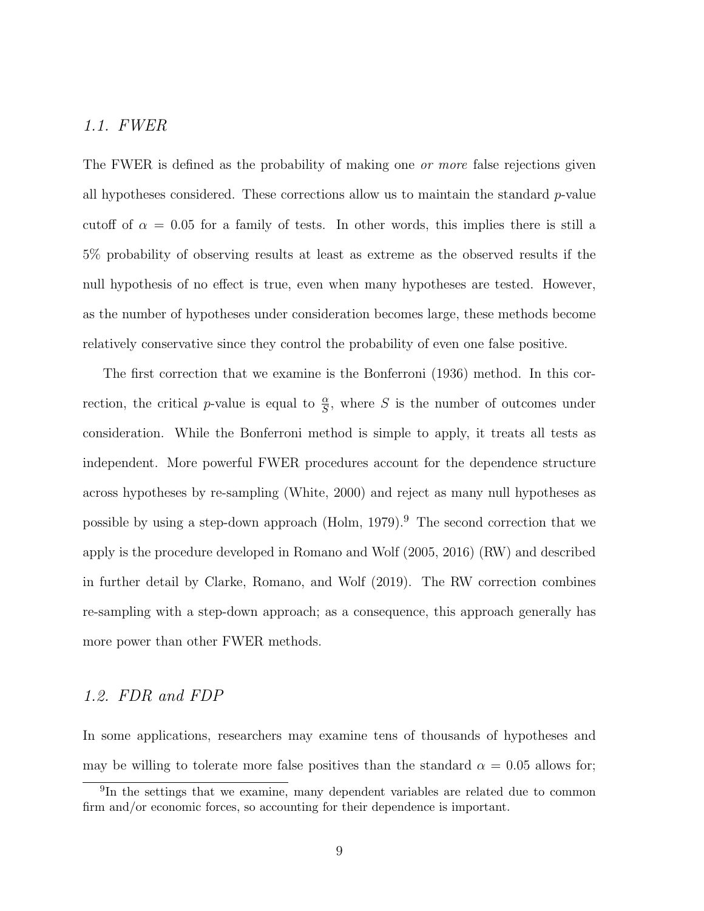### 1.1. FWER

The FWER is defined as the probability of making one *or more* false rejections given all hypotheses considered. These corrections allow us to maintain the standard $p$-value cutoff of $\alpha = 0.05$ for a family of tests. In other words, this implies there is still a 5% probability of observing results at least as extreme as the observed results if the null hypothesis of no effect is true, even when many hypotheses are tested. However, as the number of hypotheses under consideration becomes large, these methods become relatively conservative since they control the probability of even one false positive.

The first correction that we examine is the Bonferroni (1936) method. In this correction, the critical $p$-value is equal to $\frac{\alpha}{S}$, where $S$ is the number of outcomes under consideration. While the Bonferroni method is simple to apply, it treats all tests as independent. More powerful FWER procedures account for the dependence structure across hypotheses by re-sampling (White, 2000) and reject as many null hypotheses as possible by using a step-down approach (Holm, 1979).[9] The second correction that we apply is the procedure developed in Romano and Wolf (2005, 2016) (RW) and described in further detail by Clarke, Romano, and Wolf (2019). The RW correction combines re-sampling with a step-down approach; as a consequence, this approach generally has more power than other FWER methods.

### 1.2. FDR and FDP

In some applications, researchers may examine tens of thousands of hypotheses and may be willing to tolerate more false positives than the standard $\alpha = 0.05$ allows for;

[9] In the settings that we examine, many dependent variables are related due to common firm and/or economic forces, so accounting for their dependence is important.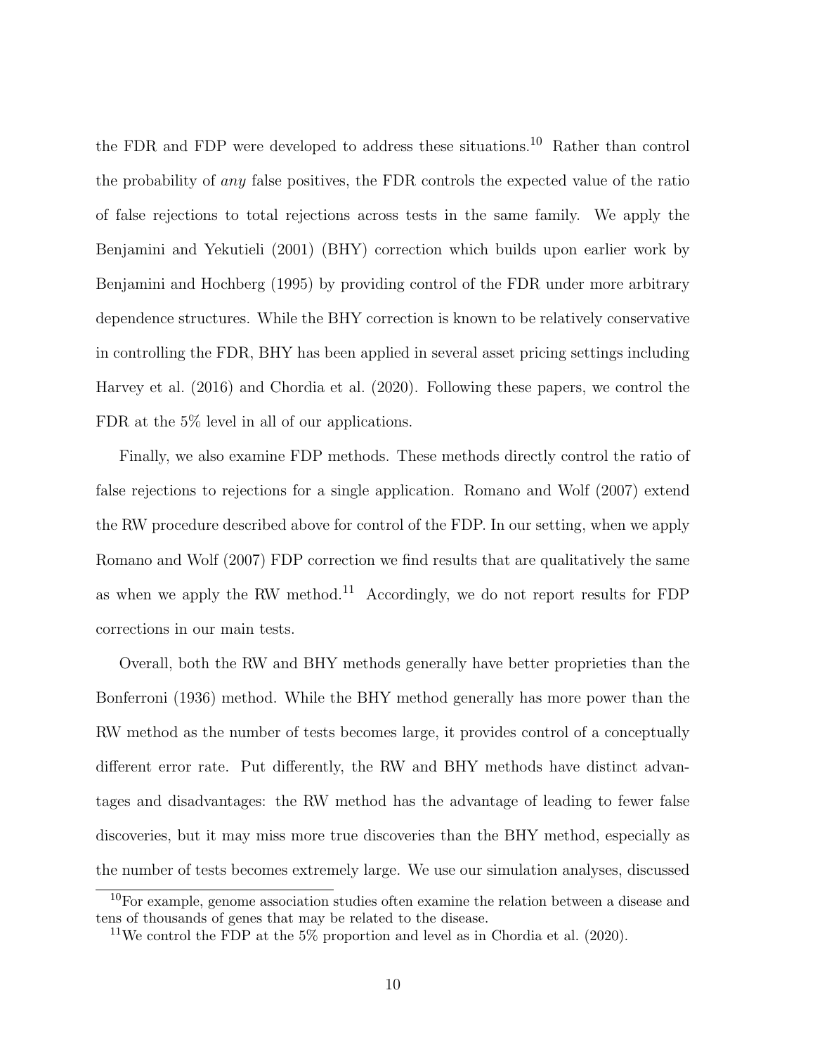the FDR and FDP were developed to address these situations.[10] Rather than control the probability of *any* false positives, the FDR controls the expected value of the ratio of false rejections to total rejections across tests in the same family. We apply the Benjamini and Yekutieli (2001) (BHY) correction which builds upon earlier work by Benjamini and Hochberg (1995) by providing control of the FDR under more arbitrary dependence structures. While the BHY correction is known to be relatively conservative in controlling the FDR, BHY has been applied in several asset pricing settings including Harvey et al. (2016) and Chordia et al. (2020). Following these papers, we control the FDR at the 5% level in all of our applications.

Finally, we also examine FDP methods. These methods directly control the ratio of false rejections to rejections for a single application. Romano and Wolf (2007) extend the RW procedure described above for control of the FDP. In our setting, when we apply Romano and Wolf (2007) FDP correction we find results that are qualitatively the same as when we apply the RW method.[11] Accordingly, we do not report results for FDP corrections in our main tests.

Overall, both the RW and BHY methods generally have better proprieties than the Bonferroni (1936) method. While the BHY method generally has more power than the RW method as the number of tests becomes large, it provides control of a conceptually different error rate. Put differently, the RW and BHY methods have distinct advantages and disadvantages: the RW method has the advantage of leading to fewer false discoveries, but it may miss more true discoveries than the BHY method, especially as the number of tests becomes extremely large. We use our simulation analyses, discussed

[10] For example, genome association studies often examine the relation between a disease and tens of thousands of genes that may be related to the disease.

[11] We control the FDP at the 5% proportion and level as in Chordia et al. (2020).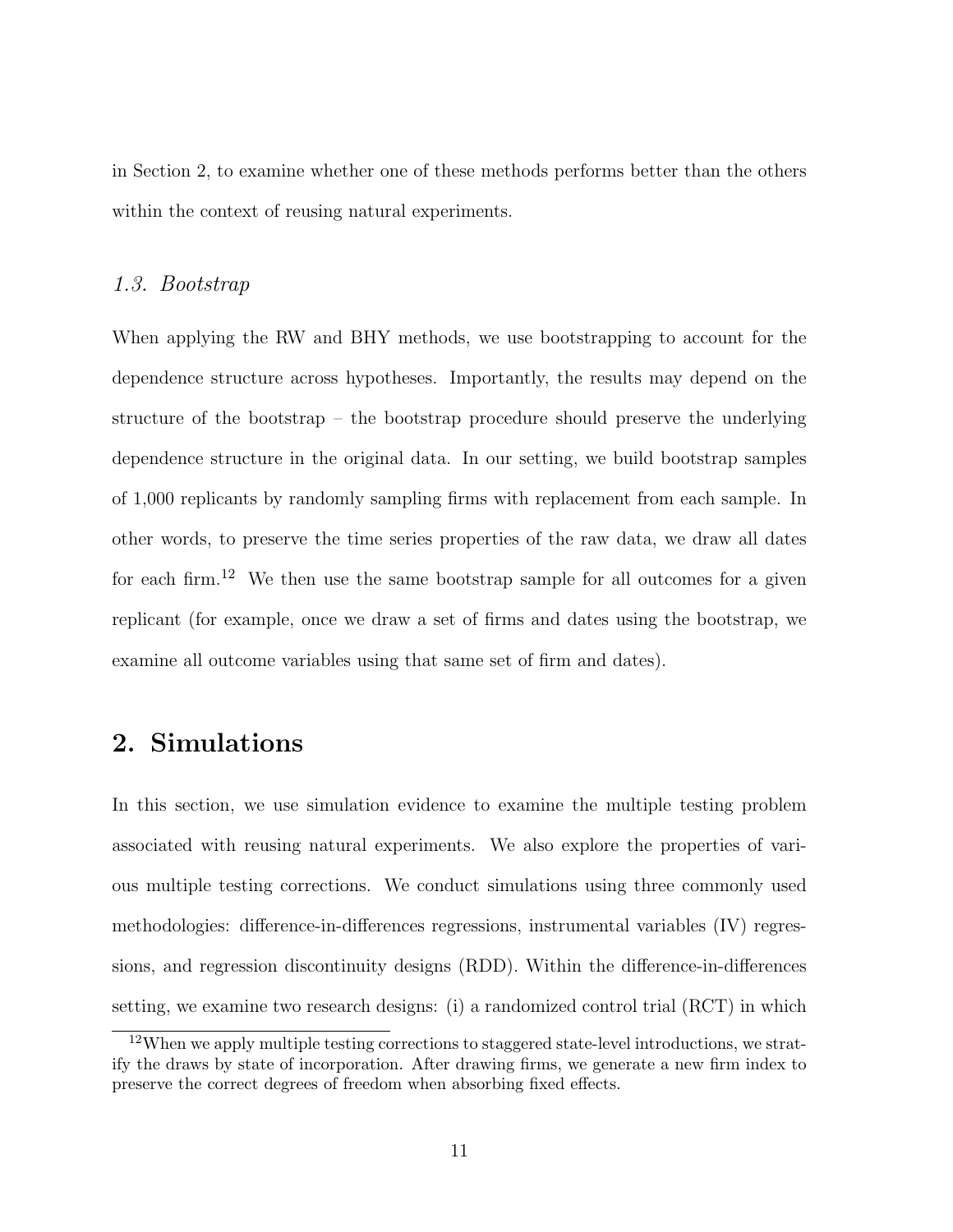in Section 2, to examine whether one of these methods performs better than the others within the context of reusing natural experiments.

### *1.3. Bootstrap*

When applying the RW and BHY methods, we use bootstrapping to account for the dependence structure across hypotheses. Importantly, the results may depend on the structure of the bootstrap – the bootstrap procedure should preserve the underlying dependence structure in the original data. In our setting, we build bootstrap samples of 1,000 replicants by randomly sampling firms with replacement from each sample. In other words, to preserve the time series properties of the raw data, we draw all dates for each firm.[12] We then use the same bootstrap sample for all outcomes for a given replicant (for example, once we draw a set of firms and dates using the bootstrap, we examine all outcome variables using that same set of firm and dates).

## 2. Simulations

In this section, we use simulation evidence to examine the multiple testing problem associated with reusing natural experiments. We also explore the properties of various multiple testing corrections. We conduct simulations using three commonly used methodologies: difference-in-differences regressions, instrumental variables (IV) regressions, and regression discontinuity designs (RDD). Within the difference-in-differences setting, we examine two research designs: (i) a randomized control trial (RCT) in which

[12] When we apply multiple testing corrections to staggered state-level introductions, we stratify the draws by state of incorporation. After drawing firms, we generate a new firm index to preserve the correct degrees of freedom when absorbing fixed effects.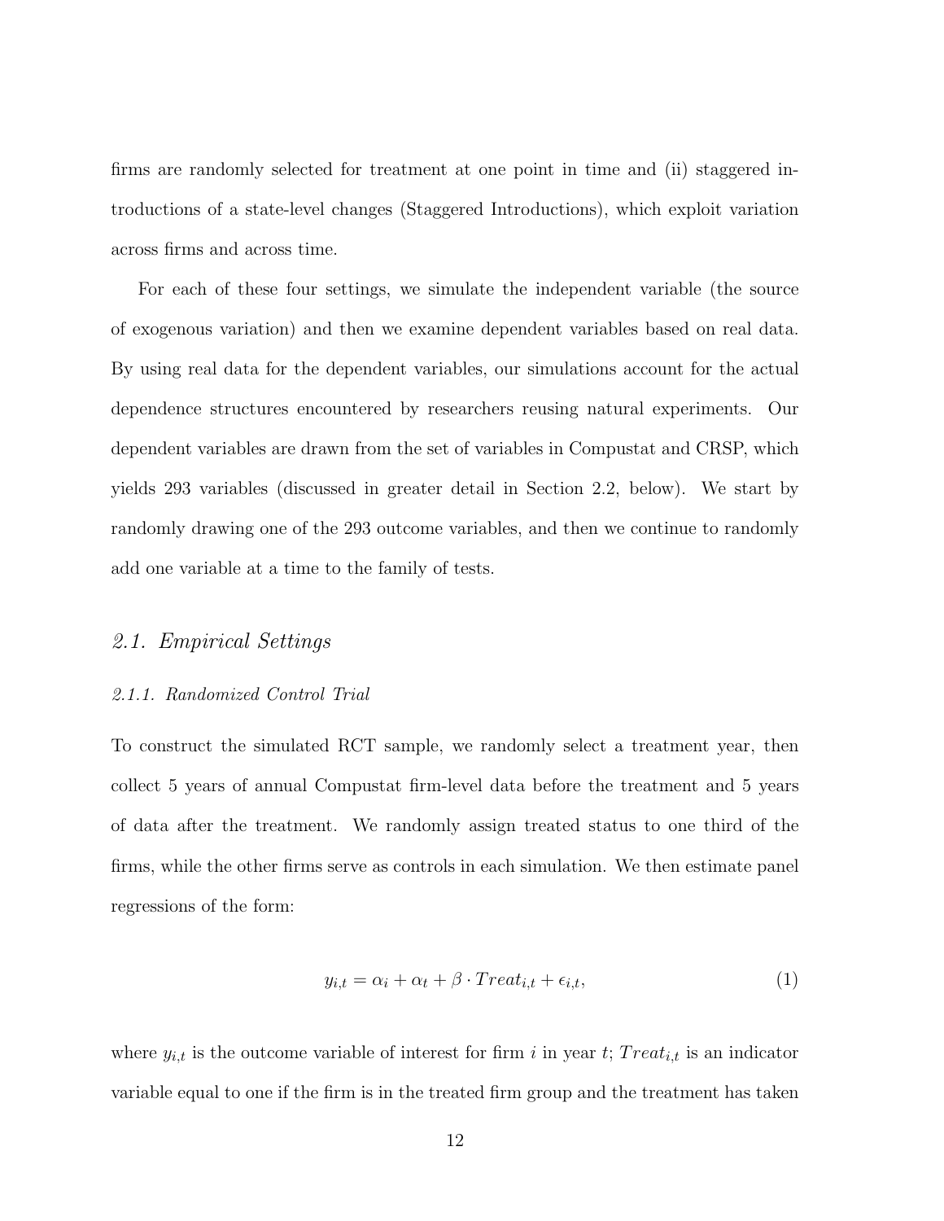firms are randomly selected for treatment at one point in time and (ii) staggered introductions of a state-level changes (Staggered Introductions), which exploit variation across firms and across time.

For each of these four settings, we simulate the independent variable (the source of exogenous variation) and then we examine dependent variables based on real data. By using real data for the dependent variables, our simulations account for the actual dependence structures encountered by researchers reusing natural experiments. Our dependent variables are drawn from the set of variables in Compustat and CRSP, which yields 293 variables (discussed in greater detail in Section 2.2, below). We start by randomly drawing one of the 293 outcome variables, and then we continue to randomly add one variable at a time to the family of tests.

## *2.1. Empirical Settings*

### *2.1.1. Randomized Control Trial*

To construct the simulated RCT sample, we randomly select a treatment year, then collect 5 years of annual Compustat firm-level data before the treatment and 5 years of data after the treatment. We randomly assign treated status to one third of the firms, while the other firms serve as controls in each simulation. We then estimate panel regressions of the form:

$$y_{i,t} = \alpha_i + \alpha_t + \beta \cdot Treat_{i,t} + \epsilon_{i,t}, \tag{1}$$

where $y_{i,t}$ is the outcome variable of interest for firm $i$ in year $t$; $Treat_{i,t}$ is an indicator variable equal to one if the firm is in the treated firm group and the treatment has taken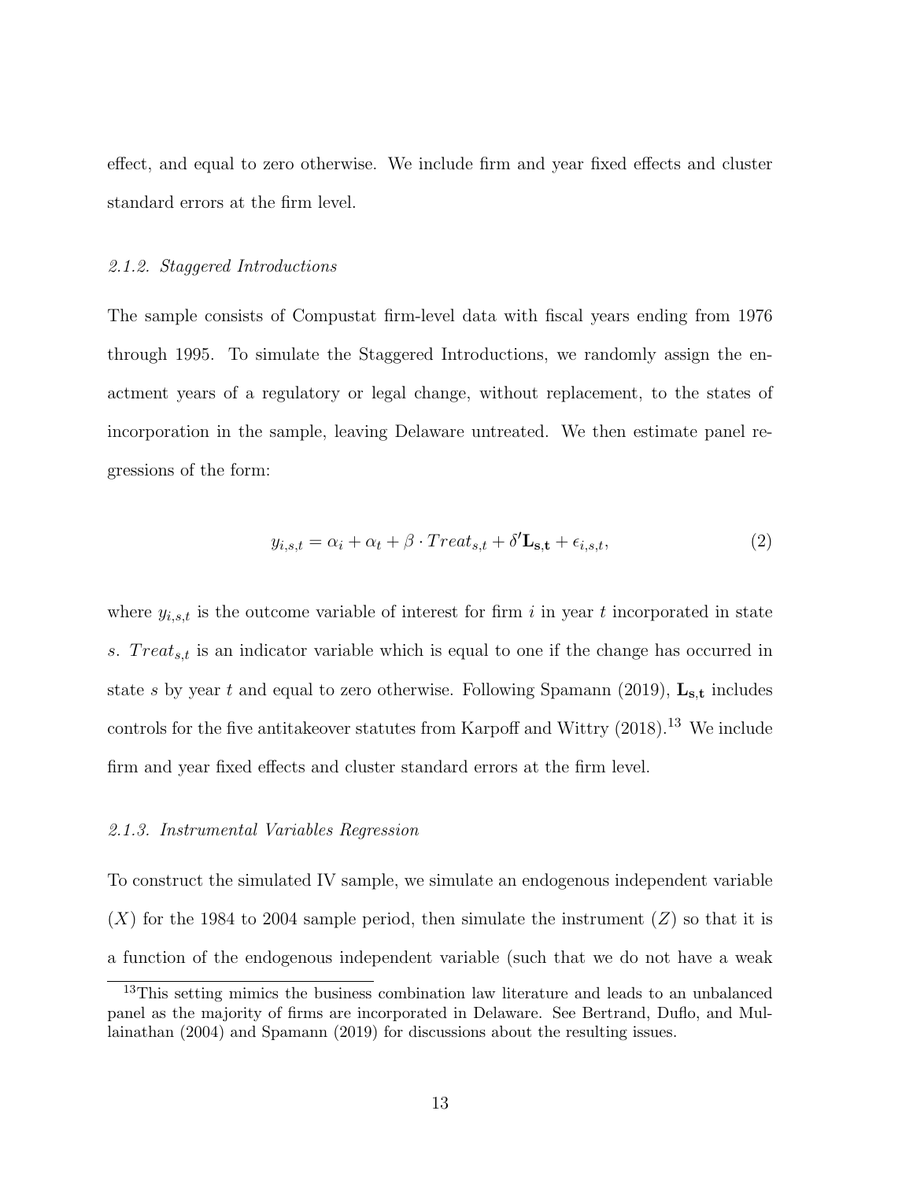effect, and equal to zero otherwise. We include firm and year fixed effects and cluster standard errors at the firm level.

### *2.1.2. Staggered Introductions*

The sample consists of Compustat firm-level data with fiscal years ending from 1976 through 1995. To simulate the Staggered Introductions, we randomly assign the enactment years of a regulatory or legal change, without replacement, to the states of incorporation in the sample, leaving Delaware untreated. We then estimate panel regressions of the form:

$$y_{i,s,t} = \alpha_i + \alpha_t + \beta \cdot Treat_{s,t} + \delta' \mathbf{L_{s,t}} + \epsilon_{i,s,t}, \tag{2}$$

where $y_{i,s,t}$ is the outcome variable of interest for firm $i$ in year $t$ incorporated in state $s$. $Treat_{s,t}$ is an indicator variable which is equal to one if the change has occurred in state $s$ by year $t$ and equal to zero otherwise. Following Spamann (2019), $\mathbf{L_{s,t}}$ includes controls for the five antitakeover statutes from Karpoff and Wittry (2018).[13] We include firm and year fixed effects and cluster standard errors at the firm level.

### *2.1.3. Instrumental Variables Regression*

To construct the simulated IV sample, we simulate an endogenous independent variable ($X$) for the 1984 to 2004 sample period, then simulate the instrument ($Z$) so that it is a function of the endogenous independent variable (such that we do not have a weak

[13] This setting mimics the business combination law literature and leads to an unbalanced panel as the majority of firms are incorporated in Delaware. See Bertrand, Duflo, and Mullainathan (2004) and Spamann (2019) for discussions about the resulting issues.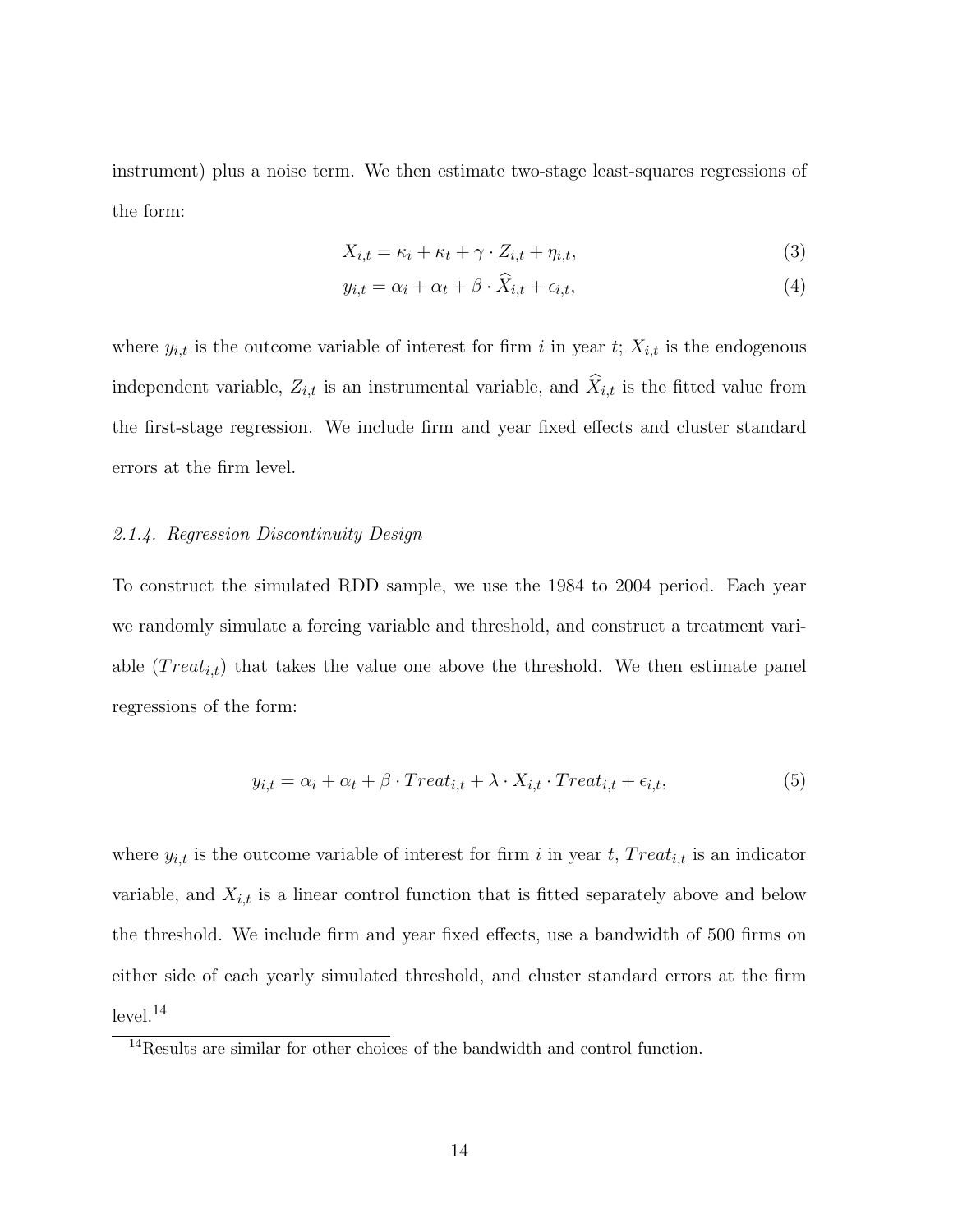instrument) plus a noise term. We then estimate two-stage least-squares regressions of the form:

$$X_{i,t} = \kappa_i + \kappa_t + \gamma \cdot Z_{i,t} + \eta_{i,t}, \tag{3}$$

$$y_{i,t} = \alpha_i + \alpha_t + \beta \cdot \widehat{X}_{i,t} + \epsilon_{i,t}, \tag{4}$$

where $y_{i,t}$ is the outcome variable of interest for firm $i$ in year $t$; $X_{i,t}$ is the endogenous independent variable, $Z_{i,t}$ is an instrumental variable, and $\widehat{X}_{i,t}$ is the fitted value from the first-stage regression. We include firm and year fixed effects and cluster standard errors at the firm level.

#### *2.1.4. Regression Discontinuity Design*

To construct the simulated RDD sample, we use the 1984 to 2004 period. Each year we randomly simulate a forcing variable and threshold, and construct a treatment variable ($Treat_{i,t}$) that takes the value one above the threshold. We then estimate panel regressions of the form:

$$y_{i,t} = \alpha_i + \alpha_t + \beta \cdot Treat_{i,t} + \lambda \cdot X_{i,t} \cdot Treat_{i,t} + \epsilon_{i,t}, \tag{5}$$

where $y_{i,t}$ is the outcome variable of interest for firm $i$ in year $t$, $Treat_{i,t}$ is an indicator variable, and $X_{i,t}$ is a linear control function that is fitted separately above and below the threshold. We include firm and year fixed effects, use a bandwidth of 500 firms on either side of each yearly simulated threshold, and cluster standard errors at the firm level.[14]

[14] Results are similar for other choices of the bandwidth and control function.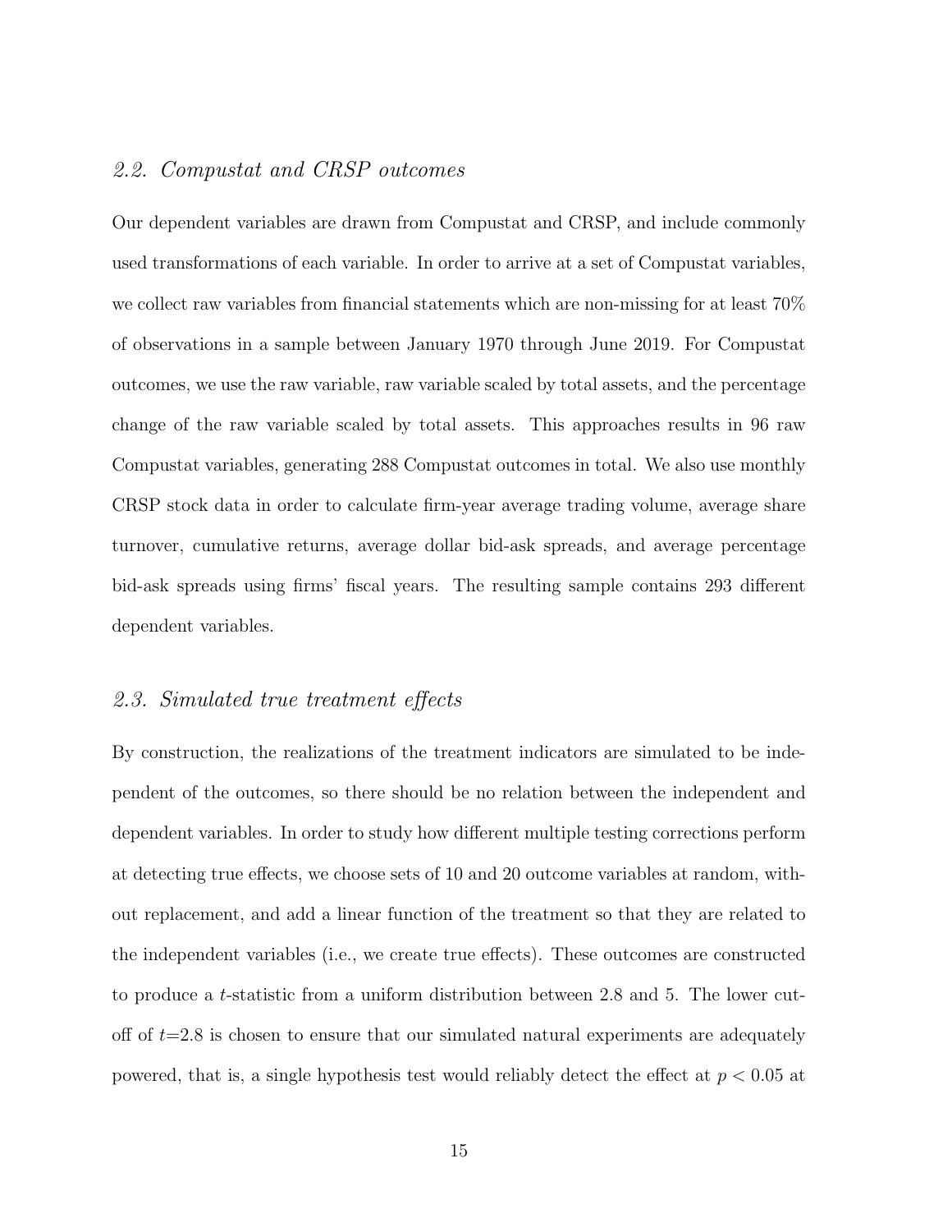### *2.2. Compustat and CRSP outcomes*

Our dependent variables are drawn from Compustat and CRSP, and include commonly used transformations of each variable. In order to arrive at a set of Compustat variables, we collect raw variables from financial statements which are non-missing for at least 70% of observations in a sample between January 1970 through June 2019. For Compustat outcomes, we use the raw variable, raw variable scaled by total assets, and the percentage change of the raw variable scaled by total assets. This approaches results in 96 raw Compustat variables, generating 288 Compustat outcomes in total. We also use monthly CRSP stock data in order to calculate firm-year average trading volume, average share turnover, cumulative returns, average dollar bid-ask spreads, and average percentage bid-ask spreads using firms' fiscal years. The resulting sample contains 293 different dependent variables.

### *2.3. Simulated true treatment effects*

By construction, the realizations of the treatment indicators are simulated to be independent of the outcomes, so there should be no relation between the independent and dependent variables. In order to study how different multiple testing corrections perform at detecting true effects, we choose sets of 10 and 20 outcome variables at random, without replacement, and add a linear function of the treatment so that they are related to the independent variables (i.e., we create true effects). These outcomes are constructed to produce a $t$-statistic from a uniform distribution between 2.8 and 5. The lower cutoff of $t$=2.8 is chosen to ensure that our simulated natural experiments are adequately powered, that is, a single hypothesis test would reliably detect the effect at $p < 0.05$ at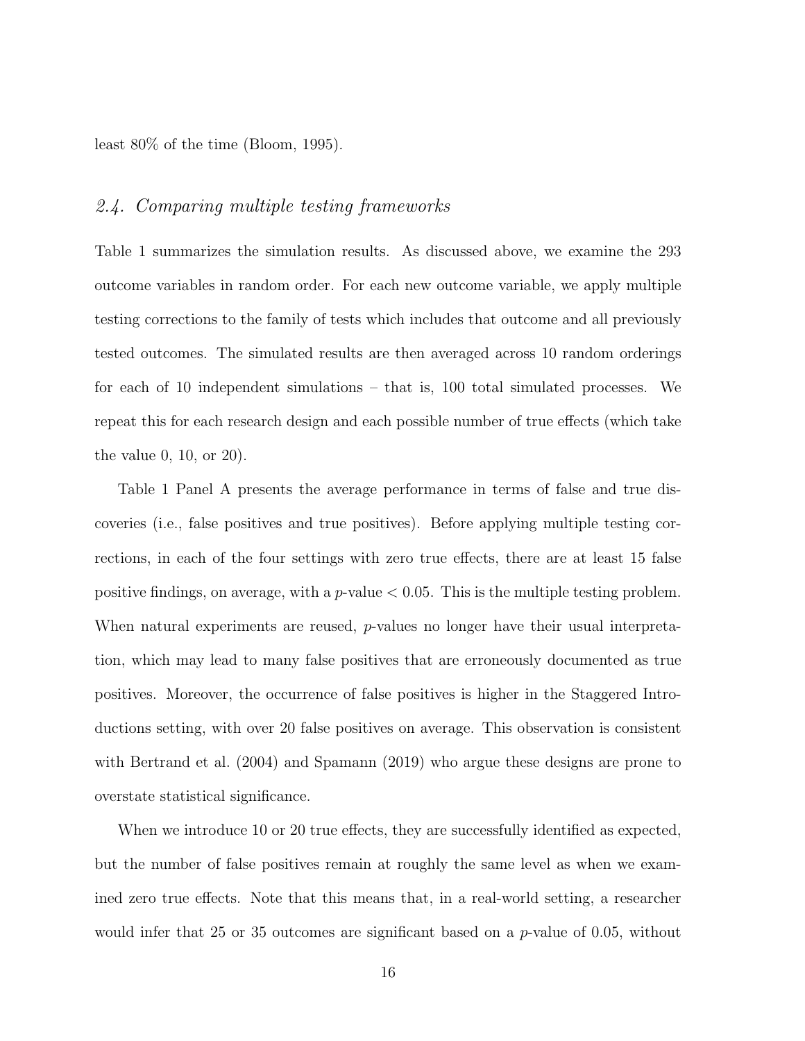least 80% of the time (Bloom, 1995).

### *2.4. Comparing multiple testing frameworks*

Table 1 summarizes the simulation results. As discussed above, we examine the 293 outcome variables in random order. For each new outcome variable, we apply multiple testing corrections to the family of tests which includes that outcome and all previously tested outcomes. The simulated results are then averaged across 10 random orderings for each of 10 independent simulations – that is, 100 total simulated processes. We repeat this for each research design and each possible number of true effects (which take the value 0, 10, or 20).

Table 1 Panel A presents the average performance in terms of false and true discoveries (i.e., false positives and true positives). Before applying multiple testing corrections, in each of the four settings with zero true effects, there are at least 15 false positive findings, on average, with a $p$-value $< 0.05$. This is the multiple testing problem. When natural experiments are reused, $p$-values no longer have their usual interpretation, which may lead to many false positives that are erroneously documented as true positives. Moreover, the occurrence of false positives is higher in the Staggered Introductions setting, with over 20 false positives on average. This observation is consistent with Bertrand et al. (2004) and Spamann (2019) who argue these designs are prone to overstate statistical significance.

When we introduce 10 or 20 true effects, they are successfully identified as expected, but the number of false positives remain at roughly the same level as when we examined zero true effects. Note that this means that, in a real-world setting, a researcher would infer that 25 or 35 outcomes are significant based on a $p$-value of 0.05, without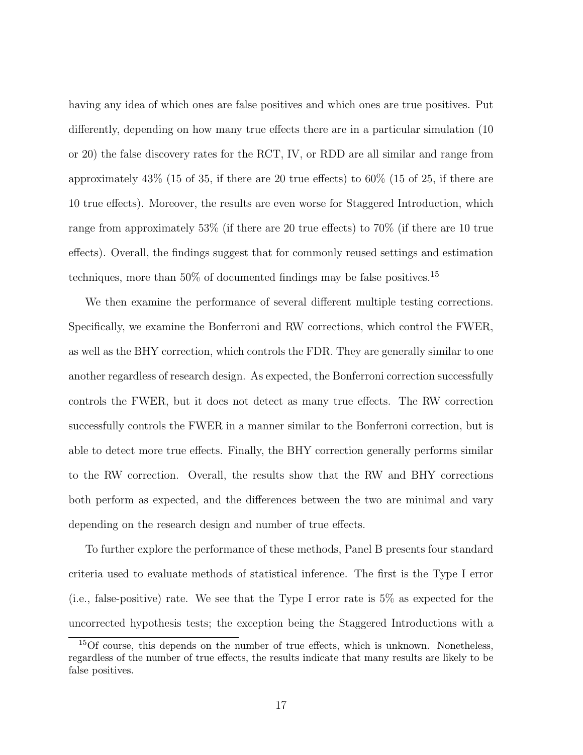having any idea of which ones are false positives and which ones are true positives. Put differently, depending on how many true effects there are in a particular simulation (10 or 20) the false discovery rates for the RCT, IV, or RDD are all similar and range from approximately 43% (15 of 35, if there are 20 true effects) to 60% (15 of 25, if there are 10 true effects). Moreover, the results are even worse for Staggered Introduction, which range from approximately 53% (if there are 20 true effects) to 70% (if there are 10 true effects). Overall, the findings suggest that for commonly reused settings and estimation techniques, more than 50% of documented findings may be false positives.[15]

We then examine the performance of several different multiple testing corrections. Specifically, we examine the Bonferroni and RW corrections, which control the FWER, as well as the BHY correction, which controls the FDR. They are generally similar to one another regardless of research design. As expected, the Bonferroni correction successfully controls the FWER, but it does not detect as many true effects. The RW correction successfully controls the FWER in a manner similar to the Bonferroni correction, but is able to detect more true effects. Finally, the BHY correction generally performs similar to the RW correction. Overall, the results show that the RW and BHY corrections both perform as expected, and the differences between the two are minimal and vary depending on the research design and number of true effects.

To further explore the performance of these methods, Panel B presents four standard criteria used to evaluate methods of statistical inference. The first is the Type I error (i.e., false-positive) rate. We see that the Type I error rate is 5% as expected for the uncorrected hypothesis tests; the exception being the Staggered Introductions with a

[15] Of course, this depends on the number of true effects, which is unknown. Nonetheless, regardless of the number of true effects, the results indicate that many results are likely to be false positives.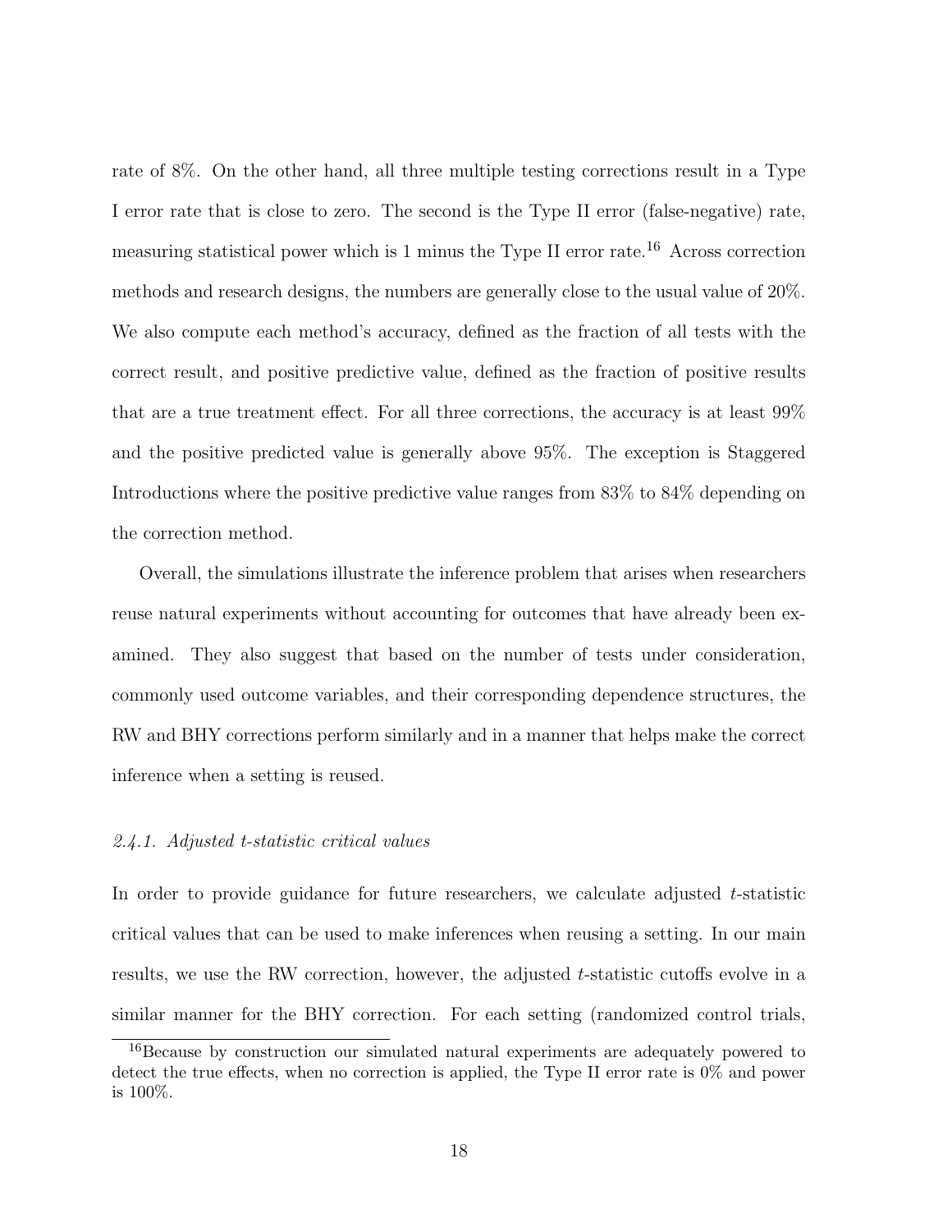rate of 8%. On the other hand, all three multiple testing corrections result in a Type I error rate that is close to zero. The second is the Type II error (false-negative) rate, measuring statistical power which is 1 minus the Type II error rate.[16] Across correction methods and research designs, the numbers are generally close to the usual value of 20%. We also compute each method's accuracy, defined as the fraction of all tests with the correct result, and positive predictive value, defined as the fraction of positive results that are a true treatment effect. For all three corrections, the accuracy is at least 99% and the positive predicted value is generally above 95%. The exception is Staggered Introductions where the positive predictive value ranges from 83% to 84% depending on the correction method.

Overall, the simulations illustrate the inference problem that arises when researchers reuse natural experiments without accounting for outcomes that have already been examined. They also suggest that based on the number of tests under consideration, commonly used outcome variables, and their corresponding dependence structures, the RW and BHY corrections perform similarly and in a manner that helps make the correct inference when a setting is reused.

#### *2.4.1. Adjusted t-statistic critical values*

In order to provide guidance for future researchers, we calculate adjusted $t$-statistic critical values that can be used to make inferences when reusing a setting. In our main results, we use the RW correction, however, the adjusted $t$-statistic cutoffs evolve in a similar manner for the BHY correction. For each setting (randomized control trials,

[16] Because by construction our simulated natural experiments are adequately powered to detect the true effects, when no correction is applied, the Type II error rate is 0% and power is 100%.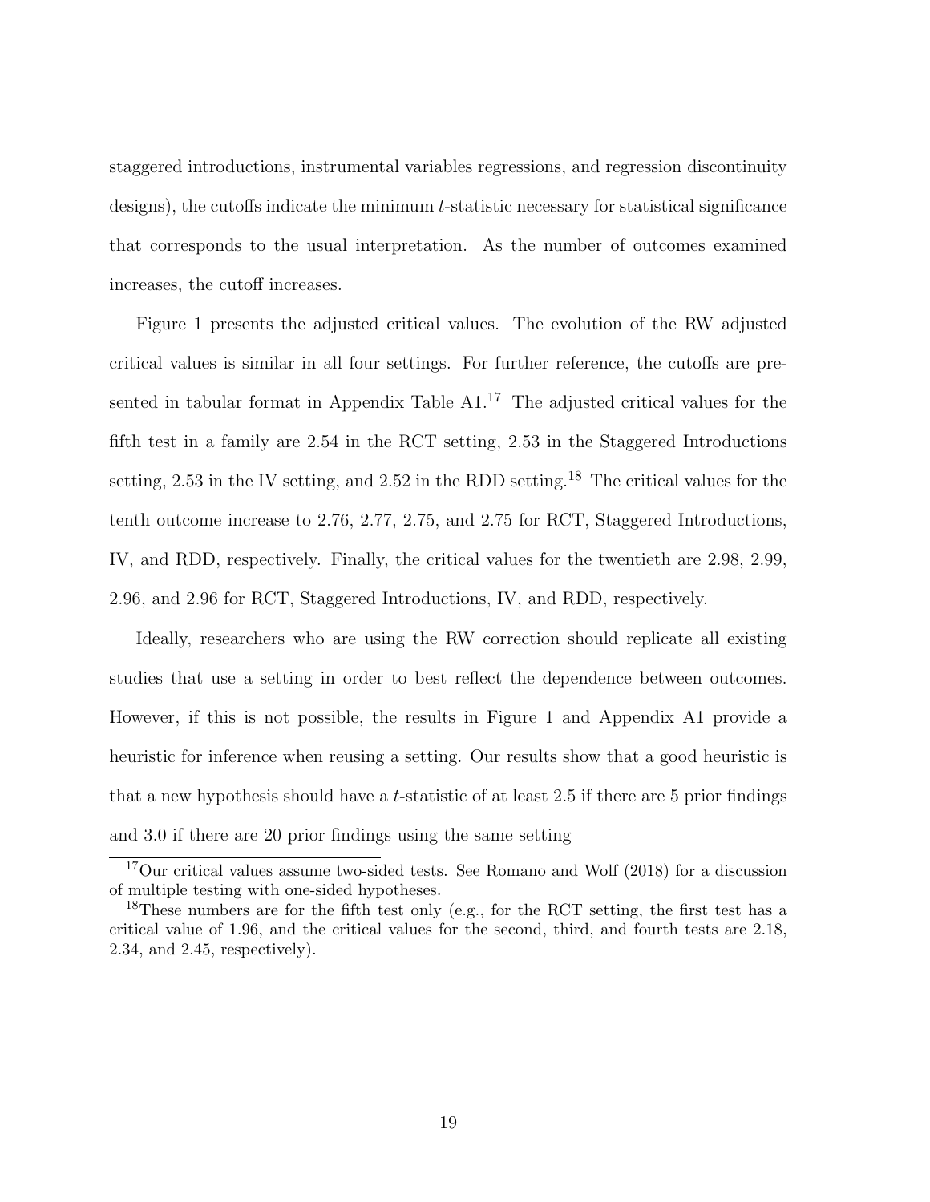staggered introductions, instrumental variables regressions, and regression discontinuity designs), the cutoffs indicate the minimum $t$-statistic necessary for statistical significance that corresponds to the usual interpretation. As the number of outcomes examined increases, the cutoff increases.

Figure 1 presents the adjusted critical values. The evolution of the RW adjusted critical values is similar in all four settings. For further reference, the cutoffs are presented in tabular format in Appendix Table A1.[17] The adjusted critical values for the fifth test in a family are 2.54 in the RCT setting, 2.53 in the Staggered Introductions setting, 2.53 in the IV setting, and 2.52 in the RDD setting.[18] The critical values for the tenth outcome increase to 2.76, 2.77, 2.75, and 2.75 for RCT, Staggered Introductions, IV, and RDD, respectively. Finally, the critical values for the twentieth are 2.98, 2.99, 2.96, and 2.96 for RCT, Staggered Introductions, IV, and RDD, respectively.

Ideally, researchers who are using the RW correction should replicate all existing studies that use a setting in order to best reflect the dependence between outcomes. However, if this is not possible, the results in Figure 1 and Appendix A1 provide a heuristic for inference when reusing a setting. Our results show that a good heuristic is that a new hypothesis should have a $t$-statistic of at least 2.5 if there are 5 prior findings and 3.0 if there are 20 prior findings using the same setting

[17] Our critical values assume two-sided tests. See Romano and Wolf (2018) for a discussion of multiple testing with one-sided hypotheses.

[18] These numbers are for the fifth test only (e.g., for the RCT setting, the first test has a critical value of 1.96, and the critical values for the second, third, and fourth tests are 2.18, 2.34, and 2.45, respectively).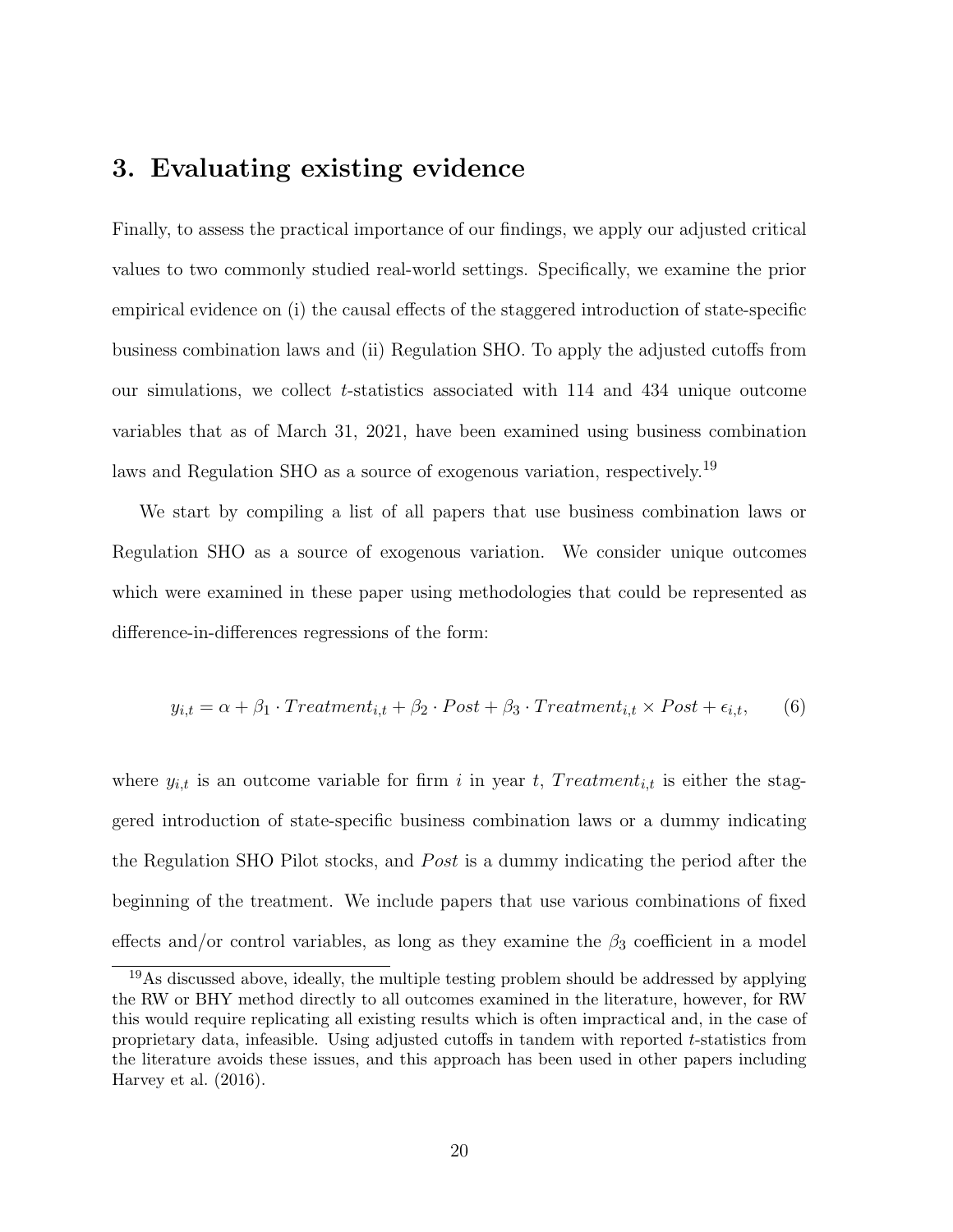# 3. Evaluating existing evidence

Finally, to assess the practical importance of our findings, we apply our adjusted critical values to two commonly studied real-world settings. Specifically, we examine the prior empirical evidence on (i) the causal effects of the staggered introduction of state-specific business combination laws and (ii) Regulation SHO. To apply the adjusted cutoffs from our simulations, we collect $t$-statistics associated with 114 and 434 unique outcome variables that as of March 31, 2021, have been examined using business combination laws and Regulation SHO as a source of exogenous variation, respectively.[19]

We start by compiling a list of all papers that use business combination laws or Regulation SHO as a source of exogenous variation. We consider unique outcomes which were examined in these paper using methodologies that could be represented as difference-in-differences regressions of the form:

$$y_{i,t} = \alpha + \beta_1 \cdot Treatment_{i,t} + \beta_2 \cdot Post + \beta_3 \cdot Treatment_{i,t} \times Post + \epsilon_{i,t}, \qquad (6)$$

where $y_{i,t}$ is an outcome variable for firm $i$ in year $t$, $Treatment_{i,t}$ is either the staggered introduction of state-specific business combination laws or a dummy indicating the Regulation SHO Pilot stocks, and $Post$ is a dummy indicating the period after the beginning of the treatment. We include papers that use various combinations of fixed effects and/or control variables, as long as they examine the $\beta_3$ coefficient in a model

[19] As discussed above, ideally, the multiple testing problem should be addressed by applying the RW or BHY method directly to all outcomes examined in the literature, however, for RW this would require replicating all existing results which is often impractical and, in the case of proprietary data, infeasible. Using adjusted cutoffs in tandem with reported $t$-statistics from the literature avoids these issues, and this approach has been used in other papers including Harvey et al. (2016).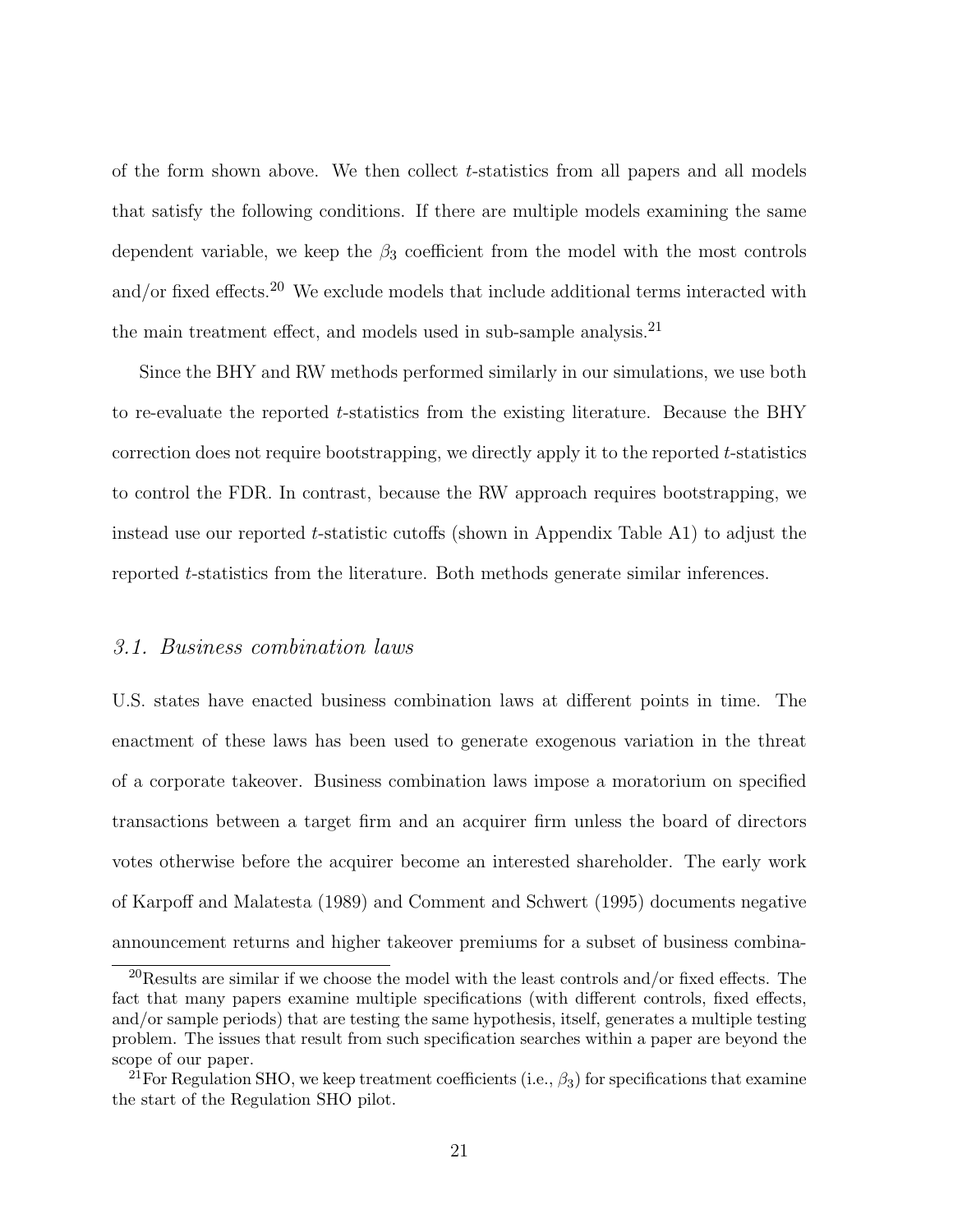of the form shown above. We then collect $t$-statistics from all papers and all models that satisfy the following conditions. If there are multiple models examining the same dependent variable, we keep the $\beta_3$ coefficient from the model with the most controls and/or fixed effects.[20] We exclude models that include additional terms interacted with the main treatment effect, and models used in sub-sample analysis.[21]

Since the BHY and RW methods performed similarly in our simulations, we use both to re-evaluate the reported $t$-statistics from the existing literature. Because the BHY correction does not require bootstrapping, we directly apply it to the reported $t$-statistics to control the FDR. In contrast, because the RW approach requires bootstrapping, we instead use our reported $t$-statistic cutoffs (shown in Appendix Table A1) to adjust the reported $t$-statistics from the literature. Both methods generate similar inferences.

### *3.1. Business combination laws*

U.S. states have enacted business combination laws at different points in time. The enactment of these laws has been used to generate exogenous variation in the threat of a corporate takeover. Business combination laws impose a moratorium on specified transactions between a target firm and an acquirer firm unless the board of directors votes otherwise before the acquirer become an interested shareholder. The early work of Karpoff and Malatesta (1989) and Comment and Schwert (1995) documents negative announcement returns and higher takeover premiums for a subset of business combina-

[20] Results are similar if we choose the model with the least controls and/or fixed effects. The fact that many papers examine multiple specifications (with different controls, fixed effects, and/or sample periods) that are testing the same hypothesis, itself, generates a multiple testing problem. The issues that result from such specification searches within a paper are beyond the scope of our paper.

[21] For Regulation SHO, we keep treatment coefficients (i.e., $\beta_3$) for specifications that examine the start of the Regulation SHO pilot.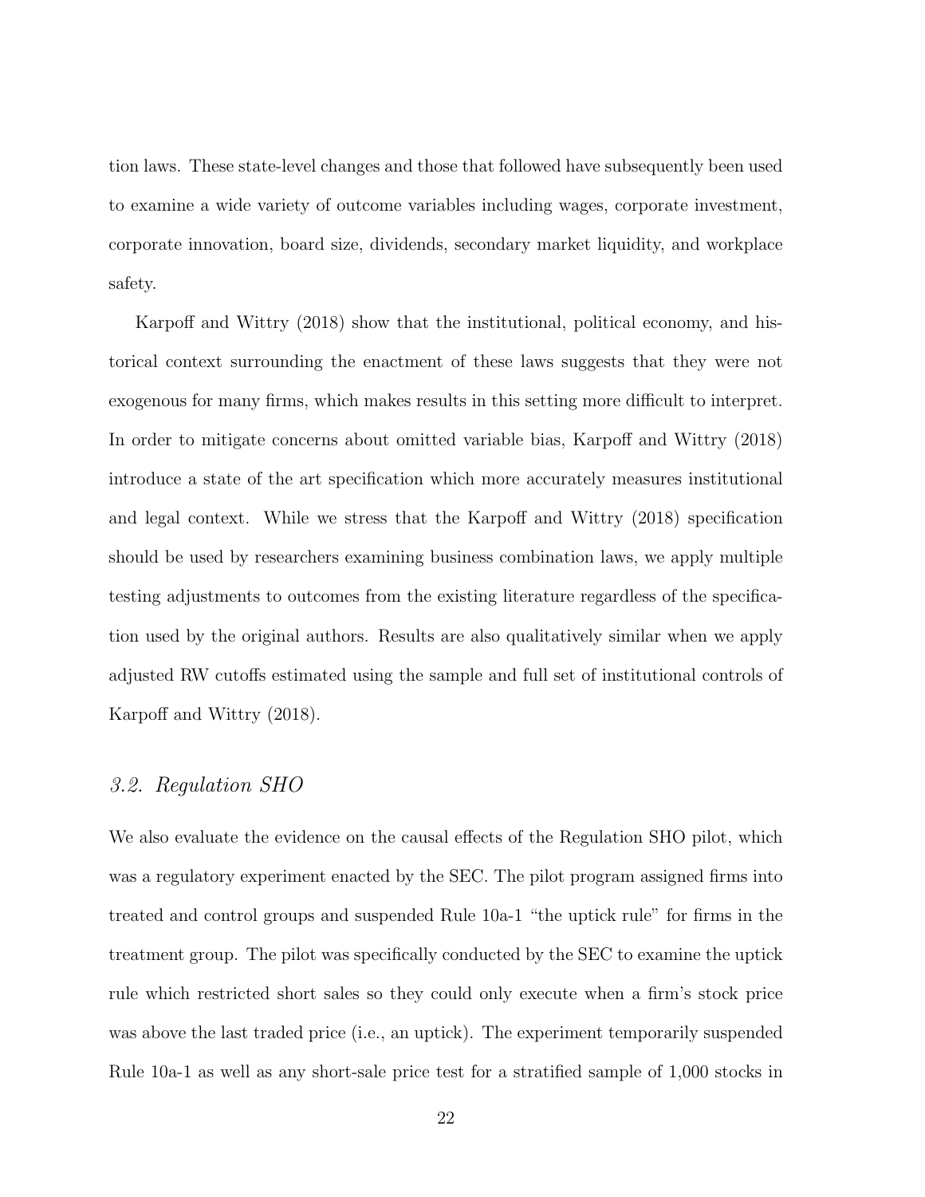tion laws. These state-level changes and those that followed have subsequently been used to examine a wide variety of outcome variables including wages, corporate investment, corporate innovation, board size, dividends, secondary market liquidity, and workplace safety.

Karpoff and Wittry (2018) show that the institutional, political economy, and historical context surrounding the enactment of these laws suggests that they were not exogenous for many firms, which makes results in this setting more difficult to interpret. In order to mitigate concerns about omitted variable bias, Karpoff and Wittry (2018) introduce a state of the art specification which more accurately measures institutional and legal context. While we stress that the Karpoff and Wittry (2018) specification should be used by researchers examining business combination laws, we apply multiple testing adjustments to outcomes from the existing literature regardless of the specification used by the original authors. Results are also qualitatively similar when we apply adjusted RW cutoffs estimated using the sample and full set of institutional controls of Karpoff and Wittry (2018).

### *3.2. Regulation SHO*

We also evaluate the evidence on the causal effects of the Regulation SHO pilot, which was a regulatory experiment enacted by the SEC. The pilot program assigned firms into treated and control groups and suspended Rule 10a-1 "the uptick rule" for firms in the treatment group. The pilot was specifically conducted by the SEC to examine the uptick rule which restricted short sales so they could only execute when a firm's stock price was above the last traded price (i.e., an uptick). The experiment temporarily suspended Rule 10a-1 as well as any short-sale price test for a stratified sample of 1,000 stocks in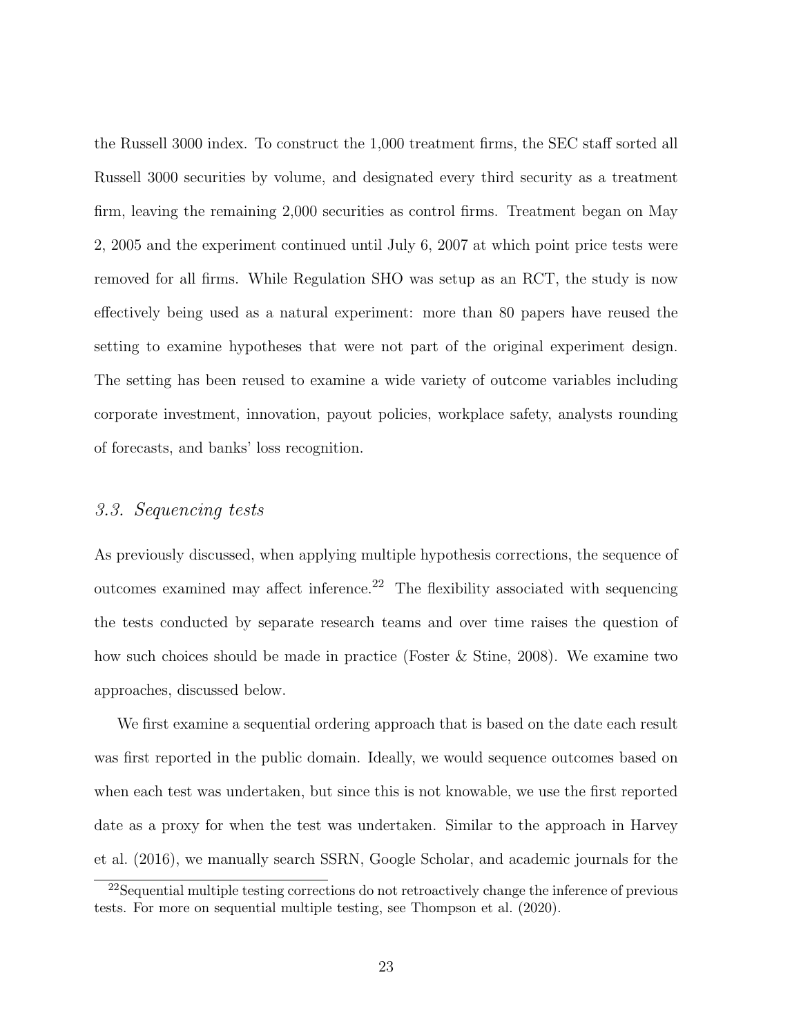the Russell 3000 index. To construct the 1,000 treatment firms, the SEC staff sorted all Russell 3000 securities by volume, and designated every third security as a treatment firm, leaving the remaining 2,000 securities as control firms. Treatment began on May 2, 2005 and the experiment continued until July 6, 2007 at which point price tests were removed for all firms. While Regulation SHO was setup as an RCT, the study is now effectively being used as a natural experiment: more than 80 papers have reused the setting to examine hypotheses that were not part of the original experiment design. The setting has been reused to examine a wide variety of outcome variables including corporate investment, innovation, payout policies, workplace safety, analysts rounding of forecasts, and banks' loss recognition.

### *3.3. Sequencing tests*

As previously discussed, when applying multiple hypothesis corrections, the sequence of outcomes examined may affect inference.[22] The flexibility associated with sequencing the tests conducted by separate research teams and over time raises the question of how such choices should be made in practice (Foster & Stine, 2008). We examine two approaches, discussed below.

We first examine a sequential ordering approach that is based on the date each result was first reported in the public domain. Ideally, we would sequence outcomes based on when each test was undertaken, but since this is not knowable, we use the first reported date as a proxy for when the test was undertaken. Similar to the approach in Harvey et al. (2016), we manually search SSRN, Google Scholar, and academic journals for the

[22] Sequential multiple testing corrections do not retroactively change the inference of previous tests. For more on sequential multiple testing, see Thompson et al. (2020).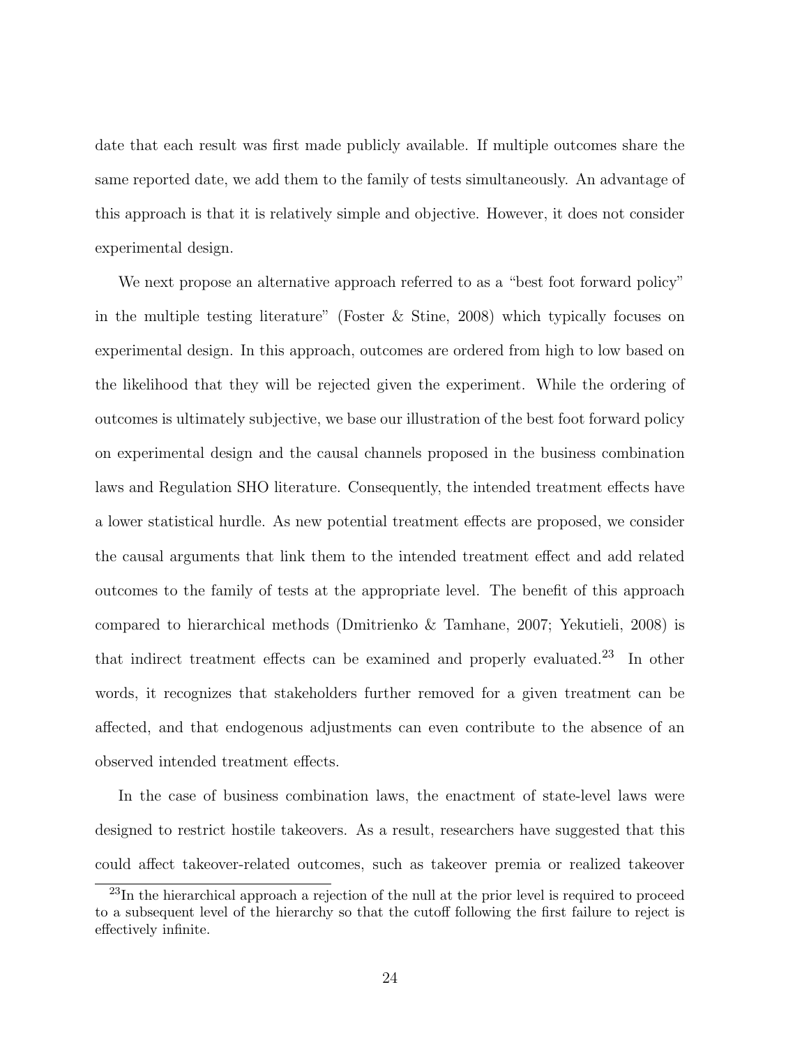date that each result was first made publicly available. If multiple outcomes share the same reported date, we add them to the family of tests simultaneously. An advantage of this approach is that it is relatively simple and objective. However, it does not consider experimental design.

We next propose an alternative approach referred to as a "best foot forward policy" in the multiple testing literature" (Foster & Stine, 2008) which typically focuses on experimental design. In this approach, outcomes are ordered from high to low based on the likelihood that they will be rejected given the experiment. While the ordering of outcomes is ultimately subjective, we base our illustration of the best foot forward policy on experimental design and the causal channels proposed in the business combination laws and Regulation SHO literature. Consequently, the intended treatment effects have a lower statistical hurdle. As new potential treatment effects are proposed, we consider the causal arguments that link them to the intended treatment effect and add related outcomes to the family of tests at the appropriate level. The benefit of this approach compared to hierarchical methods (Dmitrienko & Tamhane, 2007; Yekutieli, 2008) is that indirect treatment effects can be examined and properly evaluated.[23] In other words, it recognizes that stakeholders further removed for a given treatment can be affected, and that endogenous adjustments can even contribute to the absence of an observed intended treatment effects.

In the case of business combination laws, the enactment of state-level laws were designed to restrict hostile takeovers. As a result, researchers have suggested that this could affect takeover-related outcomes, such as takeover premia or realized takeover

[23] In the hierarchical approach a rejection of the null at the prior level is required to proceed to a subsequent level of the hierarchy so that the cutoff following the first failure to reject is effectively infinite.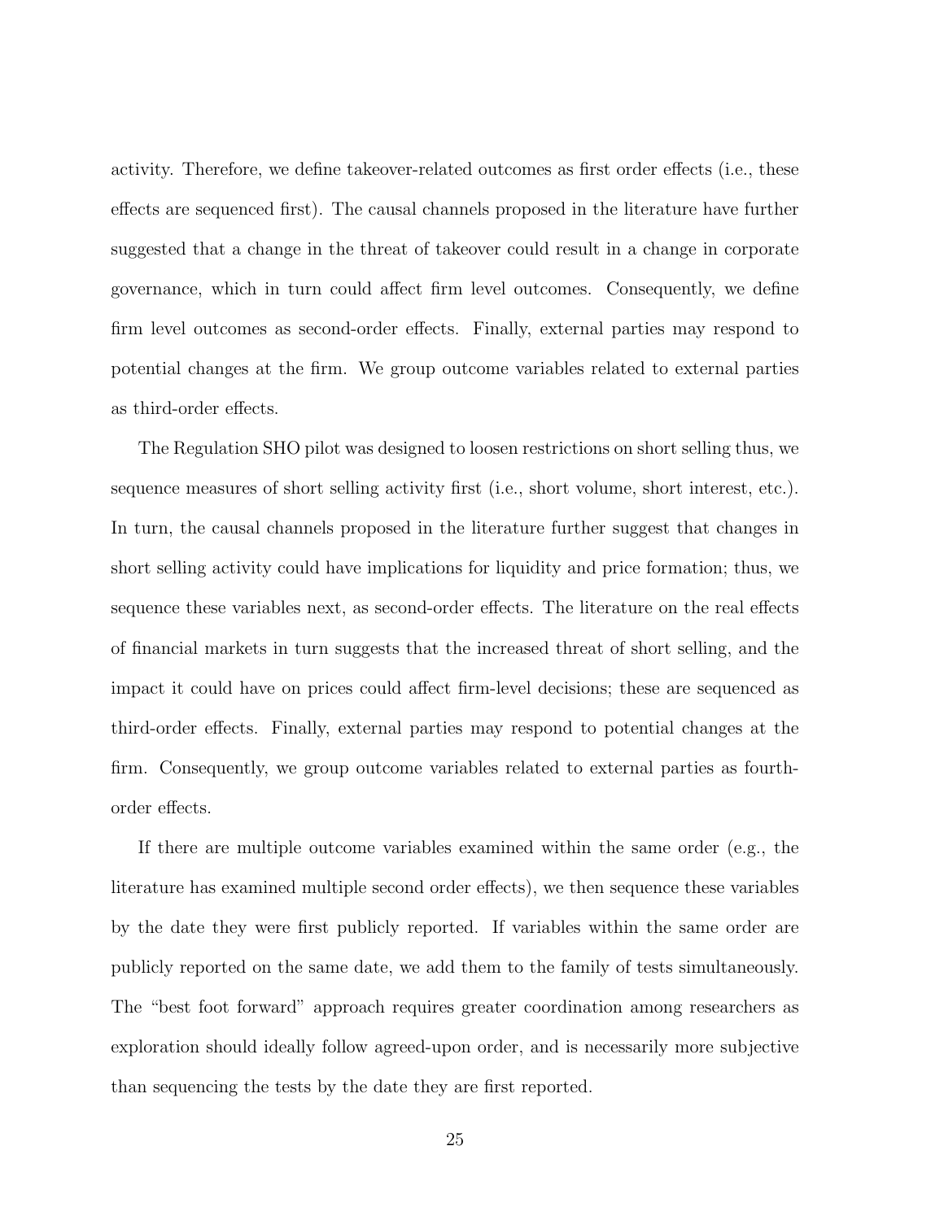activity. Therefore, we define takeover-related outcomes as first order effects (i.e., these effects are sequenced first). The causal channels proposed in the literature have further suggested that a change in the threat of takeover could result in a change in corporate governance, which in turn could affect firm level outcomes. Consequently, we define firm level outcomes as second-order effects. Finally, external parties may respond to potential changes at the firm. We group outcome variables related to external parties as third-order effects.

The Regulation SHO pilot was designed to loosen restrictions on short selling thus, we sequence measures of short selling activity first (i.e., short volume, short interest, etc.). In turn, the causal channels proposed in the literature further suggest that changes in short selling activity could have implications for liquidity and price formation; thus, we sequence these variables next, as second-order effects. The literature on the real effects of financial markets in turn suggests that the increased threat of short selling, and the impact it could have on prices could affect firm-level decisions; these are sequenced as third-order effects. Finally, external parties may respond to potential changes at the firm. Consequently, we group outcome variables related to external parties as fourth-order effects.

If there are multiple outcome variables examined within the same order (e.g., the literature has examined multiple second order effects), we then sequence these variables by the date they were first publicly reported. If variables within the same order are publicly reported on the same date, we add them to the family of tests simultaneously. The "best foot forward" approach requires greater coordination among researchers as exploration should ideally follow agreed-upon order, and is necessarily more subjective than sequencing the tests by the date they are first reported.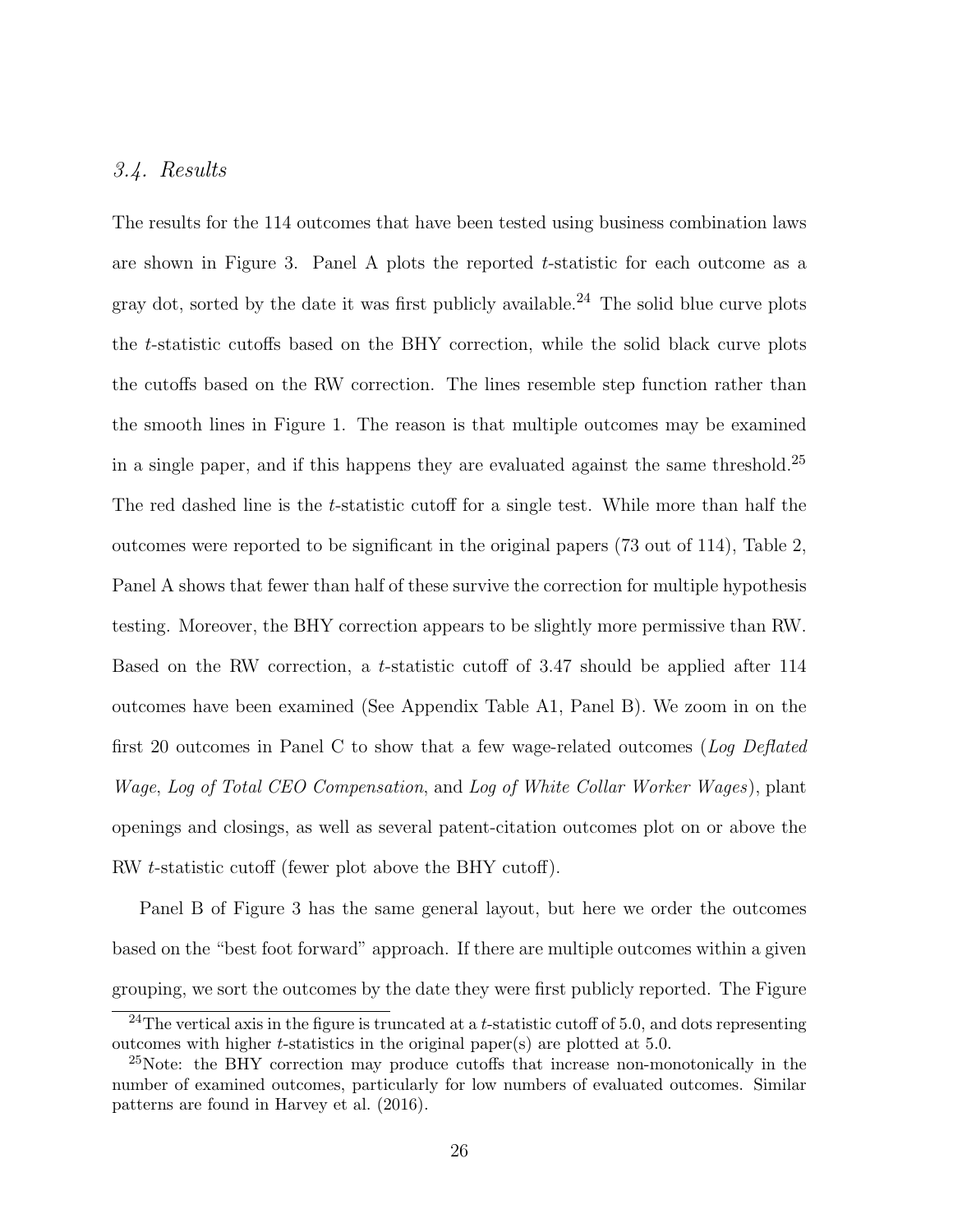### 3.4. Results

The results for the 114 outcomes that have been tested using business combination laws are shown in Figure 3. Panel A plots the reported $t$-statistic for each outcome as a gray dot, sorted by the date it was first publicly available.[24] The solid blue curve plots the $t$-statistic cutoffs based on the BHY correction, while the solid black curve plots the cutoffs based on the RW correction. The lines resemble step function rather than the smooth lines in Figure 1. The reason is that multiple outcomes may be examined in a single paper, and if this happens they are evaluated against the same threshold.[25] The red dashed line is the $t$-statistic cutoff for a single test. While more than half the outcomes were reported to be significant in the original papers (73 out of 114), Table 2, Panel A shows that fewer than half of these survive the correction for multiple hypothesis testing. Moreover, the BHY correction appears to be slightly more permissive than RW. Based on the RW correction, a $t$-statistic cutoff of 3.47 should be applied after 114 outcomes have been examined (See Appendix Table A1, Panel B). We zoom in on the first 20 outcomes in Panel C to show that a few wage-related outcomes (*Log Deflated Wage*, *Log of Total CEO Compensation*, and *Log of White Collar Worker Wages*), plant openings and closings, as well as several patent-citation outcomes plot on or above the RW $t$-statistic cutoff (fewer plot above the BHY cutoff).

Panel B of Figure 3 has the same general layout, but here we order the outcomes based on the "best foot forward" approach. If there are multiple outcomes within a given grouping, we sort the outcomes by the date they were first publicly reported. The Figure

[24] The vertical axis in the figure is truncated at a $t$-statistic cutoff of 5.0, and dots representing outcomes with higher $t$-statistics in the original paper(s) are plotted at 5.0.

[25] Note: the BHY correction may produce cutoffs that increase non-monotonically in the number of examined outcomes, particularly for low numbers of evaluated outcomes. Similar patterns are found in Harvey et al. (2016).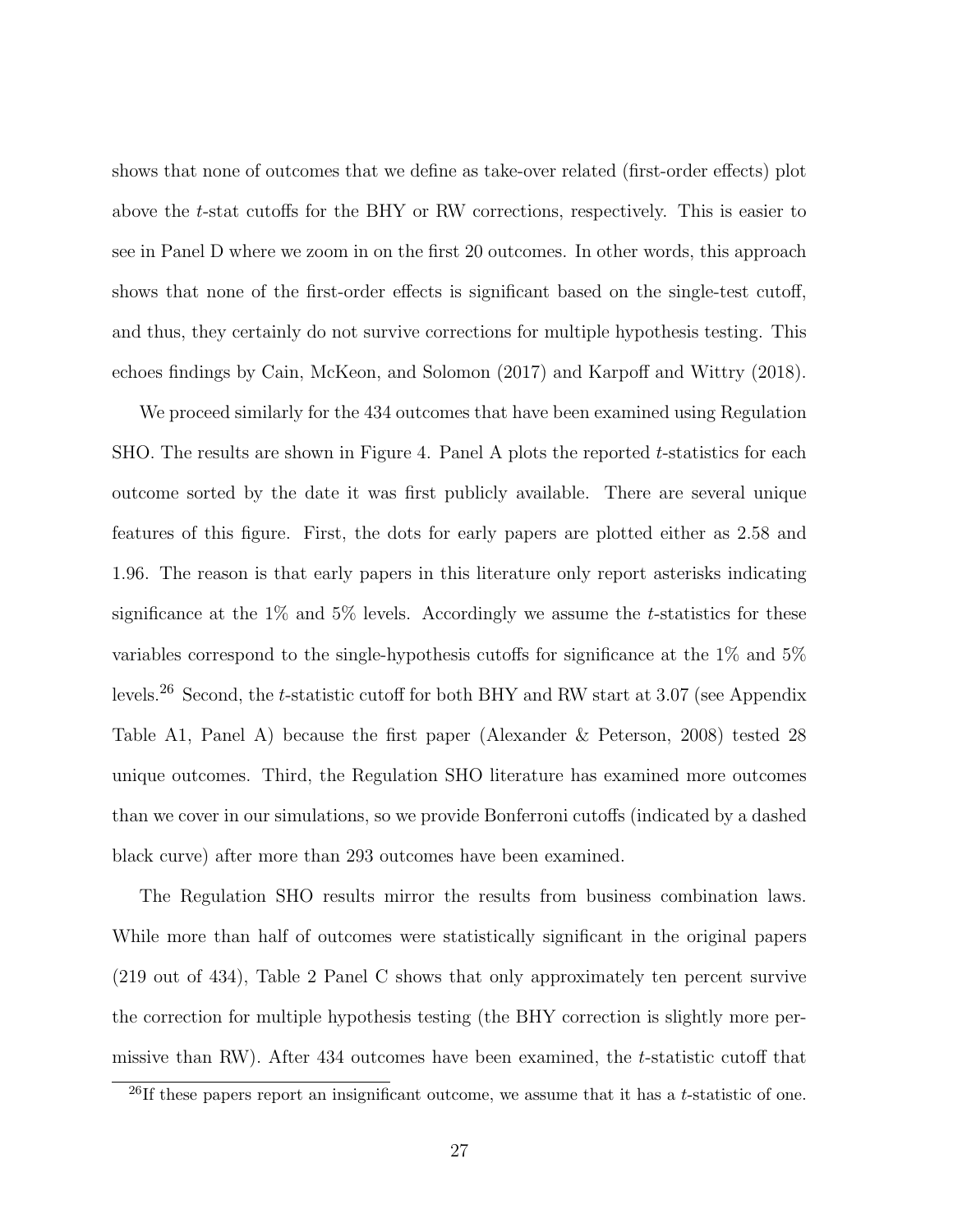shows that none of outcomes that we define as take-over related (first-order effects) plot above the $t$-stat cutoffs for the BHY or RW corrections, respectively. This is easier to see in Panel D where we zoom in on the first 20 outcomes. In other words, this approach shows that none of the first-order effects is significant based on the single-test cutoff, and thus, they certainly do not survive corrections for multiple hypothesis testing. This echoes findings by Cain, McKeon, and Solomon (2017) and Karpoff and Wittry (2018).

We proceed similarly for the 434 outcomes that have been examined using Regulation SHO. The results are shown in Figure 4. Panel A plots the reported $t$-statistics for each outcome sorted by the date it was first publicly available. There are several unique features of this figure. First, the dots for early papers are plotted either as 2.58 and 1.96. The reason is that early papers in this literature only report asterisks indicating significance at the 1% and 5% levels. Accordingly we assume the $t$-statistics for these variables correspond to the single-hypothesis cutoffs for significance at the 1% and 5% levels.[26] Second, the $t$-statistic cutoff for both BHY and RW start at 3.07 (see Appendix Table A1, Panel A) because the first paper (Alexander & Peterson, 2008) tested 28 unique outcomes. Third, the Regulation SHO literature has examined more outcomes than we cover in our simulations, so we provide Bonferroni cutoffs (indicated by a dashed black curve) after more than 293 outcomes have been examined.

The Regulation SHO results mirror the results from business combination laws. While more than half of outcomes were statistically significant in the original papers (219 out of 434), Table 2 Panel C shows that only approximately ten percent survive the correction for multiple hypothesis testing (the BHY correction is slightly more permissive than RW). After 434 outcomes have been examined, the $t$-statistic cutoff that

[26]If these papers report an insignificant outcome, we assume that it has a $t$-statistic of one.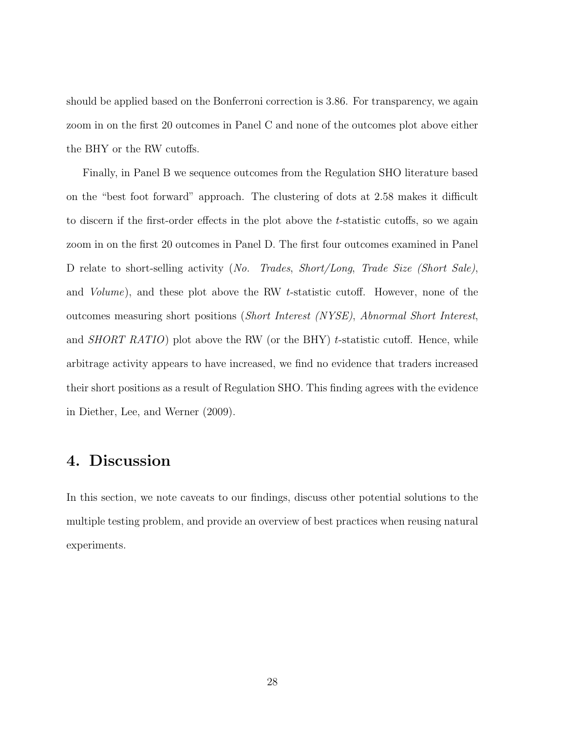should be applied based on the Bonferroni correction is 3.86. For transparency, we again zoom in on the first 20 outcomes in Panel C and none of the outcomes plot above either the BHY or the RW cutoffs.

Finally, in Panel B we sequence outcomes from the Regulation SHO literature based on the "best foot forward" approach. The clustering of dots at 2.58 makes it difficult to discern if the first-order effects in the plot above the $t$-statistic cutoffs, so we again zoom in on the first 20 outcomes in Panel D. The first four outcomes examined in Panel D relate to short-selling activity (*No. Trades*, *Short/Long*, *Trade Size (Short Sale)*, and *Volume*), and these plot above the RW $t$-statistic cutoff. However, none of the outcomes measuring short positions (*Short Interest (NYSE)*, *Abnormal Short Interest*, and *SHORT RATIO*) plot above the RW (or the BHY) $t$-statistic cutoff. Hence, while arbitrage activity appears to have increased, we find no evidence that traders increased their short positions as a result of Regulation SHO. This finding agrees with the evidence in Diether, Lee, and Werner (2009).

# 4. Discussion

In this section, we note caveats to our findings, discuss other potential solutions to the multiple testing problem, and provide an overview of best practices when reusing natural experiments.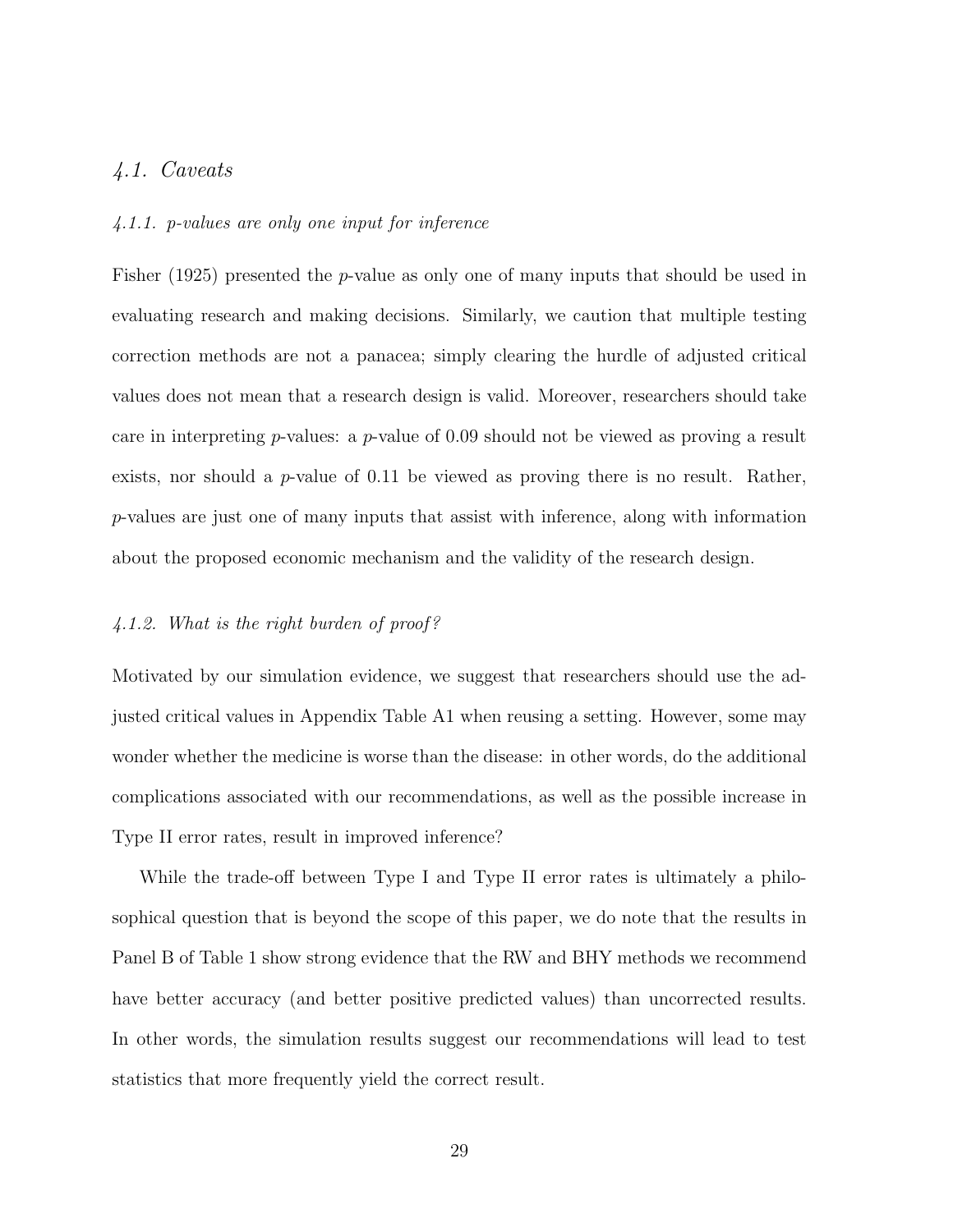### *4.1. Caveats*

#### *4.1.1. p-values are only one input for inference*

Fisher (1925) presented the *p*-value as only one of many inputs that should be used in evaluating research and making decisions. Similarly, we caution that multiple testing correction methods are not a panacea; simply clearing the hurdle of adjusted critical values does not mean that a research design is valid. Moreover, researchers should take care in interpreting *p*-values: a *p*-value of 0.09 should not be viewed as proving a result exists, nor should a *p*-value of 0.11 be viewed as proving there is no result. Rather, *p*-values are just one of many inputs that assist with inference, along with information about the proposed economic mechanism and the validity of the research design.

#### *4.1.2. What is the right burden of proof?*

Motivated by our simulation evidence, we suggest that researchers should use the adjusted critical values in Appendix Table A1 when reusing a setting. However, some may wonder whether the medicine is worse than the disease: in other words, do the additional complications associated with our recommendations, as well as the possible increase in Type II error rates, result in improved inference?

While the trade-off between Type I and Type II error rates is ultimately a philosophical question that is beyond the scope of this paper, we do note that the results in Panel B of Table 1 show strong evidence that the RW and BHY methods we recommend have better accuracy (and better positive predicted values) than uncorrected results. In other words, the simulation results suggest our recommendations will lead to test statistics that more frequently yield the correct result.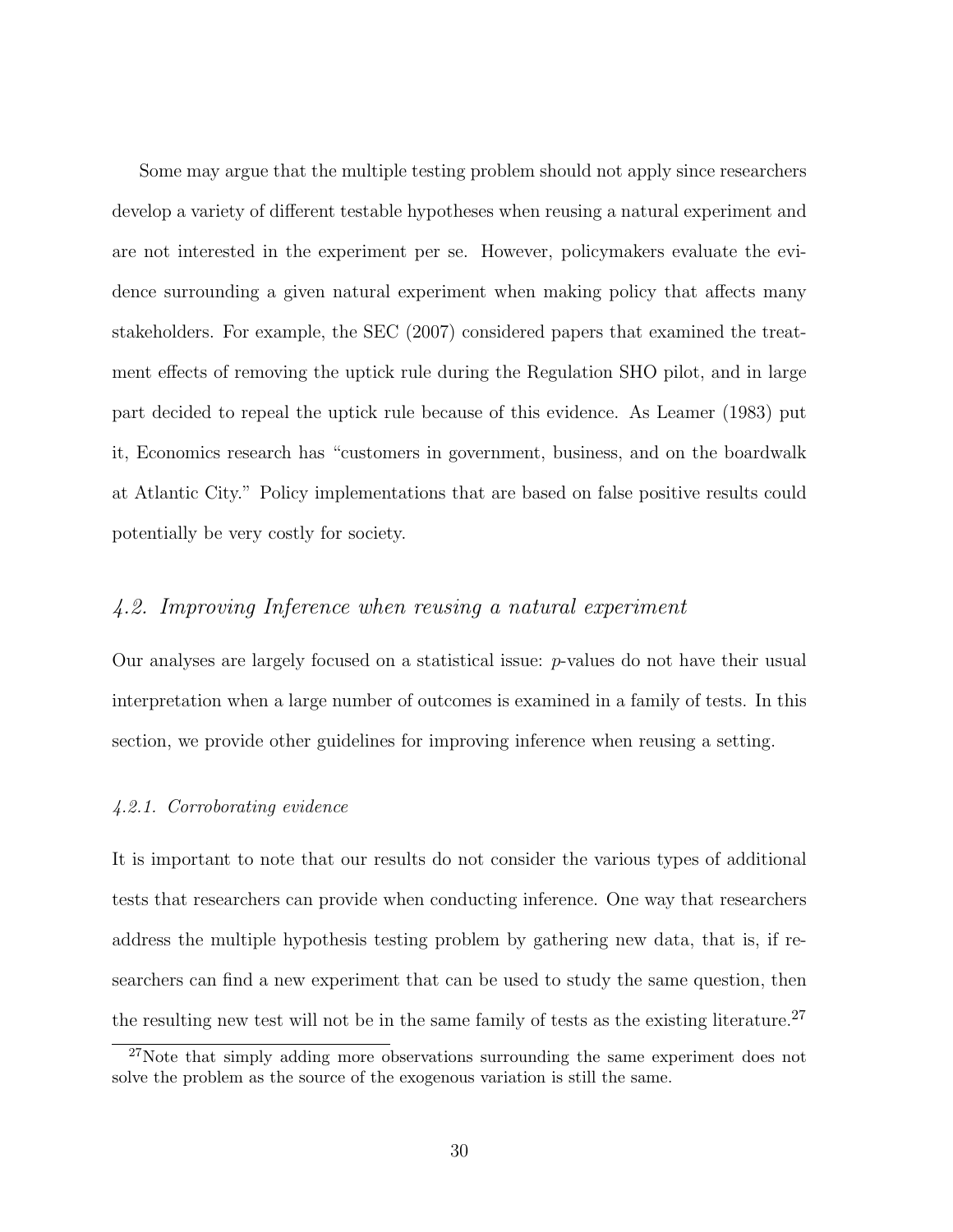Some may argue that the multiple testing problem should not apply since researchers develop a variety of different testable hypotheses when reusing a natural experiment and are not interested in the experiment per se. However, policymakers evaluate the evidence surrounding a given natural experiment when making policy that affects many stakeholders. For example, the SEC (2007) considered papers that examined the treatment effects of removing the uptick rule during the Regulation SHO pilot, and in large part decided to repeal the uptick rule because of this evidence. As Leamer (1983) put it, Economics research has "customers in government, business, and on the boardwalk at Atlantic City." Policy implementations that are based on false positive results could potentially be very costly for society.

### *4.2. Improving Inference when reusing a natural experiment*

Our analyses are largely focused on a statistical issue: $p$-values do not have their usual interpretation when a large number of outcomes is examined in a family of tests. In this section, we provide other guidelines for improving inference when reusing a setting.

#### *4.2.1. Corroborating evidence*

It is important to note that our results do not consider the various types of additional tests that researchers can provide when conducting inference. One way that researchers address the multiple hypothesis testing problem by gathering new data, that is, if researchers can find a new experiment that can be used to study the same question, then the resulting new test will not be in the same family of tests as the existing literature.[27]

[27] Note that simply adding more observations surrounding the same experiment does not solve the problem as the source of the exogenous variation is still the same.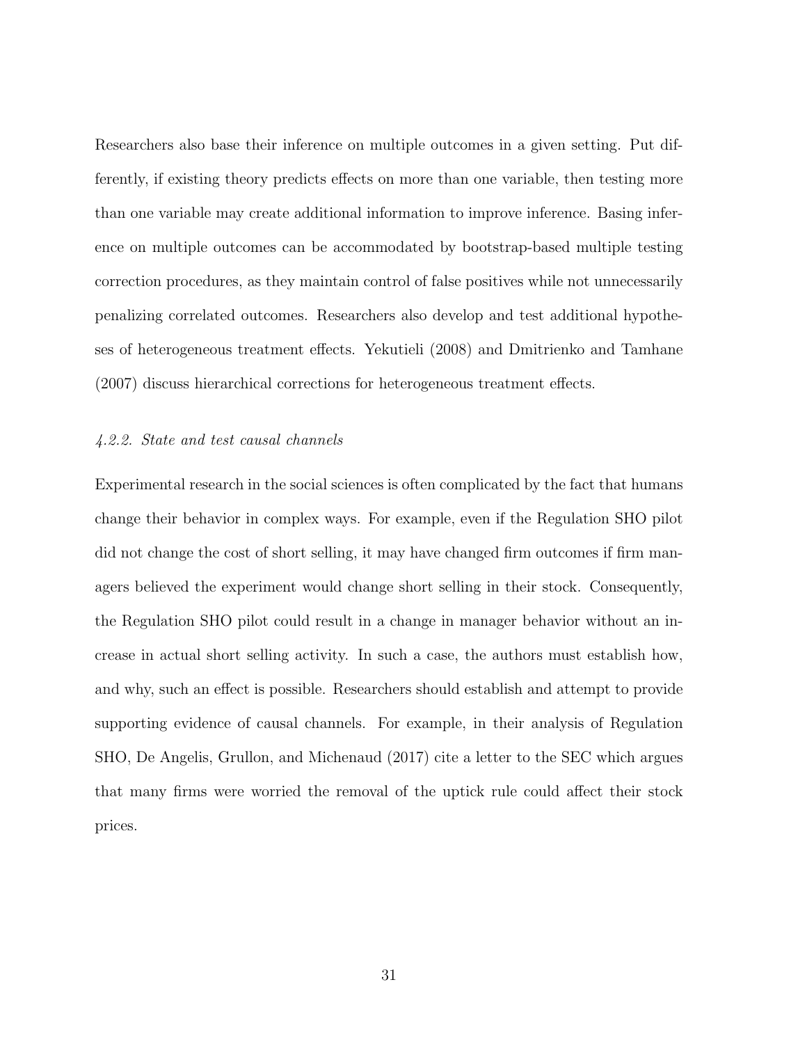Researchers also base their inference on multiple outcomes in a given setting. Put differently, if existing theory predicts effects on more than one variable, then testing more than one variable may create additional information to improve inference. Basing inference on multiple outcomes can be accommodated by bootstrap-based multiple testing correction procedures, as they maintain control of false positives while not unnecessarily penalizing correlated outcomes. Researchers also develop and test additional hypotheses of heterogeneous treatment effects. Yekutieli (2008) and Dmitrienko and Tamhane (2007) discuss hierarchical corrections for heterogeneous treatment effects.

#### *4.2.2. State and test causal channels*

Experimental research in the social sciences is often complicated by the fact that humans change their behavior in complex ways. For example, even if the Regulation SHO pilot did not change the cost of short selling, it may have changed firm outcomes if firm managers believed the experiment would change short selling in their stock. Consequently, the Regulation SHO pilot could result in a change in manager behavior without an increase in actual short selling activity. In such a case, the authors must establish how, and why, such an effect is possible. Researchers should establish and attempt to provide supporting evidence of causal channels. For example, in their analysis of Regulation SHO, De Angelis, Grullon, and Michenaud (2017) cite a letter to the SEC which argues that many firms were worried the removal of the uptick rule could affect their stock prices.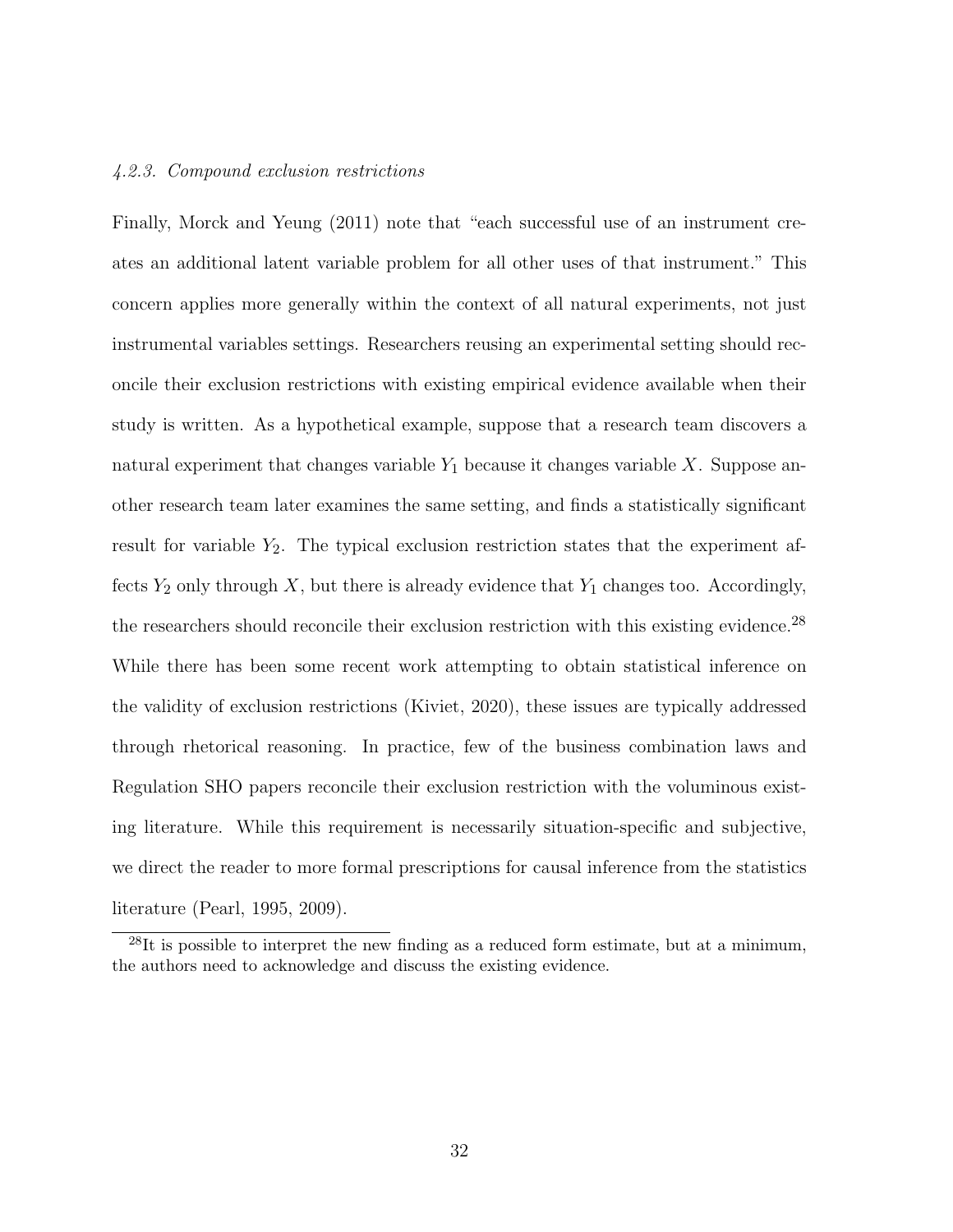#### *4.2.3. Compound exclusion restrictions*

Finally, Morck and Yeung (2011) note that "each successful use of an instrument creates an additional latent variable problem for all other uses of that instrument." This concern applies more generally within the context of all natural experiments, not just instrumental variables settings. Researchers reusing an experimental setting should reconcile their exclusion restrictions with existing empirical evidence available when their study is written. As a hypothetical example, suppose that a research team discovers a natural experiment that changes variable $Y_1$ because it changes variable $X$. Suppose another research team later examines the same setting, and finds a statistically significant result for variable $Y_2$. The typical exclusion restriction states that the experiment affects $Y_2$ only through $X$, but there is already evidence that $Y_1$ changes too. Accordingly, the researchers should reconcile their exclusion restriction with this existing evidence.[28] While there has been some recent work attempting to obtain statistical inference on the validity of exclusion restrictions (Kiviet, 2020), these issues are typically addressed through rhetorical reasoning. In practice, few of the business combination laws and Regulation SHO papers reconcile their exclusion restriction with the voluminous existing literature. While this requirement is necessarily situation-specific and subjective, we direct the reader to more formal prescriptions for causal inference from the statistics literature (Pearl, 1995, 2009).

---

[28] It is possible to interpret the new finding as a reduced form estimate, but at a minimum, the authors need to acknowledge and discuss the existing evidence.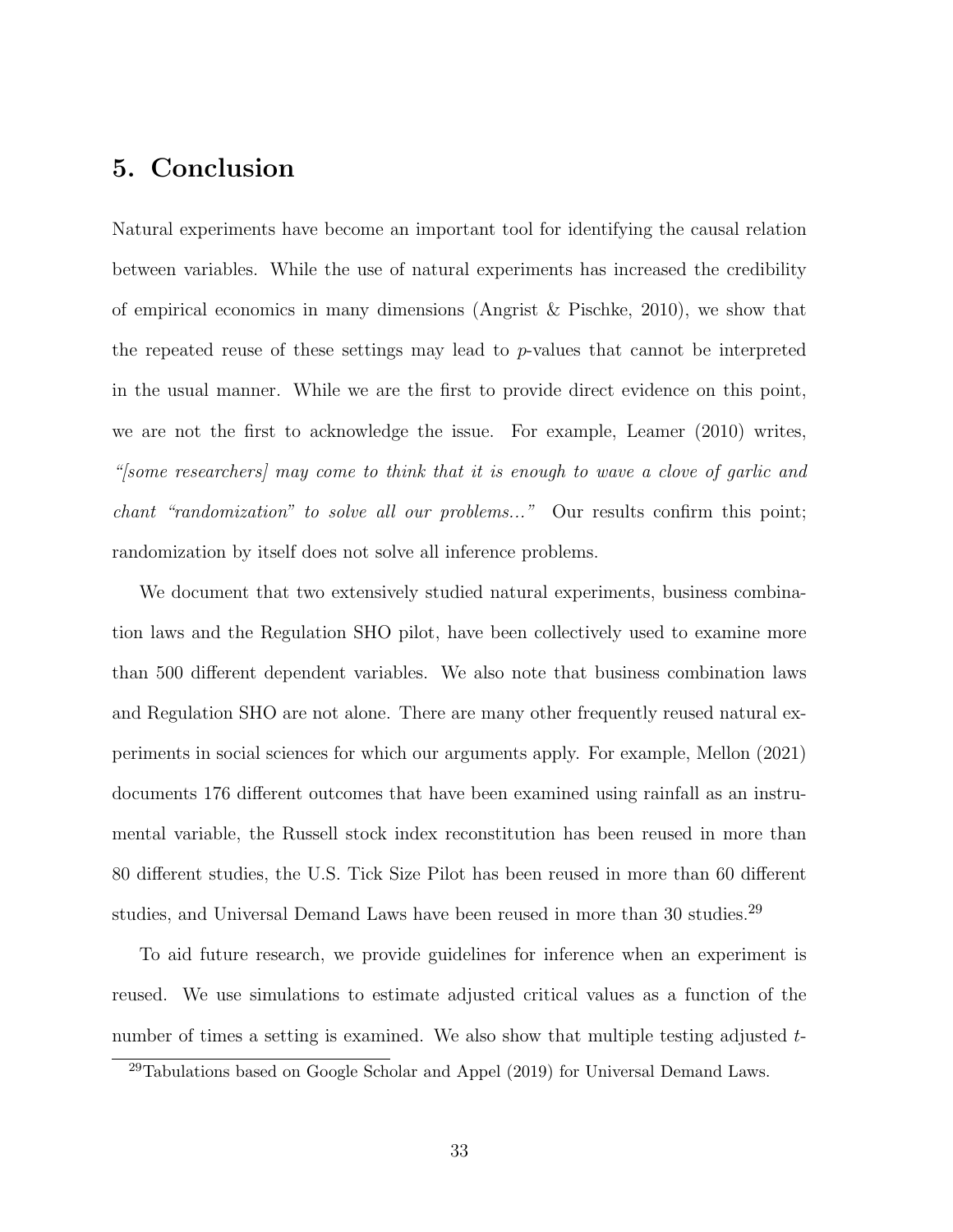## 5. Conclusion

Natural experiments have become an important tool for identifying the causal relation between variables. While the use of natural experiments has increased the credibility of empirical economics in many dimensions (Angrist & Pischke, 2010), we show that the repeated reuse of these settings may lead to $p$-values that cannot be interpreted in the usual manner. While we are the first to provide direct evidence on this point, we are not the first to acknowledge the issue. For example, Leamer (2010) writes, *"[some researchers] may come to think that it is enough to wave a clove of garlic and chant "randomization" to solve all our problems..."* Our results confirm this point; randomization by itself does not solve all inference problems.

We document that two extensively studied natural experiments, business combination laws and the Regulation SHO pilot, have been collectively used to examine more than 500 different dependent variables. We also note that business combination laws and Regulation SHO are not alone. There are many other frequently reused natural experiments in social sciences for which our arguments apply. For example, Mellon (2021) documents 176 different outcomes that have been examined using rainfall as an instrumental variable, the Russell stock index reconstitution has been reused in more than 80 different studies, the U.S. Tick Size Pilot has been reused in more than 60 different studies, and Universal Demand Laws have been reused in more than 30 studies.[29]

To aid future research, we provide guidelines for inference when an experiment is reused. We use simulations to estimate adjusted critical values as a function of the number of times a setting is examined. We also show that multiple testing adjusted $t$-

[29] Tabulations based on Google Scholar and Appel (2019) for Universal Demand Laws.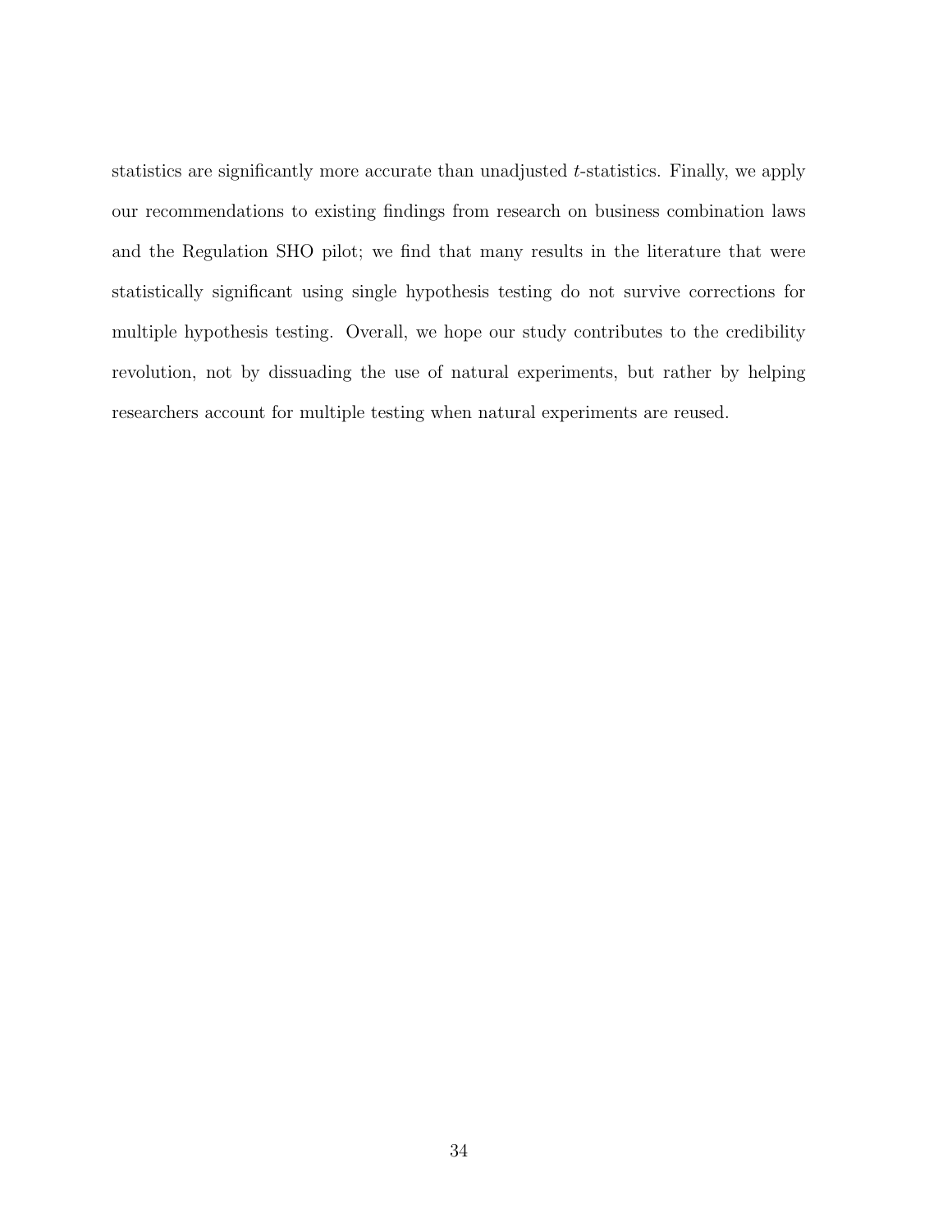statistics are significantly more accurate than unadjusted $t$-statistics. Finally, we apply our recommendations to existing findings from research on business combination laws and the Regulation SHO pilot; we find that many results in the literature that were statistically significant using single hypothesis testing do not survive corrections for multiple hypothesis testing. Overall, we hope our study contributes to the credibility revolution, not by dissuading the use of natural experiments, but rather by helping researchers account for multiple testing when natural experiments are reused.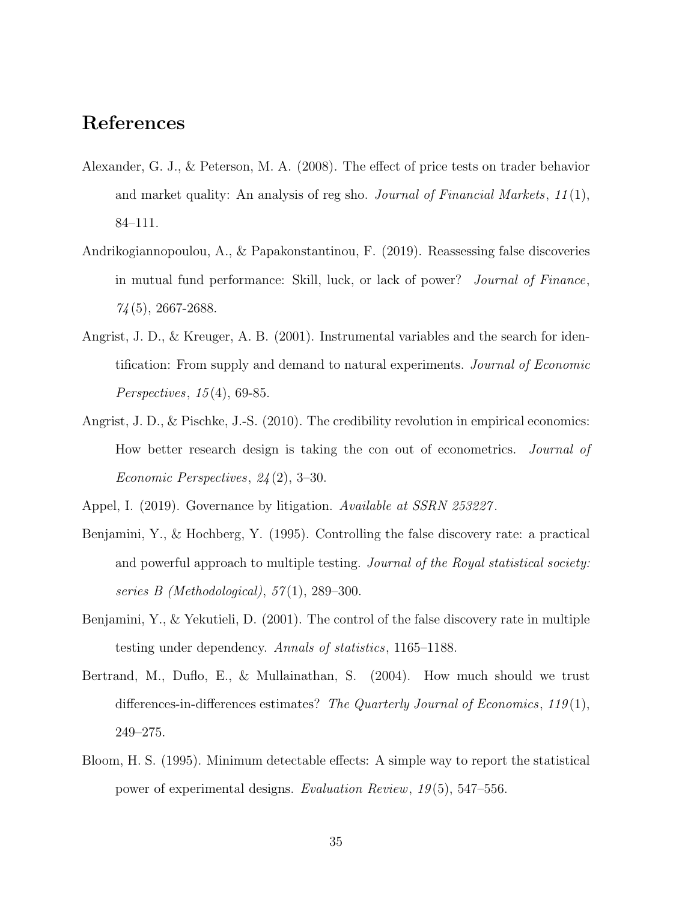# References

Alexander, G. J., & Peterson, M. A. (2008). The effect of price tests on trader behavior and market quality: An analysis of reg sho. *Journal of Financial Markets*, *11*(1), 84–111.

Andrikogiannopoulou, A., & Papakonstantinou, F. (2019). Reassessing false discoveries in mutual fund performance: Skill, luck, or lack of power? *Journal of Finance*, *74*(5), 2667-2688.

Angrist, J. D., & Kreuger, A. B. (2001). Instrumental variables and the search for identification: From supply and demand to natural experiments. *Journal of Economic Perspectives*, *15*(4), 69-85.

Angrist, J. D., & Pischke, J.-S. (2010). The credibility revolution in empirical economics: How better research design is taking the con out of econometrics. *Journal of Economic Perspectives*, *24*(2), 3–30.

Appel, I. (2019). Governance by litigation. *Available at SSRN 253227*.

Benjamini, Y., & Hochberg, Y. (1995). Controlling the false discovery rate: a practical and powerful approach to multiple testing. *Journal of the Royal statistical society: series B (Methodological)*, *57*(1), 289–300.

Benjamini, Y., & Yekutieli, D. (2001). The control of the false discovery rate in multiple testing under dependency. *Annals of statistics*, 1165–1188.

Bertrand, M., Duflo, E., & Mullainathan, S. (2004). How much should we trust differences-in-differences estimates? *The Quarterly Journal of Economics*, *119*(1), 249–275.

Bloom, H. S. (1995). Minimum detectable effects: A simple way to report the statistical power of experimental designs. *Evaluation Review*, *19*(5), 547–556.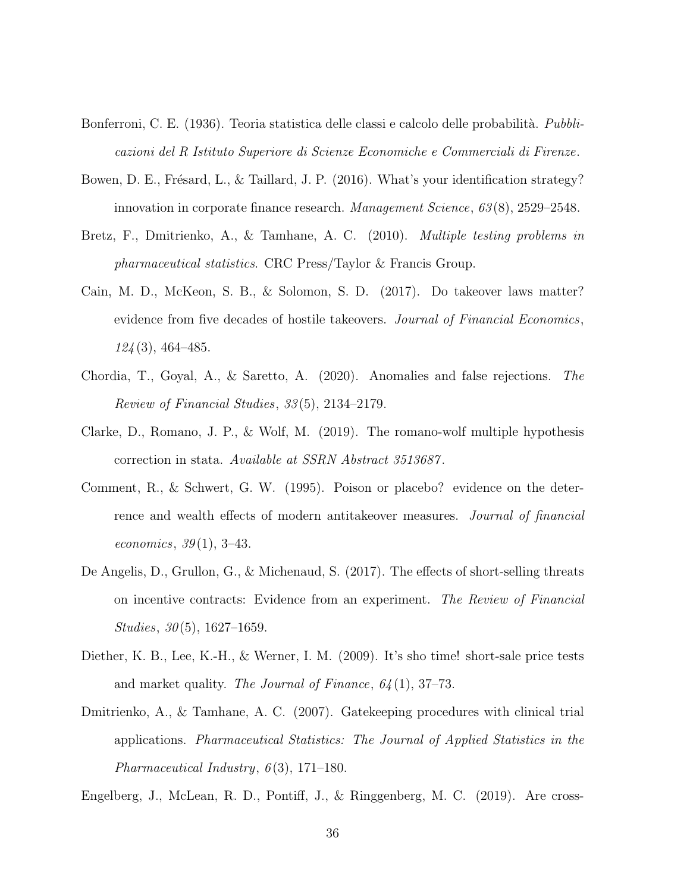Bonferroni, C. E. (1936). Teoria statistica delle classi e calcolo delle probabilità. *Pubblicazioni del R Istituto Superiore di Scienze Economiche e Commerciali di Firenze*.

Bowen, D. E., Frésard, L., & Taillard, J. P. (2016). What's your identification strategy? innovation in corporate finance research. *Management Science*, *63*(8), 2529–2548.

Bretz, F., Dmitrienko, A., & Tamhane, A. C. (2010). *Multiple testing problems in pharmaceutical statistics*. CRC Press/Taylor & Francis Group.

Cain, M. D., McKeon, S. B., & Solomon, S. D. (2017). Do takeover laws matter? evidence from five decades of hostile takeovers. *Journal of Financial Economics*, *124*(3), 464–485.

Chordia, T., Goyal, A., & Saretto, A. (2020). Anomalies and false rejections. *The Review of Financial Studies*, *33*(5), 2134–2179.

Clarke, D., Romano, J. P., & Wolf, M. (2019). The romano-wolf multiple hypothesis correction in stata. *Available at SSRN Abstract 3513687*.

Comment, R., & Schwert, G. W. (1995). Poison or placebo? evidence on the deterrence and wealth effects of modern antitakeover measures. *Journal of financial economics*, *39*(1), 3–43.

De Angelis, D., Grullon, G., & Michenaud, S. (2017). The effects of short-selling threats on incentive contracts: Evidence from an experiment. *The Review of Financial Studies*, *30*(5), 1627–1659.

Diether, K. B., Lee, K.-H., & Werner, I. M. (2009). It's sho time! short-sale price tests and market quality. *The Journal of Finance*, *64*(1), 37–73.

Dmitrienko, A., & Tamhane, A. C. (2007). Gatekeeping procedures with clinical trial applications. *Pharmaceutical Statistics: The Journal of Applied Statistics in the Pharmaceutical Industry*, *6*(3), 171–180.

Engelberg, J., McLean, R. D., Pontiff, J., & Ringgenberg, M. C. (2019). Are cross-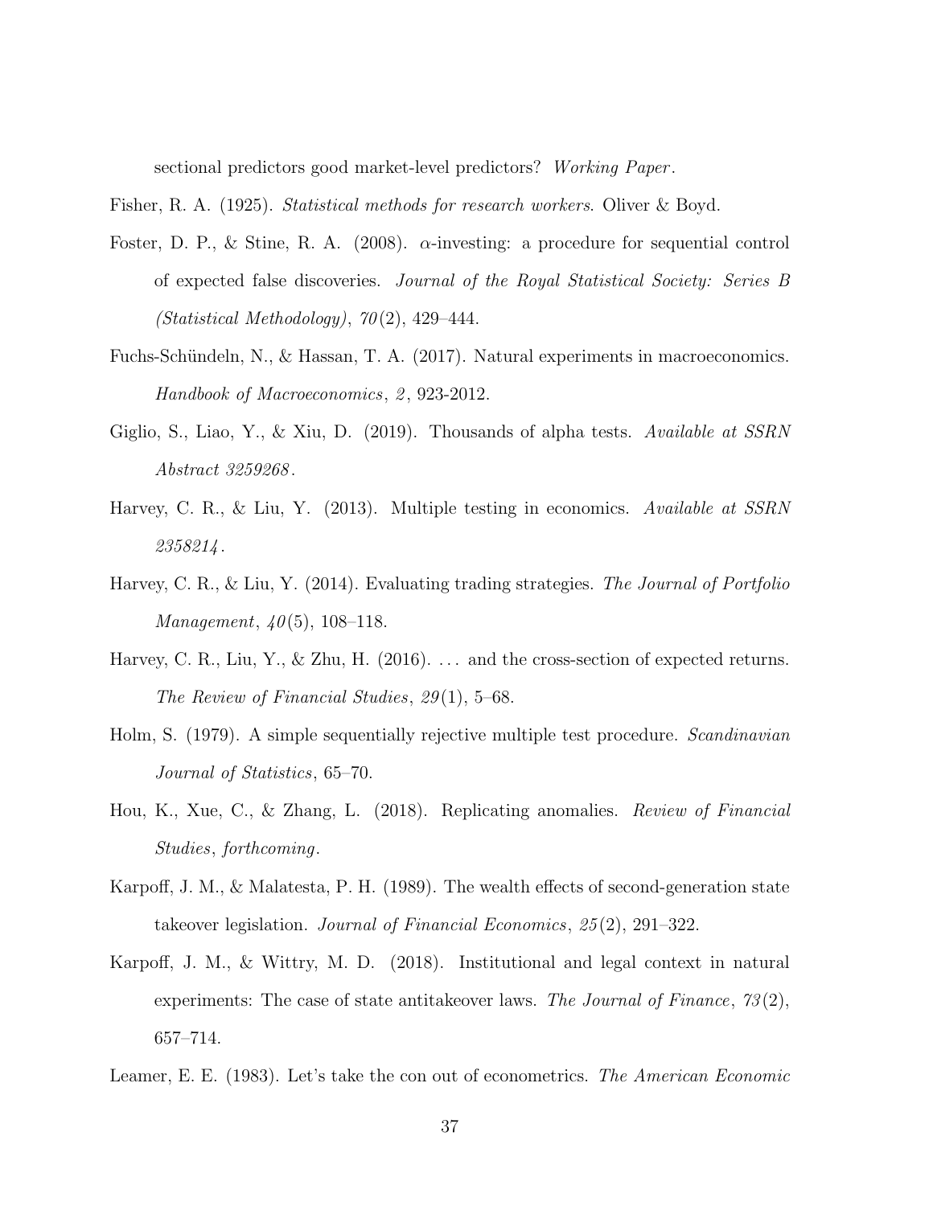sectional predictors good market-level predictors? *Working Paper*.

Fisher, R. A. (1925). *Statistical methods for research workers*. Oliver & Boyd.

Foster, D. P., & Stine, R. A. (2008). $\alpha$-investing: a procedure for sequential control of expected false discoveries. *Journal of the Royal Statistical Society: Series B (Statistical Methodology)*, *70*(2), 429–444.

Fuchs-Schündeln, N., & Hassan, T. A. (2017). Natural experiments in macroeconomics. *Handbook of Macroeconomics*, *2*, 923-2012.

Giglio, S., Liao, Y., & Xiu, D. (2019). Thousands of alpha tests. *Available at SSRN Abstract 3259268*.

Harvey, C. R., & Liu, Y. (2013). Multiple testing in economics. *Available at SSRN 2358214*.

Harvey, C. R., & Liu, Y. (2014). Evaluating trading strategies. *The Journal of Portfolio Management*, *40*(5), 108–118.

Harvey, C. R., Liu, Y., & Zhu, H. (2016). ... and the cross-section of expected returns. *The Review of Financial Studies*, *29*(1), 5–68.

Holm, S. (1979). A simple sequentially rejective multiple test procedure. *Scandinavian Journal of Statistics*, 65–70.

Hou, K., Xue, C., & Zhang, L. (2018). Replicating anomalies. *Review of Financial Studies*, *forthcoming*.

Karpoff, J. M., & Malatesta, P. H. (1989). The wealth effects of second-generation state takeover legislation. *Journal of Financial Economics*, *25*(2), 291–322.

Karpoff, J. M., & Wittry, M. D. (2018). Institutional and legal context in natural experiments: The case of state antitakeover laws. *The Journal of Finance*, *73*(2), 657–714.

Leamer, E. E. (1983). Let's take the con out of econometrics. *The American Economic*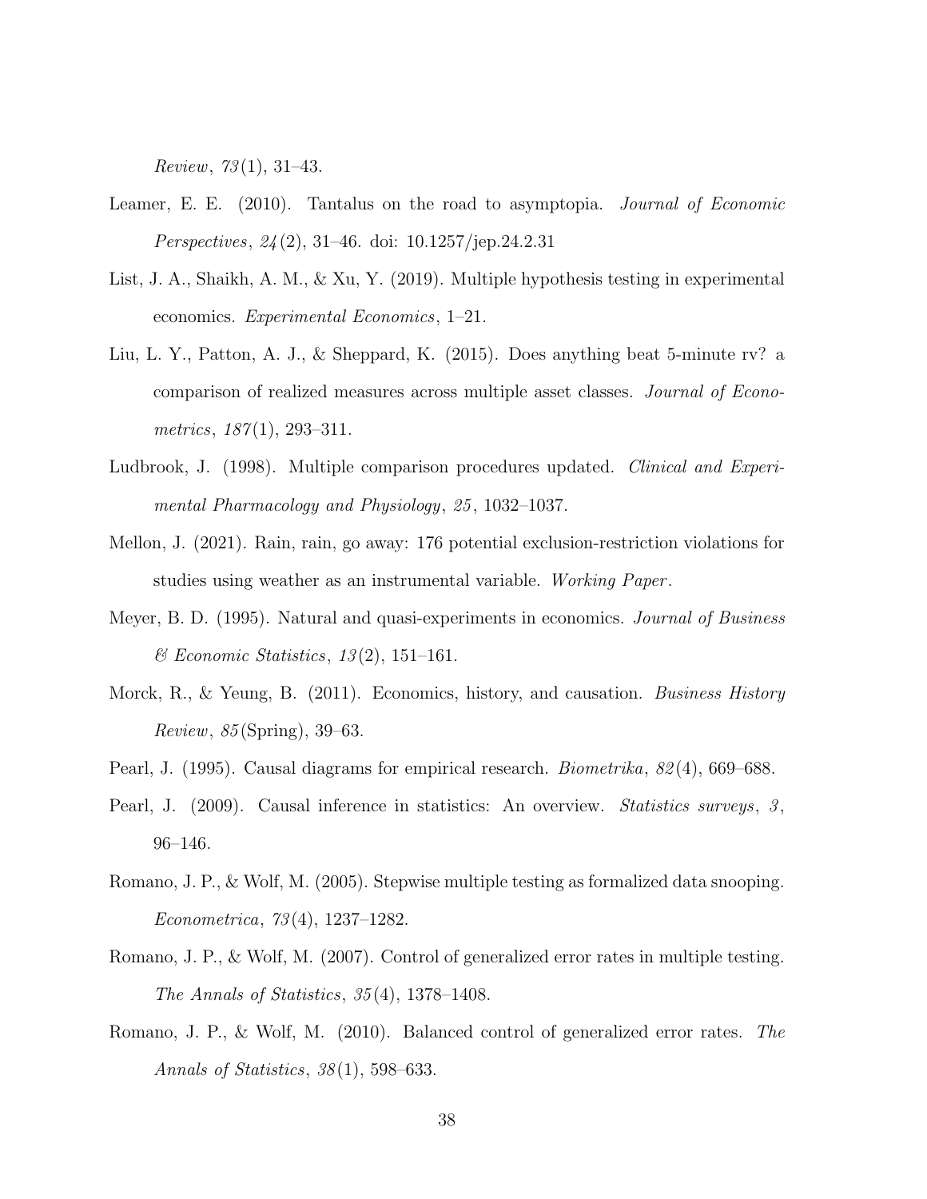*Review*, *73*(1), 31–43.

Leamer, E. E. (2010). Tantalus on the road to asymptopia. *Journal of Economic Perspectives*, *24*(2), 31–46. doi: 10.1257/jep.24.2.31

List, J. A., Shaikh, A. M., & Xu, Y. (2019). Multiple hypothesis testing in experimental economics. *Experimental Economics*, 1–21.

Liu, L. Y., Patton, A. J., & Sheppard, K. (2015). Does anything beat 5-minute rv? a comparison of realized measures across multiple asset classes. *Journal of Econometrics*, *187*(1), 293–311.

Ludbrook, J. (1998). Multiple comparison procedures updated. *Clinical and Experimental Pharmacology and Physiology*, *25*, 1032–1037.

Mellon, J. (2021). Rain, rain, go away: 176 potential exclusion-restriction violations for studies using weather as an instrumental variable. *Working Paper*.

Meyer, B. D. (1995). Natural and quasi-experiments in economics. *Journal of Business & Economic Statistics*, *13*(2), 151–161.

Morck, R., & Yeung, B. (2011). Economics, history, and causation. *Business History Review*, *85*(Spring), 39–63.

Pearl, J. (1995). Causal diagrams for empirical research. *Biometrika*, *82*(4), 669–688.

Pearl, J. (2009). Causal inference in statistics: An overview. *Statistics surveys*, *3*, 96–146.

Romano, J. P., & Wolf, M. (2005). Stepwise multiple testing as formalized data snooping. *Econometrica*, *73*(4), 1237–1282.

Romano, J. P., & Wolf, M. (2007). Control of generalized error rates in multiple testing. *The Annals of Statistics*, *35*(4), 1378–1408.

Romano, J. P., & Wolf, M. (2010). Balanced control of generalized error rates. *The Annals of Statistics*, *38*(1), 598–633.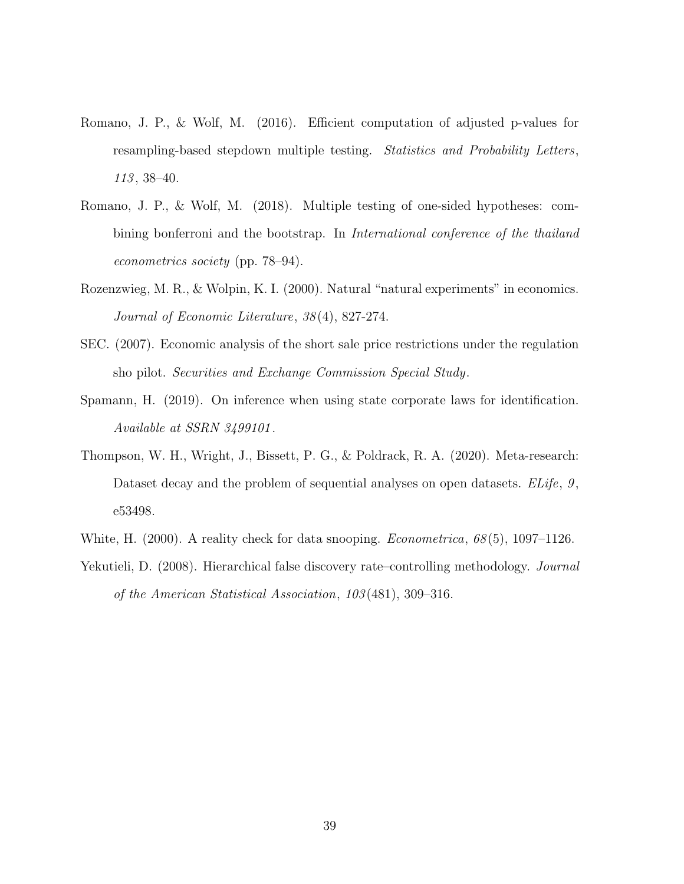Romano, J. P., & Wolf, M. (2016). Efficient computation of adjusted p-values for resampling-based stepdown multiple testing. *Statistics and Probability Letters*, *113*, 38–40.

Romano, J. P., & Wolf, M. (2018). Multiple testing of one-sided hypotheses: combining bonferroni and the bootstrap. In *International conference of the thailand econometrics society* (pp. 78–94).

Rozenzwieg, M. R., & Wolpin, K. I. (2000). Natural "natural experiments" in economics. *Journal of Economic Literature*, *38*(4), 827-274.

SEC. (2007). Economic analysis of the short sale price restrictions under the regulation sho pilot. *Securities and Exchange Commission Special Study*.

Spamann, H. (2019). On inference when using state corporate laws for identification. *Available at SSRN 3499101*.

Thompson, W. H., Wright, J., Bissett, P. G., & Poldrack, R. A. (2020). Meta-research: Dataset decay and the problem of sequential analyses on open datasets. *ELife*, *9*, e53498.

White, H. (2000). A reality check for data snooping. *Econometrica*, *68*(5), 1097–1126.

Yekutieli, D. (2008). Hierarchical false discovery rate–controlling methodology. *Journal of the American Statistical Association*, *103*(481), 309–316.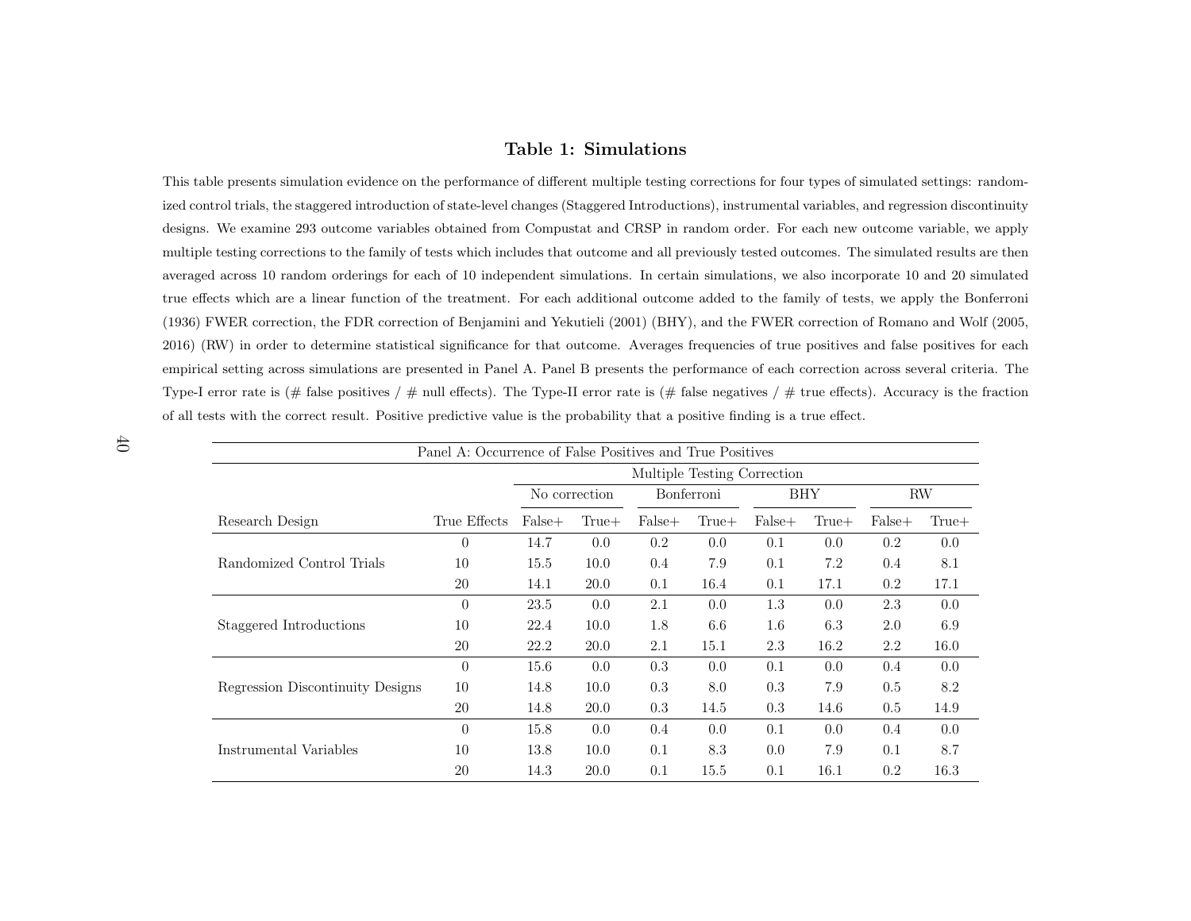# Table 1: Simulations

This table presents simulation evidence on the performance of different multiple testing corrections for four types of simulated settings: randomized control trials, the staggered introduction of state-level changes (Staggered Introductions), instrumental variables, and regression discontinuity designs. We examine 293 outcome variables obtained from Compustat and CRSP in random order. For each new outcome variable, we apply multiple testing corrections to the family of tests which includes that outcome and all previously tested outcomes. The simulated results are then averaged across 10 random orderings for each of 10 independent simulations. In certain simulations, we also incorporate 10 and 20 simulated true effects which are a linear function of the treatment. For each additional outcome added to the family of tests, we apply the Bonferroni (1936) FWER correction, the FDR correction of Benjamini and Yekutieli (2001) (BHY), and the FWER correction of Romano and Wolf (2005, 2016) (RW) in order to determine statistical significance for that outcome. Averages frequencies of true positives and false positives for each empirical setting across simulations are presented in Panel A. Panel B presents the performance of each correction across several criteria. The Type-I error rate is (# false positives / # null effects). The Type-II error rate is (# false negatives / # true effects). Accuracy is the fraction of all tests with the correct result. Positive predictive value is the probability that a positive finding is a true effect.

Panel A: Occurrence of False Positives and True Positives

| | | Multiple Testing Correction | | | | | | | |
|---|---|---|---|---|---|---|---|---|---|
| | | No correction | | Bonferroni | | BHY | | RW | |
| Research Design | True Effects | False+ | True+ | False+ | True+ | False+ | True+ | False+ | True+ |
| | 0 | 14.7 | 0.0 | 0.2 | 0.0 | 0.1 | 0.0 | 0.2 | 0.0 |
| Randomized Control Trials | 10 | 15.5 | 10.0 | 0.4 | 7.9 | 0.1 | 7.2 | 0.4 | 8.1 |
| | 20 | 14.1 | 20.0 | 0.1 | 16.4 | 0.1 | 17.1 | 0.2 | 17.1 |
| | 0 | 23.5 | 0.0 | 2.1 | 0.0 | 1.3 | 0.0 | 2.3 | 0.0 |
| Staggered Introductions | 10 | 22.4 | 10.0 | 1.8 | 6.6 | 1.6 | 6.3 | 2.0 | 6.9 |
| | 20 | 22.2 | 20.0 | 2.1 | 15.1 | 2.3 | 16.2 | 2.2 | 16.0 |
| | 0 | 15.6 | 0.0 | 0.3 | 0.0 | 0.1 | 0.0 | 0.4 | 0.0 |
| Regression Discontinuity Designs | 10 | 14.8 | 10.0 | 0.3 | 8.0 | 0.3 | 7.9 | 0.5 | 8.2 |
| | 20 | 14.8 | 20.0 | 0.3 | 14.5 | 0.3 | 14.6 | 0.5 | 14.9 |
| | 0 | 15.8 | 0.0 | 0.4 | 0.0 | 0.1 | 0.0 | 0.4 | 0.0 |
| Instrumental Variables | 10 | 13.8 | 10.0 | 0.1 | 8.3 | 0.0 | 7.9 | 0.1 | 8.7 |
| | 20 | 14.3 | 20.0 | 0.1 | 15.5 | 0.1 | 16.1 | 0.2 | 16.3 |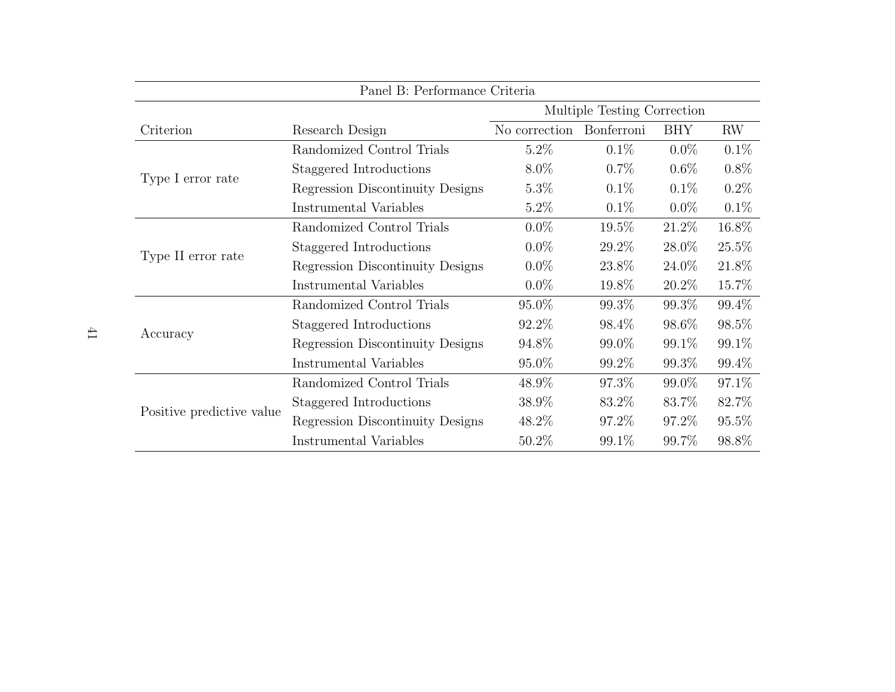| Panel B: Performance Criteria | | | | | |
|---|---|---|---|---|---|
| | | Multiple Testing Correction | | | |
| Criterion | Research Design | No correction | Bonferroni | BHY | RW |
| Type I error rate | Randomized Control Trials | 5.2% | 0.1% | 0.0% | 0.1% |
| | Staggered Introductions | 8.0% | 0.7% | 0.6% | 0.8% |
| | Regression Discontinuity Designs | 5.3% | 0.1% | 0.1% | 0.2% |
| | Instrumental Variables | 5.2% | 0.1% | 0.0% | 0.1% |
| Type II error rate | Randomized Control Trials | 0.0% | 19.5% | 21.2% | 16.8% |
| | Staggered Introductions | 0.0% | 29.2% | 28.0% | 25.5% |
| | Regression Discontinuity Designs | 0.0% | 23.8% | 24.0% | 21.8% |
| | Instrumental Variables | 0.0% | 19.8% | 20.2% | 15.7% |
| Accuracy | Randomized Control Trials | 95.0% | 99.3% | 99.3% | 99.4% |
| | Staggered Introductions | 92.2% | 98.4% | 98.6% | 98.5% |
| | Regression Discontinuity Designs | 94.8% | 99.0% | 99.1% | 99.1% |
| | Instrumental Variables | 95.0% | 99.2% | 99.3% | 99.4% |
| Positive predictive value | Randomized Control Trials | 48.9% | 97.3% | 99.0% | 97.1% |
| | Staggered Introductions | 38.9% | 83.2% | 83.7% | 82.7% |
| | Regression Discontinuity Designs | 48.2% | 97.2% | 97.2% | 95.5% |
| | Instrumental Variables | 50.2% | 99.1% | 99.7% | 98.8% |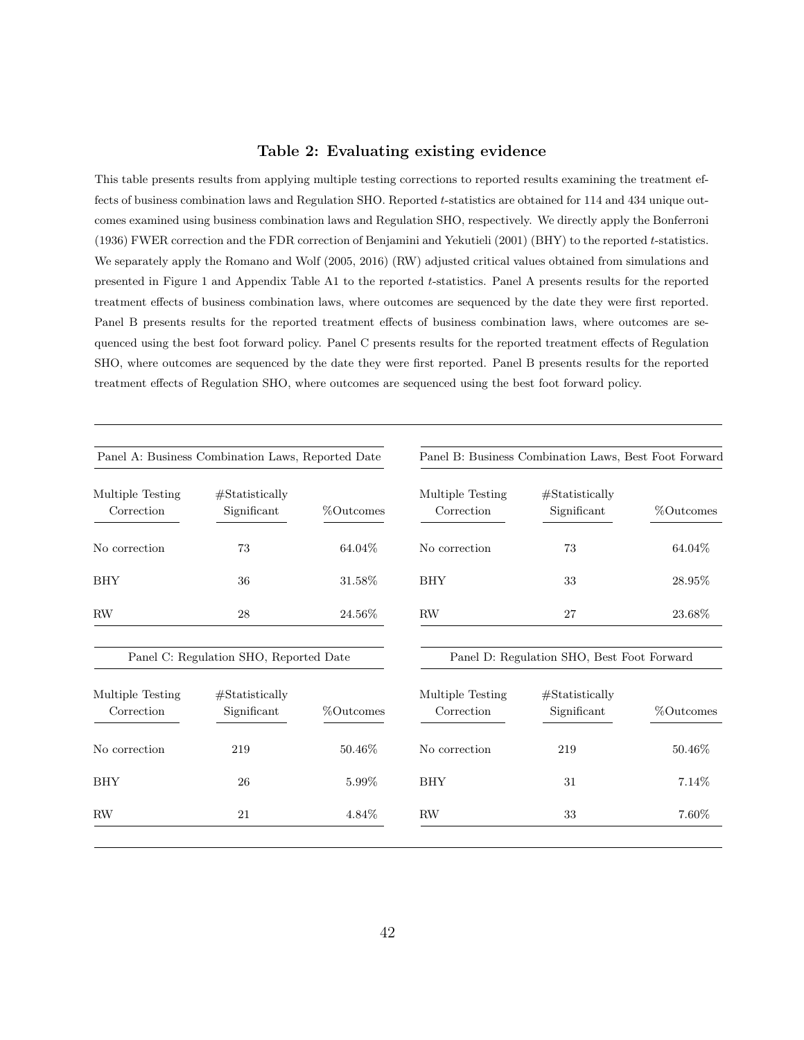### Table 2: Evaluating existing evidence

This table presents results from applying multiple testing corrections to reported results examining the treatment effects of business combination laws and Regulation SHO. Reported $t$-statistics are obtained for 114 and 434 unique outcomes examined using business combination laws and Regulation SHO, respectively. We directly apply the Bonferroni (1936) FWER correction and the FDR correction of Benjamini and Yekutieli (2001) (BHY) to the reported $t$-statistics. We separately apply the Romano and Wolf (2005, 2016) (RW) adjusted critical values obtained from simulations and presented in Figure 1 and Appendix Table A1 to the reported $t$-statistics. Panel A presents results for the reported treatment effects of business combination laws, where outcomes are sequenced by the date they were first reported. Panel B presents results for the reported treatment effects of business combination laws, where outcomes are sequenced using the best foot forward policy. Panel C presents results for the reported treatment effects of Regulation SHO, where outcomes are sequenced by the date they were first reported. Panel B presents results for the reported treatment effects of Regulation SHO, where outcomes are sequenced using the best foot forward policy.

**Panel A: Business Combination Laws, Reported Date**

| Multiple Testing Correction | #Statistically Significant | %Outcomes |
|---|---|---|
| No correction | 73 | 64.04% |
| BHY | 36 | 31.58% |
| RW | 28 | 24.56% |

**Panel B: Business Combination Laws, Best Foot Forward**

| Multiple Testing Correction | #Statistically Significant | %Outcomes |
|---|---|---|
| No correction | 73 | 64.04% |
| BHY | 33 | 28.95% |
| RW | 27 | 23.68% |

**Panel C: Regulation SHO, Reported Date**

| Multiple Testing Correction | #Statistically Significant | %Outcomes |
|---|---|---|
| No correction | 219 | 50.46% |
| BHY | 26 | 5.99% |
| RW | 21 | 4.84% |

**Panel D: Regulation SHO, Best Foot Forward**

| Multiple Testing Correction | #Statistically Significant | %Outcomes |
|---|---|---|
| No correction | 219 | 50.46% |
| BHY | 31 | 7.14% |
| RW | 33 | 7.60% |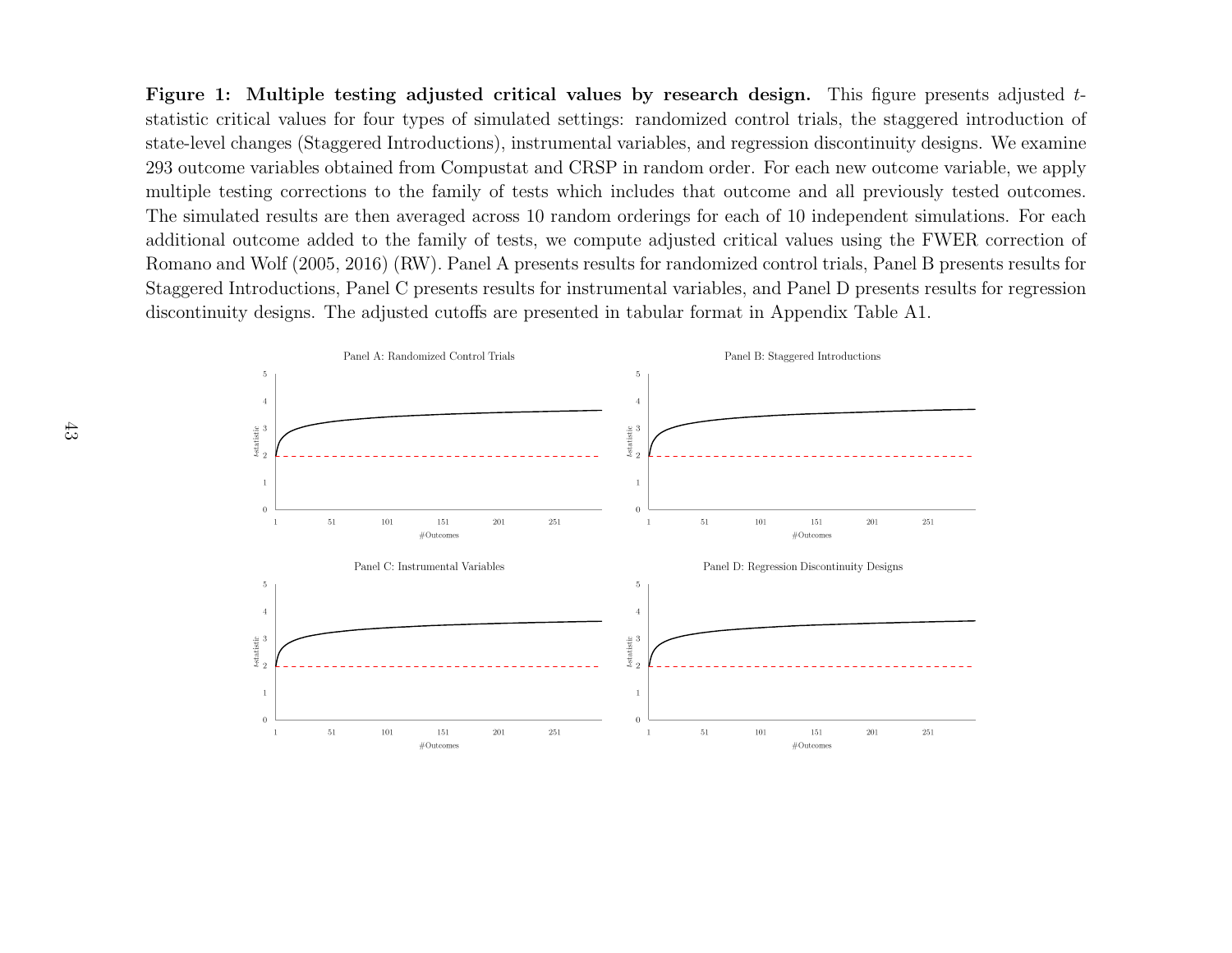**Figure 1: Multiple testing adjusted critical values by research design.** This figure presents adjusted $t$-statistic critical values for four types of simulated settings: randomized control trials, the staggered introduction of state-level changes (Staggered Introductions), instrumental variables, and regression discontinuity designs. We examine 293 outcome variables obtained from Compustat and CRSP in random order. For each new outcome variable, we apply multiple testing corrections to the family of tests which includes that outcome and all previously tested outcomes. The simulated results are then averaged across 10 random orderings for each of 10 independent simulations. For each additional outcome added to the family of tests, we compute adjusted critical values using the FWER correction of Romano and Wolf (2005, 2016) (RW). Panel A presents results for randomized control trials, Panel B presents results for Staggered Introductions, Panel C presents results for instrumental variables, and Panel D presents results for regression discontinuity designs. The adjusted cutoffs are presented in tabular format in Appendix Table A1.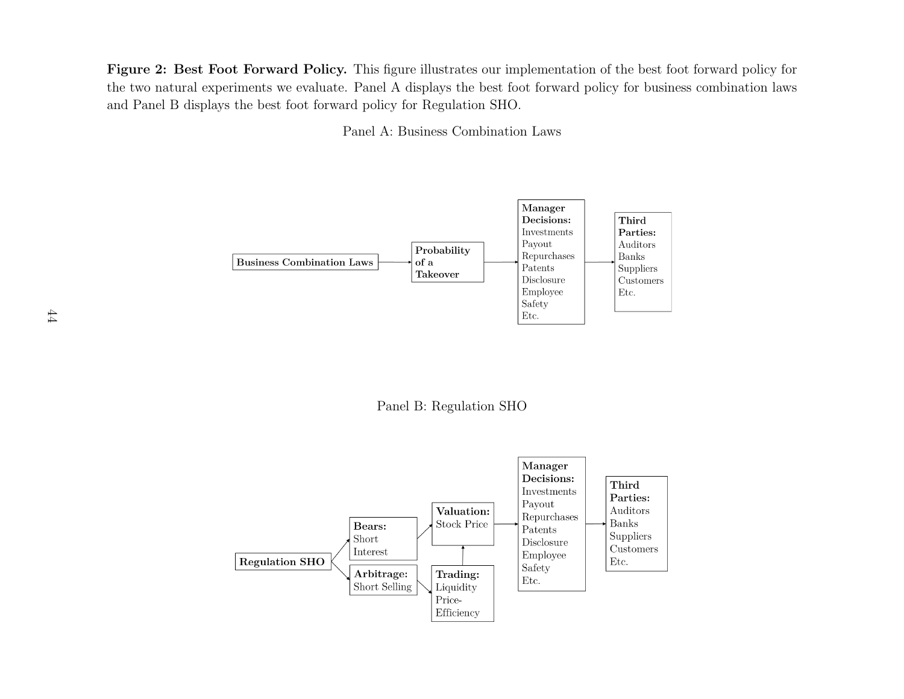**Figure 2: Best Foot Forward Policy.** This figure illustrates our implementation of the best foot forward policy for the two natural experiments we evaluate. Panel A displays the best foot forward policy for business combination laws and Panel B displays the best foot forward policy for Regulation SHO.

Panel A: Business Combination Laws

**Business Combination Laws** → **Probability of a Takeover** → **Manager Decisions:** Investments, Payout, Repurchases, Patents, Disclosure, Employee Safety, Etc. → **Third Parties:** Auditors, Banks, Suppliers, Customers, Etc.

Panel B: Regulation SHO

**Regulation SHO** → **Bears:** Short Interest → **Valuation:** Stock Price

**Regulation SHO** → **Arbitrage:** Short Selling → **Trading:** Liquidity, Price-Efficiency → **Valuation:** Stock Price

**Valuation:** Stock Price → **Manager Decisions:** Investments, Payout, Repurchases, Patents, Disclosure, Employee Safety, Etc. → **Third Parties:** Auditors, Banks, Suppliers, Customers, Etc.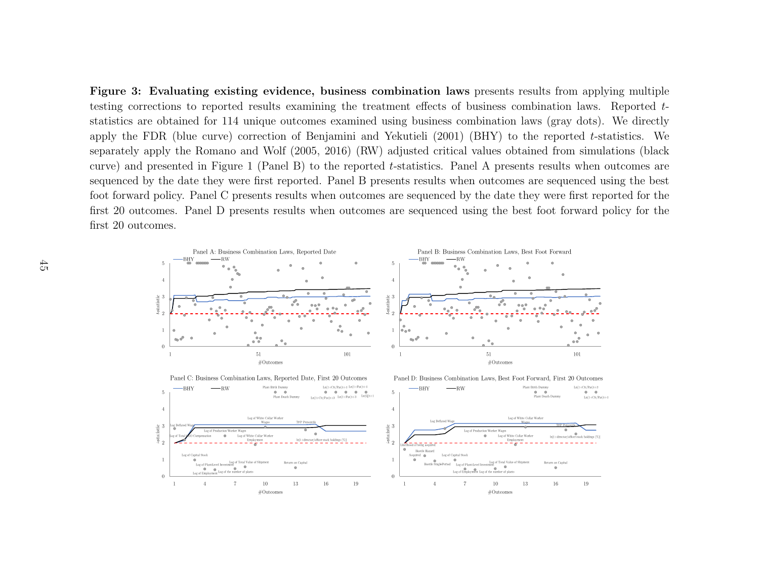**Figure 3: Evaluating existing evidence, business combination laws** presents results from applying multiple testing corrections to reported results examining the treatment effects of business combination laws. Reported $t$-statistics are obtained for 114 unique outcomes examined using business combination laws (gray dots). We directly apply the FDR (blue curve) correction of Benjamini and Yekutieli (2001) (BHY) to the reported $t$-statistics. We separately apply the Romano and Wolf (2005, 2016) (RW) adjusted critical values obtained from simulations (black curve) and presented in Figure 1 (Panel B) to the reported $t$-statistics. Panel A presents results when outcomes are sequenced by the date they were first reported. Panel B presents results when outcomes are sequenced using the best foot forward policy. Panel C presents results when outcomes are sequenced by the date they were first reported for the first 20 outcomes. Panel D presents results when outcomes are sequenced using the best foot forward policy for the first 20 outcomes.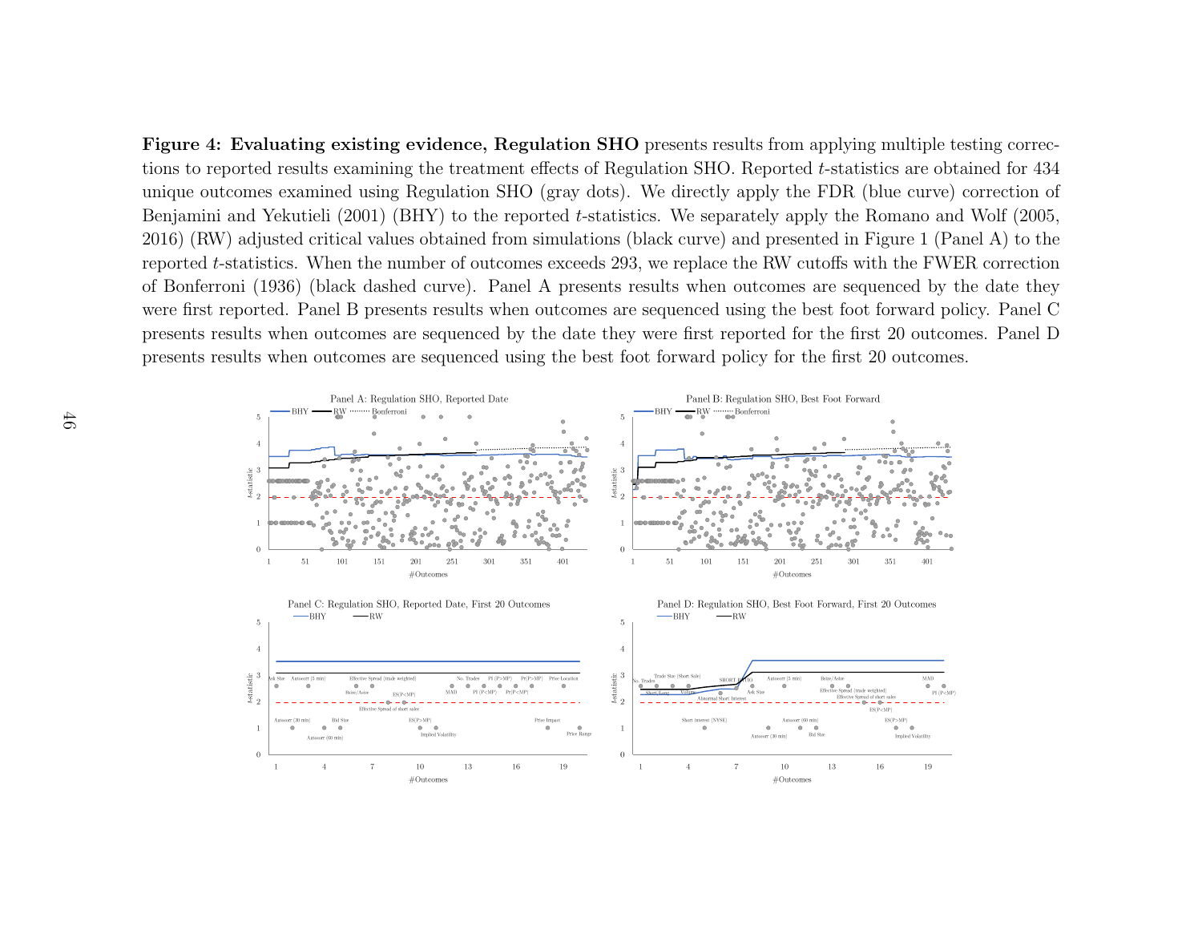**Figure 4: Evaluating existing evidence, Regulation SHO** presents results from applying multiple testing corrections to reported results examining the treatment effects of Regulation SHO. Reported $t$-statistics are obtained for 434 unique outcomes examined using Regulation SHO (gray dots). We directly apply the FDR (blue curve) correction of Benjamini and Yekutieli (2001) (BHY) to the reported $t$-statistics. We separately apply the Romano and Wolf (2005, 2016) (RW) adjusted critical values obtained from simulations (black curve) and presented in Figure 1 (Panel A) to the reported $t$-statistics. When the number of outcomes exceeds 293, we replace the RW cutoffs with the FWER correction of Bonferroni (1936) (black dashed curve). Panel A presents results when outcomes are sequenced by the date they were first reported. Panel B presents results when outcomes are sequenced using the best foot forward policy. Panel C presents results when outcomes are sequenced by the date they were first reported for the first 20 outcomes. Panel D presents results when outcomes are sequenced using the best foot forward policy for the first 20 outcomes.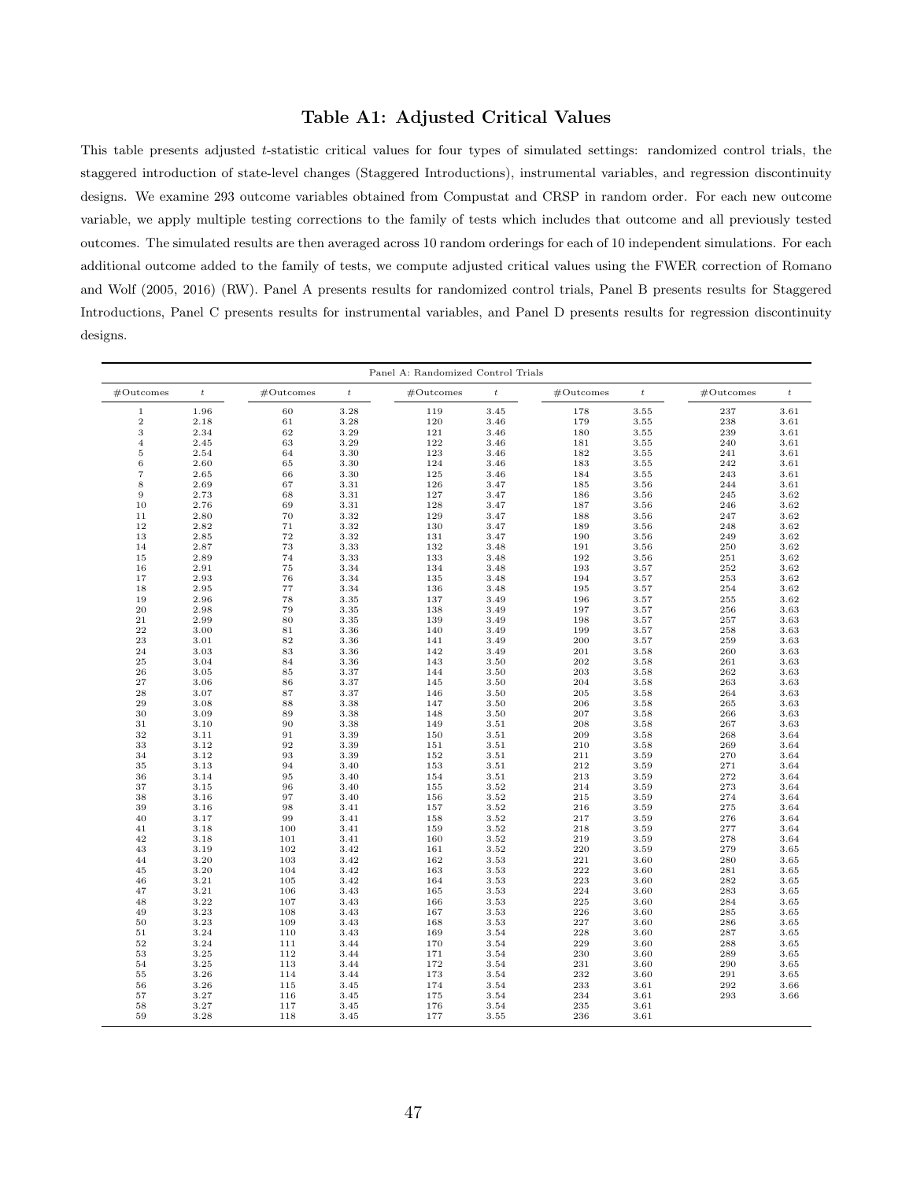## Table A1: Adjusted Critical Values

This table presents adjusted $t$-statistic critical values for four types of simulated settings: randomized control trials, the staggered introduction of state-level changes (Staggered Introductions), instrumental variables, and regression discontinuity designs. We examine 293 outcome variables obtained from Compustat and CRSP in random order. For each new outcome variable, we apply multiple testing corrections to the family of tests which includes that outcome and all previously tested outcomes. The simulated results are then averaged across 10 random orderings for each of 10 independent simulations. For each additional outcome added to the family of tests, we compute adjusted critical values using the FWER correction of Romano and Wolf (2005, 2016) (RW). Panel A presents results for randomized control trials, Panel B presents results for Staggered Introductions, Panel C presents results for instrumental variables, and Panel D presents results for regression discontinuity designs.

| Panel A: Randomized Control Trials | | | | | | | | | |
|---|---|---|---|---|---|---|---|---|---|
| #Outcomes | $t$ | #Outcomes | $t$ | #Outcomes | $t$ | #Outcomes | $t$ | #Outcomes | $t$ |
| 1 | 1.96 | 60 | 3.28 | 119 | 3.45 | 178 | 3.55 | 237 | 3.61 |
| 2 | 2.18 | 61 | 3.28 | 120 | 3.46 | 179 | 3.55 | 238 | 3.61 |
| 3 | 2.34 | 62 | 3.29 | 121 | 3.46 | 180 | 3.55 | 239 | 3.61 |
| 4 | 2.45 | 63 | 3.29 | 122 | 3.46 | 181 | 3.55 | 240 | 3.61 |
| 5 | 2.54 | 64 | 3.30 | 123 | 3.46 | 182 | 3.55 | 241 | 3.61 |
| 6 | 2.60 | 65 | 3.30 | 124 | 3.46 | 183 | 3.55 | 242 | 3.61 |
| 7 | 2.65 | 66 | 3.30 | 125 | 3.46 | 184 | 3.55 | 243 | 3.61 |
| 8 | 2.69 | 67 | 3.31 | 126 | 3.47 | 185 | 3.56 | 244 | 3.61 |
| 9 | 2.73 | 68 | 3.31 | 127 | 3.47 | 186 | 3.56 | 245 | 3.62 |
| 10 | 2.76 | 69 | 3.31 | 128 | 3.47 | 187 | 3.56 | 246 | 3.62 |
| 11 | 2.80 | 70 | 3.32 | 129 | 3.47 | 188 | 3.56 | 247 | 3.62 |
| 12 | 2.82 | 71 | 3.32 | 130 | 3.47 | 189 | 3.56 | 248 | 3.62 |
| 13 | 2.85 | 72 | 3.32 | 131 | 3.47 | 190 | 3.56 | 249 | 3.62 |
| 14 | 2.87 | 73 | 3.33 | 132 | 3.48 | 191 | 3.56 | 250 | 3.62 |
| 15 | 2.89 | 74 | 3.33 | 133 | 3.48 | 192 | 3.56 | 251 | 3.62 |
| 16 | 2.91 | 75 | 3.34 | 134 | 3.48 | 193 | 3.57 | 252 | 3.62 |
| 17 | 2.93 | 76 | 3.34 | 135 | 3.48 | 194 | 3.57 | 253 | 3.62 |
| 18 | 2.95 | 77 | 3.34 | 136 | 3.48 | 195 | 3.57 | 254 | 3.62 |
| 19 | 2.96 | 78 | 3.35 | 137 | 3.49 | 196 | 3.57 | 255 | 3.62 |
| 20 | 2.98 | 79 | 3.35 | 138 | 3.49 | 197 | 3.57 | 256 | 3.63 |
| 21 | 2.99 | 80 | 3.35 | 139 | 3.49 | 198 | 3.57 | 257 | 3.63 |
| 22 | 3.00 | 81 | 3.36 | 140 | 3.49 | 199 | 3.57 | 258 | 3.63 |
| 23 | 3.01 | 82 | 3.36 | 141 | 3.49 | 200 | 3.57 | 259 | 3.63 |
| 24 | 3.03 | 83 | 3.36 | 142 | 3.49 | 201 | 3.58 | 260 | 3.63 |
| 25 | 3.04 | 84 | 3.36 | 143 | 3.50 | 202 | 3.58 | 261 | 3.63 |
| 26 | 3.05 | 85 | 3.37 | 144 | 3.50 | 203 | 3.58 | 262 | 3.63 |
| 27 | 3.06 | 86 | 3.37 | 145 | 3.50 | 204 | 3.58 | 263 | 3.63 |
| 28 | 3.07 | 87 | 3.37 | 146 | 3.50 | 205 | 3.58 | 264 | 3.63 |
| 29 | 3.08 | 88 | 3.38 | 147 | 3.50 | 206 | 3.58 | 265 | 3.63 |
| 30 | 3.09 | 89 | 3.38 | 148 | 3.50 | 207 | 3.58 | 266 | 3.63 |
| 31 | 3.10 | 90 | 3.38 | 149 | 3.51 | 208 | 3.58 | 267 | 3.63 |
| 32 | 3.11 | 91 | 3.39 | 150 | 3.51 | 209 | 3.58 | 268 | 3.64 |
| 33 | 3.12 | 92 | 3.39 | 151 | 3.51 | 210 | 3.58 | 269 | 3.64 |
| 34 | 3.12 | 93 | 3.39 | 152 | 3.51 | 211 | 3.59 | 270 | 3.64 |
| 35 | 3.13 | 94 | 3.40 | 153 | 3.51 | 212 | 3.59 | 271 | 3.64 |
| 36 | 3.14 | 95 | 3.40 | 154 | 3.51 | 213 | 3.59 | 272 | 3.64 |
| 37 | 3.15 | 96 | 3.40 | 155 | 3.52 | 214 | 3.59 | 273 | 3.64 |
| 38 | 3.16 | 97 | 3.40 | 156 | 3.52 | 215 | 3.59 | 274 | 3.64 |
| 39 | 3.16 | 98 | 3.41 | 157 | 3.52 | 216 | 3.59 | 275 | 3.64 |
| 40 | 3.17 | 99 | 3.41 | 158 | 3.52 | 217 | 3.59 | 276 | 3.64 |
| 41 | 3.18 | 100 | 3.41 | 159 | 3.52 | 218 | 3.59 | 277 | 3.64 |
| 42 | 3.18 | 101 | 3.41 | 160 | 3.52 | 219 | 3.59 | 278 | 3.64 |
| 43 | 3.19 | 102 | 3.42 | 161 | 3.52 | 220 | 3.59 | 279 | 3.65 |
| 44 | 3.20 | 103 | 3.42 | 162 | 3.53 | 221 | 3.60 | 280 | 3.65 |
| 45 | 3.20 | 104 | 3.42 | 163 | 3.53 | 222 | 3.60 | 281 | 3.65 |
| 46 | 3.21 | 105 | 3.42 | 164 | 3.53 | 223 | 3.60 | 282 | 3.65 |
| 47 | 3.21 | 106 | 3.43 | 165 | 3.53 | 224 | 3.60 | 283 | 3.65 |
| 48 | 3.22 | 107 | 3.43 | 166 | 3.53 | 225 | 3.60 | 284 | 3.65 |
| 49 | 3.23 | 108 | 3.43 | 167 | 3.53 | 226 | 3.60 | 285 | 3.65 |
| 50 | 3.23 | 109 | 3.43 | 168 | 3.53 | 227 | 3.60 | 286 | 3.65 |
| 51 | 3.24 | 110 | 3.43 | 169 | 3.54 | 228 | 3.60 | 287 | 3.65 |
| 52 | 3.24 | 111 | 3.44 | 170 | 3.54 | 229 | 3.60 | 288 | 3.65 |
| 53 | 3.25 | 112 | 3.44 | 171 | 3.54 | 230 | 3.60 | 289 | 3.65 |
| 54 | 3.25 | 113 | 3.44 | 172 | 3.54 | 231 | 3.60 | 290 | 3.65 |
| 55 | 3.26 | 114 | 3.44 | 173 | 3.54 | 232 | 3.60 | 291 | 3.65 |
| 56 | 3.26 | 115 | 3.45 | 174 | 3.54 | 233 | 3.61 | 292 | 3.66 |
| 57 | 3.27 | 116 | 3.45 | 175 | 3.54 | 234 | 3.61 | 293 | 3.66 |
| 58 | 3.27 | 117 | 3.45 | 176 | 3.54 | 235 | 3.61 | | |
| 59 | 3.28 | 118 | 3.45 | 177 | 3.55 | 236 | 3.61 | | |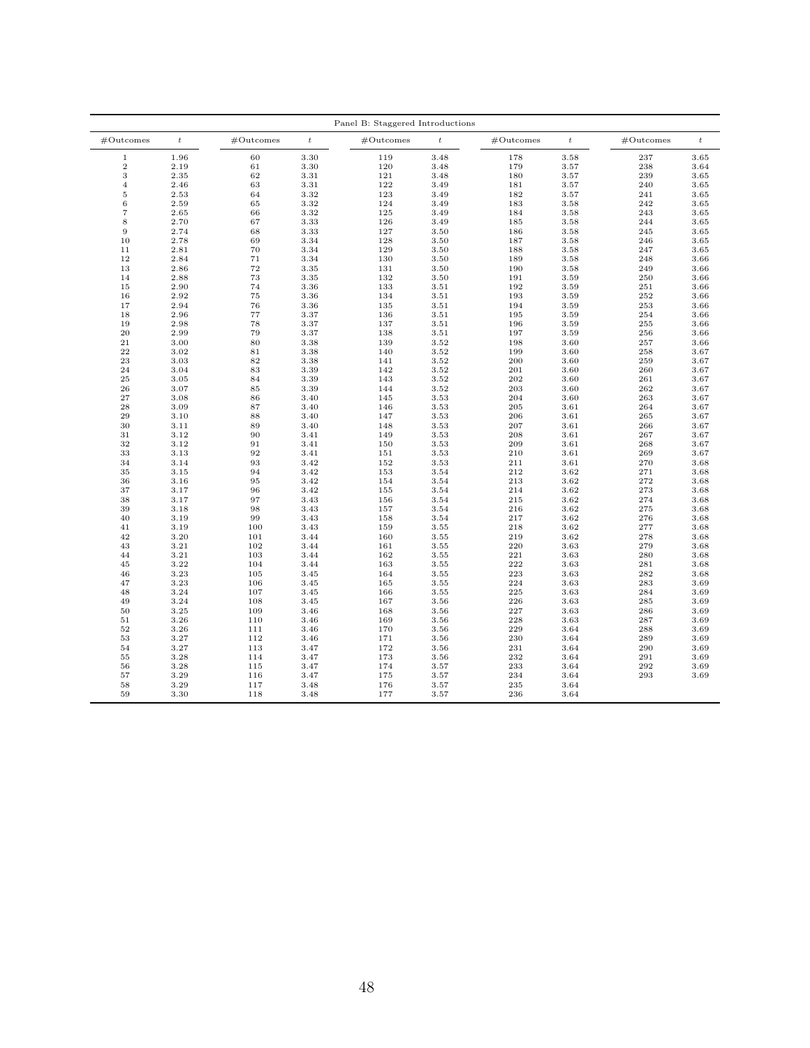| Panel B: Staggered Introductions | | | | | | | | | |
|---|---|---|---|---|---|---|---|---|---|
| #Outcomes | $t$ | #Outcomes | $t$ | #Outcomes | $t$ | #Outcomes | $t$ | #Outcomes | $t$ |
| 1 | 1.96 | 60 | 3.30 | 119 | 3.48 | 178 | 3.58 | 237 | 3.65 |
| 2 | 2.19 | 61 | 3.30 | 120 | 3.48 | 179 | 3.57 | 238 | 3.64 |
| 3 | 2.35 | 62 | 3.31 | 121 | 3.48 | 180 | 3.57 | 239 | 3.65 |
| 4 | 2.46 | 63 | 3.31 | 122 | 3.49 | 181 | 3.57 | 240 | 3.65 |
| 5 | 2.53 | 64 | 3.32 | 123 | 3.49 | 182 | 3.57 | 241 | 3.65 |
| 6 | 2.59 | 65 | 3.32 | 124 | 3.49 | 183 | 3.58 | 242 | 3.65 |
| 7 | 2.65 | 66 | 3.32 | 125 | 3.49 | 184 | 3.58 | 243 | 3.65 |
| 8 | 2.70 | 67 | 3.33 | 126 | 3.49 | 185 | 3.58 | 244 | 3.65 |
| 9 | 2.74 | 68 | 3.33 | 127 | 3.50 | 186 | 3.58 | 245 | 3.65 |
| 10 | 2.78 | 69 | 3.34 | 128 | 3.50 | 187 | 3.58 | 246 | 3.65 |
| 11 | 2.81 | 70 | 3.34 | 129 | 3.50 | 188 | 3.58 | 247 | 3.65 |
| 12 | 2.84 | 71 | 3.34 | 130 | 3.50 | 189 | 3.58 | 248 | 3.66 |
| 13 | 2.86 | 72 | 3.35 | 131 | 3.50 | 190 | 3.58 | 249 | 3.66 |
| 14 | 2.88 | 73 | 3.35 | 132 | 3.50 | 191 | 3.59 | 250 | 3.66 |
| 15 | 2.90 | 74 | 3.36 | 133 | 3.51 | 192 | 3.59 | 251 | 3.66 |
| 16 | 2.92 | 75 | 3.36 | 134 | 3.51 | 193 | 3.59 | 252 | 3.66 |
| 17 | 2.94 | 76 | 3.36 | 135 | 3.51 | 194 | 3.59 | 253 | 3.66 |
| 18 | 2.96 | 77 | 3.37 | 136 | 3.51 | 195 | 3.59 | 254 | 3.66 |
| 19 | 2.98 | 78 | 3.37 | 137 | 3.51 | 196 | 3.59 | 255 | 3.66 |
| 20 | 2.99 | 79 | 3.37 | 138 | 3.51 | 197 | 3.59 | 256 | 3.66 |
| 21 | 3.00 | 80 | 3.38 | 139 | 3.52 | 198 | 3.60 | 257 | 3.66 |
| 22 | 3.02 | 81 | 3.38 | 140 | 3.52 | 199 | 3.60 | 258 | 3.67 |
| 23 | 3.03 | 82 | 3.38 | 141 | 3.52 | 200 | 3.60 | 259 | 3.67 |
| 24 | 3.04 | 83 | 3.39 | 142 | 3.52 | 201 | 3.60 | 260 | 3.67 |
| 25 | 3.05 | 84 | 3.39 | 143 | 3.52 | 202 | 3.60 | 261 | 3.67 |
| 26 | 3.07 | 85 | 3.39 | 144 | 3.52 | 203 | 3.60 | 262 | 3.67 |
| 27 | 3.08 | 86 | 3.40 | 145 | 3.53 | 204 | 3.60 | 263 | 3.67 |
| 28 | 3.09 | 87 | 3.40 | 146 | 3.53 | 205 | 3.61 | 264 | 3.67 |
| 29 | 3.10 | 88 | 3.40 | 147 | 3.53 | 206 | 3.61 | 265 | 3.67 |
| 30 | 3.11 | 89 | 3.40 | 148 | 3.53 | 207 | 3.61 | 266 | 3.67 |
| 31 | 3.12 | 90 | 3.41 | 149 | 3.53 | 208 | 3.61 | 267 | 3.67 |
| 32 | 3.12 | 91 | 3.41 | 150 | 3.53 | 209 | 3.61 | 268 | 3.67 |
| 33 | 3.13 | 92 | 3.41 | 151 | 3.53 | 210 | 3.61 | 269 | 3.67 |
| 34 | 3.14 | 93 | 3.42 | 152 | 3.53 | 211 | 3.61 | 270 | 3.68 |
| 35 | 3.15 | 94 | 3.42 | 153 | 3.54 | 212 | 3.62 | 271 | 3.68 |
| 36 | 3.16 | 95 | 3.42 | 154 | 3.54 | 213 | 3.62 | 272 | 3.68 |
| 37 | 3.17 | 96 | 3.42 | 155 | 3.54 | 214 | 3.62 | 273 | 3.68 |
| 38 | 3.17 | 97 | 3.43 | 156 | 3.54 | 215 | 3.62 | 274 | 3.68 |
| 39 | 3.18 | 98 | 3.43 | 157 | 3.54 | 216 | 3.62 | 275 | 3.68 |
| 40 | 3.19 | 99 | 3.43 | 158 | 3.54 | 217 | 3.62 | 276 | 3.68 |
| 41 | 3.19 | 100 | 3.43 | 159 | 3.55 | 218 | 3.62 | 277 | 3.68 |
| 42 | 3.20 | 101 | 3.44 | 160 | 3.55 | 219 | 3.62 | 278 | 3.68 |
| 43 | 3.21 | 102 | 3.44 | 161 | 3.55 | 220 | 3.63 | 279 | 3.68 |
| 44 | 3.21 | 103 | 3.44 | 162 | 3.55 | 221 | 3.63 | 280 | 3.68 |
| 45 | 3.22 | 104 | 3.44 | 163 | 3.55 | 222 | 3.63 | 281 | 3.68 |
| 46 | 3.23 | 105 | 3.45 | 164 | 3.55 | 223 | 3.63 | 282 | 3.68 |
| 47 | 3.23 | 106 | 3.45 | 165 | 3.55 | 224 | 3.63 | 283 | 3.69 |
| 48 | 3.24 | 107 | 3.45 | 166 | 3.55 | 225 | 3.63 | 284 | 3.69 |
| 49 | 3.24 | 108 | 3.45 | 167 | 3.56 | 226 | 3.63 | 285 | 3.69 |
| 50 | 3.25 | 109 | 3.46 | 168 | 3.56 | 227 | 3.63 | 286 | 3.69 |
| 51 | 3.26 | 110 | 3.46 | 169 | 3.56 | 228 | 3.63 | 287 | 3.69 |
| 52 | 3.26 | 111 | 3.46 | 170 | 3.56 | 229 | 3.64 | 288 | 3.69 |
| 53 | 3.27 | 112 | 3.46 | 171 | 3.56 | 230 | 3.64 | 289 | 3.69 |
| 54 | 3.27 | 113 | 3.47 | 172 | 3.56 | 231 | 3.64 | 290 | 3.69 |
| 55 | 3.28 | 114 | 3.47 | 173 | 3.56 | 232 | 3.64 | 291 | 3.69 |
| 56 | 3.28 | 115 | 3.47 | 174 | 3.57 | 233 | 3.64 | 292 | 3.69 |
| 57 | 3.29 | 116 | 3.47 | 175 | 3.57 | 234 | 3.64 | 293 | 3.69 |
| 58 | 3.29 | 117 | 3.48 | 176 | 3.57 | 235 | 3.64 | | |
| 59 | 3.30 | 118 | 3.48 | 177 | 3.57 | 236 | 3.64 | | |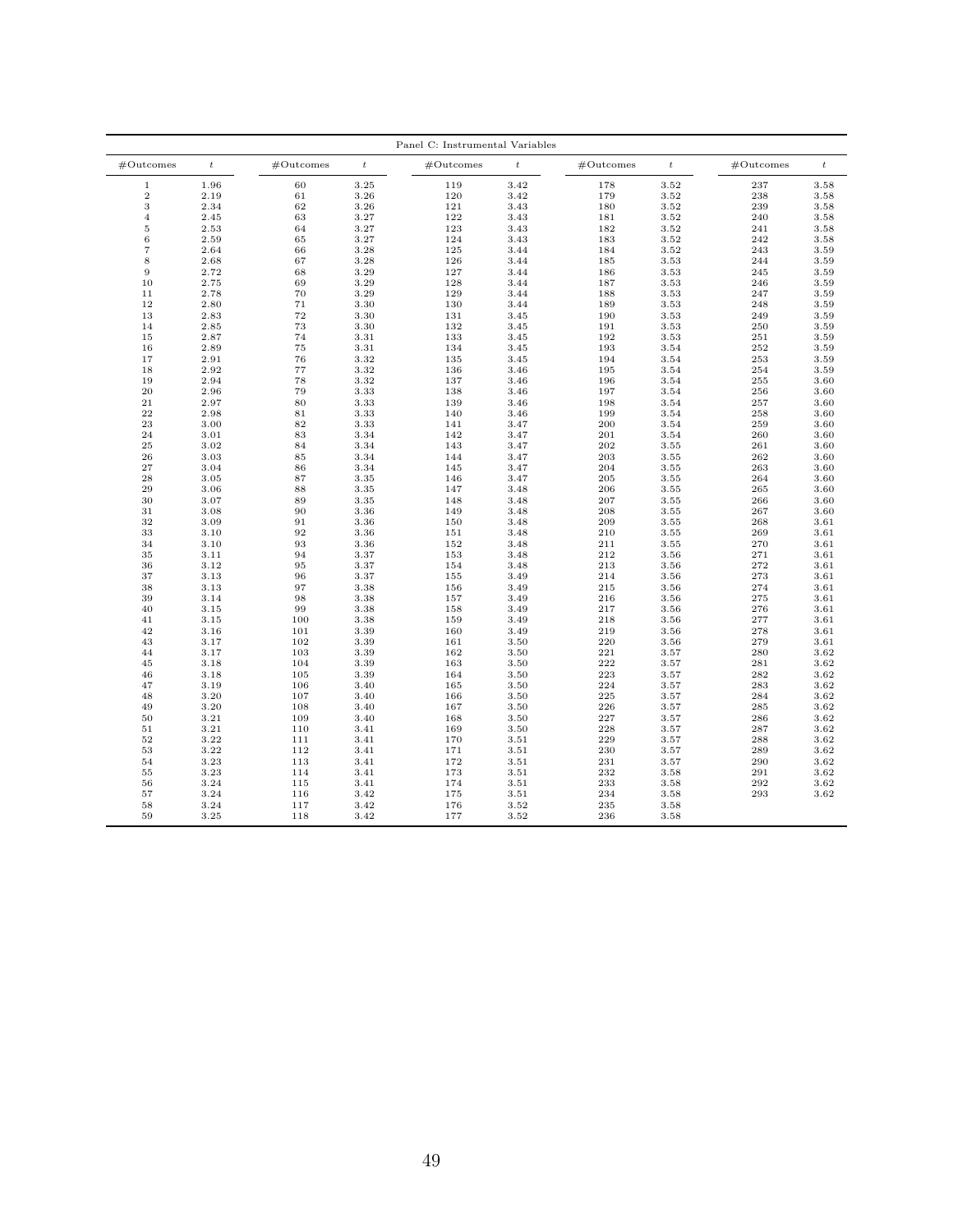| Panel C: Instrumental Variables | | | | | | | | | |
|---|---|---|---|---|---|---|---|---|---|
| #Outcomes | $t$ | #Outcomes | $t$ | #Outcomes | $t$ | #Outcomes | $t$ | #Outcomes | $t$ |
| 1 | 1.96 | 60 | 3.25 | 119 | 3.42 | 178 | 3.52 | 237 | 3.58 |
| 2 | 2.19 | 61 | 3.26 | 120 | 3.42 | 179 | 3.52 | 238 | 3.58 |
| 3 | 2.34 | 62 | 3.26 | 121 | 3.43 | 180 | 3.52 | 239 | 3.58 |
| 4 | 2.45 | 63 | 3.27 | 122 | 3.43 | 181 | 3.52 | 240 | 3.58 |
| 5 | 2.53 | 64 | 3.27 | 123 | 3.43 | 182 | 3.52 | 241 | 3.58 |
| 6 | 2.59 | 65 | 3.27 | 124 | 3.43 | 183 | 3.52 | 242 | 3.58 |
| 7 | 2.64 | 66 | 3.28 | 125 | 3.44 | 184 | 3.52 | 243 | 3.59 |
| 8 | 2.68 | 67 | 3.28 | 126 | 3.44 | 185 | 3.53 | 244 | 3.59 |
| 9 | 2.72 | 68 | 3.29 | 127 | 3.44 | 186 | 3.53 | 245 | 3.59 |
| 10 | 2.75 | 69 | 3.29 | 128 | 3.44 | 187 | 3.53 | 246 | 3.59 |
| 11 | 2.78 | 70 | 3.29 | 129 | 3.44 | 188 | 3.53 | 247 | 3.59 |
| 12 | 2.80 | 71 | 3.30 | 130 | 3.44 | 189 | 3.53 | 248 | 3.59 |
| 13 | 2.83 | 72 | 3.30 | 131 | 3.45 | 190 | 3.53 | 249 | 3.59 |
| 14 | 2.85 | 73 | 3.30 | 132 | 3.45 | 191 | 3.53 | 250 | 3.59 |
| 15 | 2.87 | 74 | 3.31 | 133 | 3.45 | 192 | 3.53 | 251 | 3.59 |
| 16 | 2.89 | 75 | 3.31 | 134 | 3.45 | 193 | 3.54 | 252 | 3.59 |
| 17 | 2.91 | 76 | 3.32 | 135 | 3.45 | 194 | 3.54 | 253 | 3.59 |
| 18 | 2.92 | 77 | 3.32 | 136 | 3.46 | 195 | 3.54 | 254 | 3.59 |
| 19 | 2.94 | 78 | 3.32 | 137 | 3.46 | 196 | 3.54 | 255 | 3.60 |
| 20 | 2.96 | 79 | 3.33 | 138 | 3.46 | 197 | 3.54 | 256 | 3.60 |
| 21 | 2.97 | 80 | 3.33 | 139 | 3.46 | 198 | 3.54 | 257 | 3.60 |
| 22 | 2.98 | 81 | 3.33 | 140 | 3.46 | 199 | 3.54 | 258 | 3.60 |
| 23 | 3.00 | 82 | 3.33 | 141 | 3.47 | 200 | 3.54 | 259 | 3.60 |
| 24 | 3.01 | 83 | 3.34 | 142 | 3.47 | 201 | 3.54 | 260 | 3.60 |
| 25 | 3.02 | 84 | 3.34 | 143 | 3.47 | 202 | 3.55 | 261 | 3.60 |
| 26 | 3.03 | 85 | 3.34 | 144 | 3.47 | 203 | 3.55 | 262 | 3.60 |
| 27 | 3.04 | 86 | 3.34 | 145 | 3.47 | 204 | 3.55 | 263 | 3.60 |
| 28 | 3.05 | 87 | 3.35 | 146 | 3.47 | 205 | 3.55 | 264 | 3.60 |
| 29 | 3.06 | 88 | 3.35 | 147 | 3.48 | 206 | 3.55 | 265 | 3.60 |
| 30 | 3.07 | 89 | 3.35 | 148 | 3.48 | 207 | 3.55 | 266 | 3.60 |
| 31 | 3.08 | 90 | 3.36 | 149 | 3.48 | 208 | 3.55 | 267 | 3.60 |
| 32 | 3.09 | 91 | 3.36 | 150 | 3.48 | 209 | 3.55 | 268 | 3.61 |
| 33 | 3.10 | 92 | 3.36 | 151 | 3.48 | 210 | 3.55 | 269 | 3.61 |
| 34 | 3.10 | 93 | 3.36 | 152 | 3.48 | 211 | 3.55 | 270 | 3.61 |
| 35 | 3.11 | 94 | 3.37 | 153 | 3.48 | 212 | 3.56 | 271 | 3.61 |
| 36 | 3.12 | 95 | 3.37 | 154 | 3.48 | 213 | 3.56 | 272 | 3.61 |
| 37 | 3.13 | 96 | 3.37 | 155 | 3.49 | 214 | 3.56 | 273 | 3.61 |
| 38 | 3.13 | 97 | 3.38 | 156 | 3.49 | 215 | 3.56 | 274 | 3.61 |
| 39 | 3.14 | 98 | 3.38 | 157 | 3.49 | 216 | 3.56 | 275 | 3.61 |
| 40 | 3.15 | 99 | 3.38 | 158 | 3.49 | 217 | 3.56 | 276 | 3.61 |
| 41 | 3.15 | 100 | 3.38 | 159 | 3.49 | 218 | 3.56 | 277 | 3.61 |
| 42 | 3.16 | 101 | 3.39 | 160 | 3.49 | 219 | 3.56 | 278 | 3.61 |
| 43 | 3.17 | 102 | 3.39 | 161 | 3.50 | 220 | 3.56 | 279 | 3.61 |
| 44 | 3.17 | 103 | 3.39 | 162 | 3.50 | 221 | 3.57 | 280 | 3.62 |
| 45 | 3.18 | 104 | 3.39 | 163 | 3.50 | 222 | 3.57 | 281 | 3.62 |
| 46 | 3.18 | 105 | 3.39 | 164 | 3.50 | 223 | 3.57 | 282 | 3.62 |
| 47 | 3.19 | 106 | 3.40 | 165 | 3.50 | 224 | 3.57 | 283 | 3.62 |
| 48 | 3.20 | 107 | 3.40 | 166 | 3.50 | 225 | 3.57 | 284 | 3.62 |
| 49 | 3.20 | 108 | 3.40 | 167 | 3.50 | 226 | 3.57 | 285 | 3.62 |
| 50 | 3.21 | 109 | 3.40 | 168 | 3.50 | 227 | 3.57 | 286 | 3.62 |
| 51 | 3.21 | 110 | 3.41 | 169 | 3.50 | 228 | 3.57 | 287 | 3.62 |
| 52 | 3.22 | 111 | 3.41 | 170 | 3.51 | 229 | 3.57 | 288 | 3.62 |
| 53 | 3.22 | 112 | 3.41 | 171 | 3.51 | 230 | 3.57 | 289 | 3.62 |
| 54 | 3.23 | 113 | 3.41 | 172 | 3.51 | 231 | 3.57 | 290 | 3.62 |
| 55 | 3.23 | 114 | 3.41 | 173 | 3.51 | 232 | 3.58 | 291 | 3.62 |
| 56 | 3.24 | 115 | 3.41 | 174 | 3.51 | 233 | 3.58 | 292 | 3.62 |
| 57 | 3.24 | 116 | 3.42 | 175 | 3.51 | 234 | 3.58 | 293 | 3.62 |
| 58 | 3.24 | 117 | 3.42 | 176 | 3.52 | 235 | 3.58 | | |
| 59 | 3.25 | 118 | 3.42 | 177 | 3.52 | 236 | 3.58 | | |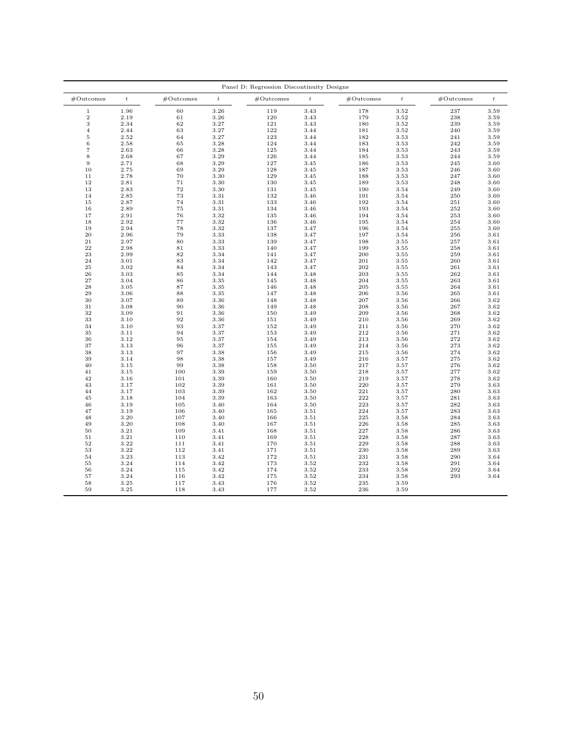Panel D: Regression Discontinuity Designs

| #Outcomes | $t$ | #Outcomes | $t$ | #Outcomes | $t$ | #Outcomes | $t$ | #Outcomes | $t$ |
|---|---|---|---|---|---|---|---|---|---|
| 1 | 1.96 | 60 | 3.26 | 119 | 3.43 | 178 | 3.52 | 237 | 3.59 |
| 2 | 2.19 | 61 | 3.26 | 120 | 3.43 | 179 | 3.52 | 238 | 3.59 |
| 3 | 2.34 | 62 | 3.27 | 121 | 3.43 | 180 | 3.52 | 239 | 3.59 |
| 4 | 2.44 | 63 | 3.27 | 122 | 3.44 | 181 | 3.52 | 240 | 3.59 |
| 5 | 2.52 | 64 | 3.27 | 123 | 3.44 | 182 | 3.53 | 241 | 3.59 |
| 6 | 2.58 | 65 | 3.28 | 124 | 3.44 | 183 | 3.53 | 242 | 3.59 |
| 7 | 2.63 | 66 | 3.28 | 125 | 3.44 | 184 | 3.53 | 243 | 3.59 |
| 8 | 2.68 | 67 | 3.29 | 126 | 3.44 | 185 | 3.53 | 244 | 3.59 |
| 9 | 2.71 | 68 | 3.29 | 127 | 3.45 | 186 | 3.53 | 245 | 3.60 |
| 10 | 2.75 | 69 | 3.29 | 128 | 3.45 | 187 | 3.53 | 246 | 3.60 |
| 11 | 2.78 | 70 | 3.30 | 129 | 3.45 | 188 | 3.53 | 247 | 3.60 |
| 12 | 2.81 | 71 | 3.30 | 130 | 3.45 | 189 | 3.53 | 248 | 3.60 |
| 13 | 2.83 | 72 | 3.30 | 131 | 3.45 | 190 | 3.54 | 249 | 3.60 |
| 14 | 2.85 | 73 | 3.31 | 132 | 3.46 | 191 | 3.54 | 250 | 3.60 |
| 15 | 2.87 | 74 | 3.31 | 133 | 3.46 | 192 | 3.54 | 251 | 3.60 |
| 16 | 2.89 | 75 | 3.31 | 134 | 3.46 | 193 | 3.54 | 252 | 3.60 |
| 17 | 2.91 | 76 | 3.32 | 135 | 3.46 | 194 | 3.54 | 253 | 3.60 |
| 18 | 2.92 | 77 | 3.32 | 136 | 3.46 | 195 | 3.54 | 254 | 3.60 |
| 19 | 2.94 | 78 | 3.32 | 137 | 3.47 | 196 | 3.54 | 255 | 3.60 |
| 20 | 2.96 | 79 | 3.33 | 138 | 3.47 | 197 | 3.54 | 256 | 3.61 |
| 21 | 2.97 | 80 | 3.33 | 139 | 3.47 | 198 | 3.55 | 257 | 3.61 |
| 22 | 2.98 | 81 | 3.33 | 140 | 3.47 | 199 | 3.55 | 258 | 3.61 |
| 23 | 2.99 | 82 | 3.34 | 141 | 3.47 | 200 | 3.55 | 259 | 3.61 |
| 24 | 3.01 | 83 | 3.34 | 142 | 3.47 | 201 | 3.55 | 260 | 3.61 |
| 25 | 3.02 | 84 | 3.34 | 143 | 3.47 | 202 | 3.55 | 261 | 3.61 |
| 26 | 3.03 | 85 | 3.34 | 144 | 3.48 | 203 | 3.55 | 262 | 3.61 |
| 27 | 3.04 | 86 | 3.35 | 145 | 3.48 | 204 | 3.55 | 263 | 3.61 |
| 28 | 3.05 | 87 | 3.35 | 146 | 3.48 | 205 | 3.55 | 264 | 3.61 |
| 29 | 3.06 | 88 | 3.35 | 147 | 3.48 | 206 | 3.56 | 265 | 3.61 |
| 30 | 3.07 | 89 | 3.36 | 148 | 3.48 | 207 | 3.56 | 266 | 3.62 |
| 31 | 3.08 | 90 | 3.36 | 149 | 3.48 | 208 | 3.56 | 267 | 3.62 |
| 32 | 3.09 | 91 | 3.36 | 150 | 3.49 | 209 | 3.56 | 268 | 3.62 |
| 33 | 3.10 | 92 | 3.36 | 151 | 3.49 | 210 | 3.56 | 269 | 3.62 |
| 34 | 3.10 | 93 | 3.37 | 152 | 3.49 | 211 | 3.56 | 270 | 3.62 |
| 35 | 3.11 | 94 | 3.37 | 153 | 3.49 | 212 | 3.56 | 271 | 3.62 |
| 36 | 3.12 | 95 | 3.37 | 154 | 3.49 | 213 | 3.56 | 272 | 3.62 |
| 37 | 3.13 | 96 | 3.37 | 155 | 3.49 | 214 | 3.56 | 273 | 3.62 |
| 38 | 3.13 | 97 | 3.38 | 156 | 3.49 | 215 | 3.56 | 274 | 3.62 |
| 39 | 3.14 | 98 | 3.38 | 157 | 3.49 | 216 | 3.57 | 275 | 3.62 |
| 40 | 3.15 | 99 | 3.38 | 158 | 3.50 | 217 | 3.57 | 276 | 3.62 |
| 41 | 3.15 | 100 | 3.39 | 159 | 3.50 | 218 | 3.57 | 277 | 3.62 |
| 42 | 3.16 | 101 | 3.39 | 160 | 3.50 | 219 | 3.57 | 278 | 3.62 |
| 43 | 3.17 | 102 | 3.39 | 161 | 3.50 | 220 | 3.57 | 279 | 3.63 |
| 44 | 3.17 | 103 | 3.39 | 162 | 3.50 | 221 | 3.57 | 280 | 3.63 |
| 45 | 3.18 | 104 | 3.39 | 163 | 3.50 | 222 | 3.57 | 281 | 3.63 |
| 46 | 3.19 | 105 | 3.40 | 164 | 3.50 | 223 | 3.57 | 282 | 3.63 |
| 47 | 3.19 | 106 | 3.40 | 165 | 3.51 | 224 | 3.57 | 283 | 3.63 |
| 48 | 3.20 | 107 | 3.40 | 166 | 3.51 | 225 | 3.58 | 284 | 3.63 |
| 49 | 3.20 | 108 | 3.40 | 167 | 3.51 | 226 | 3.58 | 285 | 3.63 |
| 50 | 3.21 | 109 | 3.41 | 168 | 3.51 | 227 | 3.58 | 286 | 3.63 |
| 51 | 3.21 | 110 | 3.41 | 169 | 3.51 | 228 | 3.58 | 287 | 3.63 |
| 52 | 3.22 | 111 | 3.41 | 170 | 3.51 | 229 | 3.58 | 288 | 3.63 |
| 53 | 3.22 | 112 | 3.41 | 171 | 3.51 | 230 | 3.58 | 289 | 3.63 |
| 54 | 3.23 | 113 | 3.42 | 172 | 3.51 | 231 | 3.58 | 290 | 3.64 |
| 55 | 3.24 | 114 | 3.42 | 173 | 3.52 | 232 | 3.58 | 291 | 3.64 |
| 56 | 3.24 | 115 | 3.42 | 174 | 3.52 | 233 | 3.58 | 292 | 3.64 |
| 57 | 3.24 | 116 | 3.42 | 175 | 3.52 | 234 | 3.58 | 293 | 3.64 |
| 58 | 3.25 | 117 | 3.43 | 176 | 3.52 | 235 | 3.59 | | |
| 59 | 3.25 | 118 | 3.43 | 177 | 3.52 | 236 | 3.59 | | |